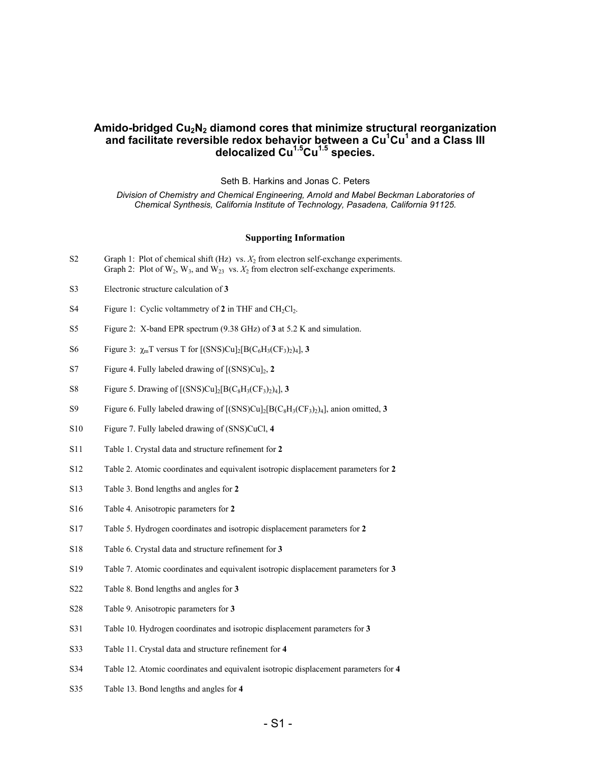# Amido-bridged $Cu_2N_2$ diamond cores that minimize structural reorganization and facilitate reversible redox behavior between a $Cu^1Cu^1$ and a Class III delocalized $Cu^{1.5}Cu^{1.5}$ species.

Seth B. Harkins and Jonas C. Peters

*Division of Chemistry and Chemical Engineering, Arnold and Mabel Beckman Laboratories of Chemical Synthesis, California Institute of Technology, Pasadena, California 91125.*

## Supporting Information

| | |
|---|---|
| S2 | Graph 1: Plot of chemical shift (Hz) vs. $X_2$ from electron self-exchange experiments. Graph 2: Plot of $W_2$, $W_3$, and $W_{23}$ vs. $X_2$ from electron self-exchange experiments. |
| S3 | Electronic structure calculation of **3** |
| S4 | Figure 1: Cyclic voltammetry of **2** in THF and $CH_2Cl_2$. |
| S5 | Figure 2: X-band EPR spectrum (9.38 GHz) of **3** at 5.2 K and simulation. |
| S6 | Figure 3: $\chi_m T$ versus T for $[(SNS)Cu]_2[B(C_6H_3(CF_3)_2)_4]$, **3** |
| S7 | Figure 4. Fully labeled drawing of $[(SNS)Cu]_2$, **2** |
| S8 | Figure 5. Drawing of $[(SNS)Cu]_2[B(C_8H_3(CF_3)_2)_4]$, **3** |
| S9 | Figure 6. Fully labeled drawing of $[(SNS)Cu]_2[B(C_8H_3(CF_3)_2)_4]$, anion omitted, **3** |
| S10 | Figure 7. Fully labeled drawing of (SNS)CuCl, **4** |
| S11 | Table 1. Crystal data and structure refinement for **2** |
| S12 | Table 2. Atomic coordinates and equivalent isotropic displacement parameters for **2** |
| S13 | Table 3. Bond lengths and angles for **2** |
| S16 | Table 4. Anisotropic parameters for **2** |
| S17 | Table 5. Hydrogen coordinates and isotropic displacement parameters for **2** |
| S18 | Table 6. Crystal data and structure refinement for **3** |
| S19 | Table 7. Atomic coordinates and equivalent isotropic displacement parameters for **3** |
| S22 | Table 8. Bond lengths and angles for **3** |
| S28 | Table 9. Anisotropic parameters for **3** |
| S31 | Table 10. Hydrogen coordinates and isotropic displacement parameters for **3** |
| S33 | Table 11. Crystal data and structure refinement for **4** |
| S34 | Table 12. Atomic coordinates and equivalent isotropic displacement parameters for **4** |
| S35 | Table 13. Bond lengths and angles for **4** |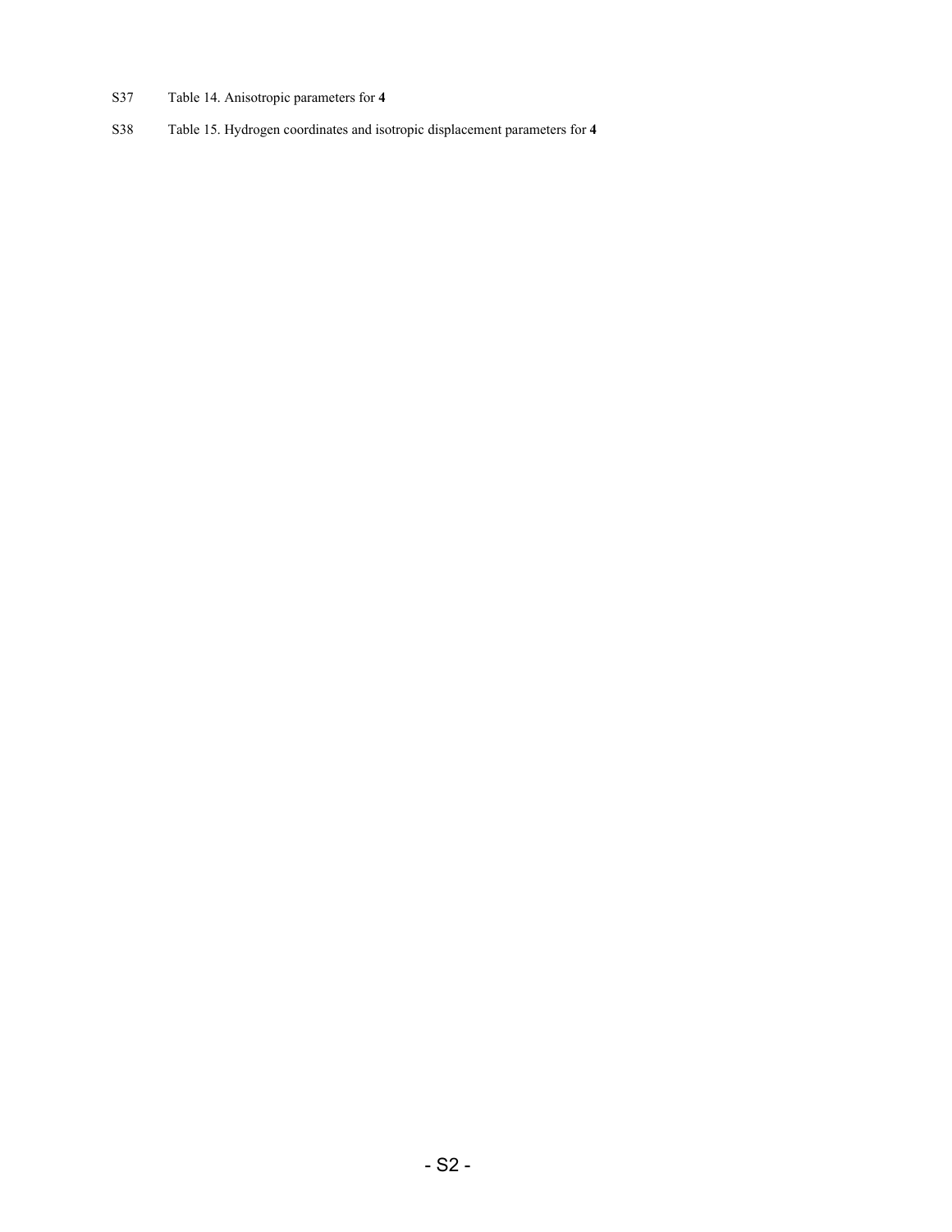S37 Table 14. Anisotropic parameters for **4**

S38 Table 15. Hydrogen coordinates and isotropic displacement parameters for **4**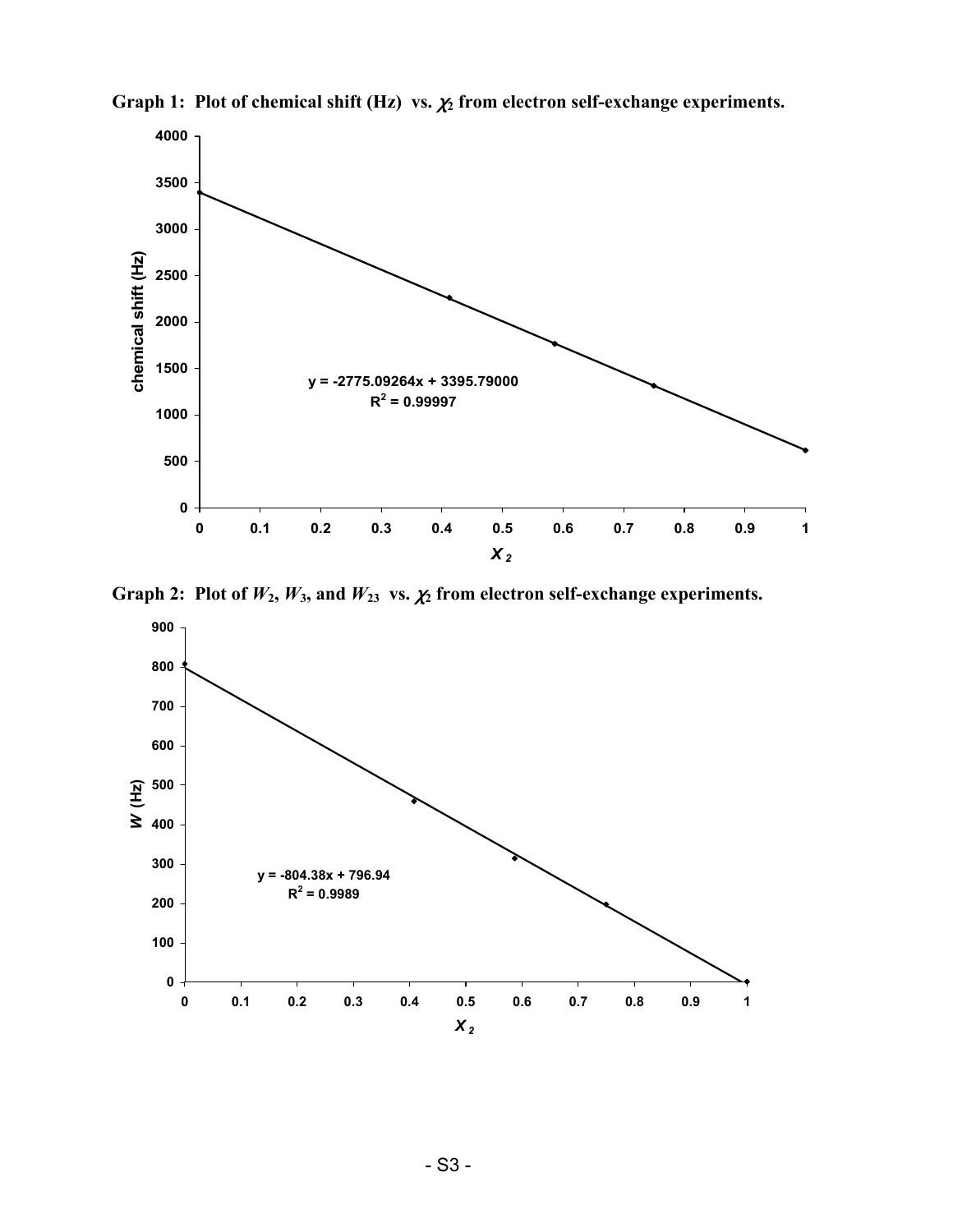**Graph 1: Plot of chemical shift (Hz) vs. $\chi_2$ from electron self-exchange experiments.**

$y = -2775.09264x + 3395.79000$

$R^2 = 0.99997$

**Graph 2: Plot of $W_2$, $W_3$, and $W_{23}$ vs. $\chi_2$ from electron self-exchange experiments.**

$y = -804.38x + 796.94$

$R^2 = 0.9989$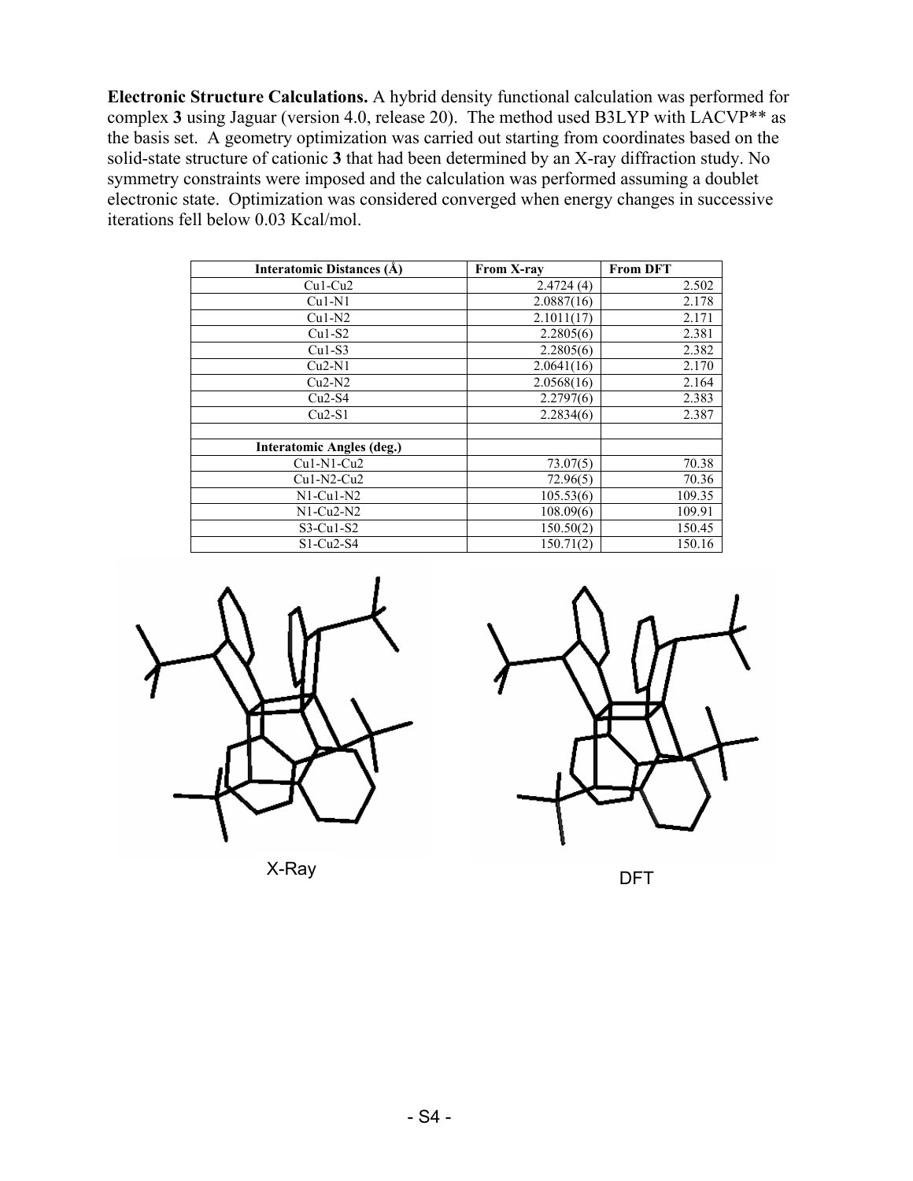**Electronic Structure Calculations.** A hybrid density functional calculation was performed for complex **3** using Jaguar (version 4.0, release 20). The method used B3LYP with LACVP** as the basis set. A geometry optimization was carried out starting from coordinates based on the solid-state structure of cationic **3** that had been determined by an X-ray diffraction study. No symmetry constraints were imposed and the calculation was performed assuming a doublet electronic state. Optimization was considered converged when energy changes in successive iterations fell below 0.03 Kcal/mol.

| Interatomic Distances (Å) | From X-ray | From DFT |
|---|---|---|
| Cu1-Cu2 | 2.4724 (4) | 2.502 |
| Cu1-N1 | 2.0887(16) | 2.178 |
| Cu1-N2 | 2.1011(17) | 2.171 |
| Cu1-S2 | 2.2805(6) | 2.381 |
| Cu1-S3 | 2.2805(6) | 2.382 |
| Cu2-N1 | 2.0641(16) | 2.170 |
| Cu2-N2 | 2.0568(16) | 2.164 |
| Cu2-S4 | 2.2797(6) | 2.383 |
| Cu2-S1 | 2.2834(6) | 2.387 |
| | | |
| **Interatomic Angles (deg.)** | | |
| Cu1-N1-Cu2 | 73.07(5) | 70.38 |
| Cu1-N2-Cu2 | 72.96(5) | 70.36 |
| N1-Cu1-N2 | 105.53(6) | 109.35 |
| N1-Cu2-N2 | 108.09(6) | 109.91 |
| S3-Cu1-S2 | 150.50(2) | 150.45 |
| S1-Cu2-S4 | 150.71(2) | 150.16 |

X-Ray

DFT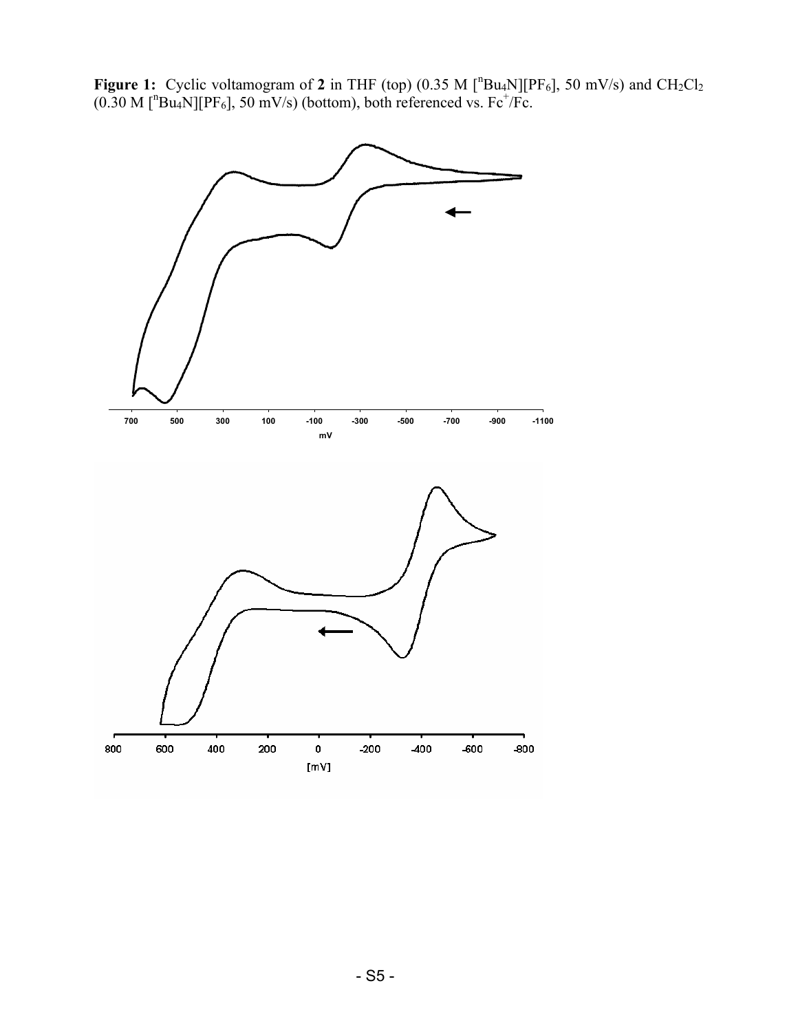**Figure 1:** Cyclic voltamogram of **2** in THF (top) (0.35 M [$^n$Bu$_4$N][PF$_6$], 50 mV/s) and $CH_2Cl_2$ (0.30 M [$^n$Bu$_4$N][PF$_6$], 50 mV/s) (bottom), both referenced vs. $Fc^+$/Fc.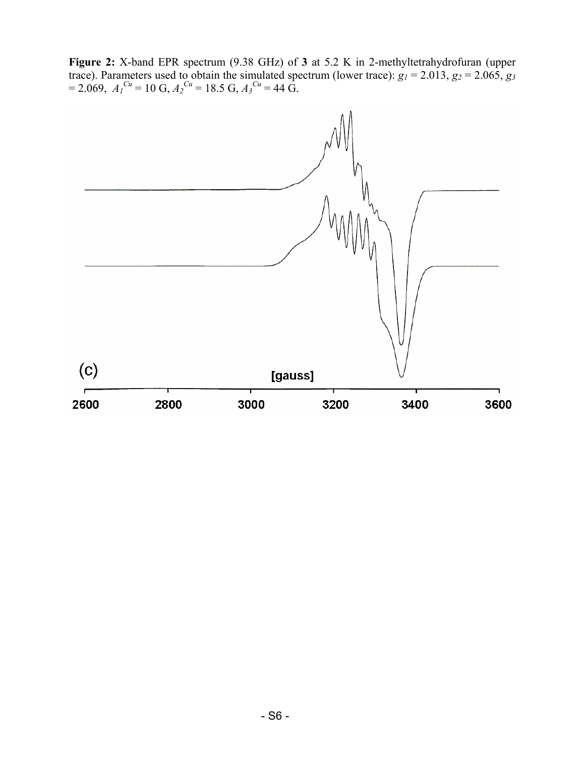**Figure 2:** X-band EPR spectrum (9.38 GHz) of **3** at 5.2 K in 2-methyltetrahydrofuran (upper trace). Parameters used to obtain the simulated spectrum (lower trace): $g_1 = 2.013$, $g_2 = 2.065$, $g_3 = 2.069$, $A_1^{Cu} = 10$ G, $A_2^{Cu} = 18.5$ G, $A_3^{Cu} = 44$ G.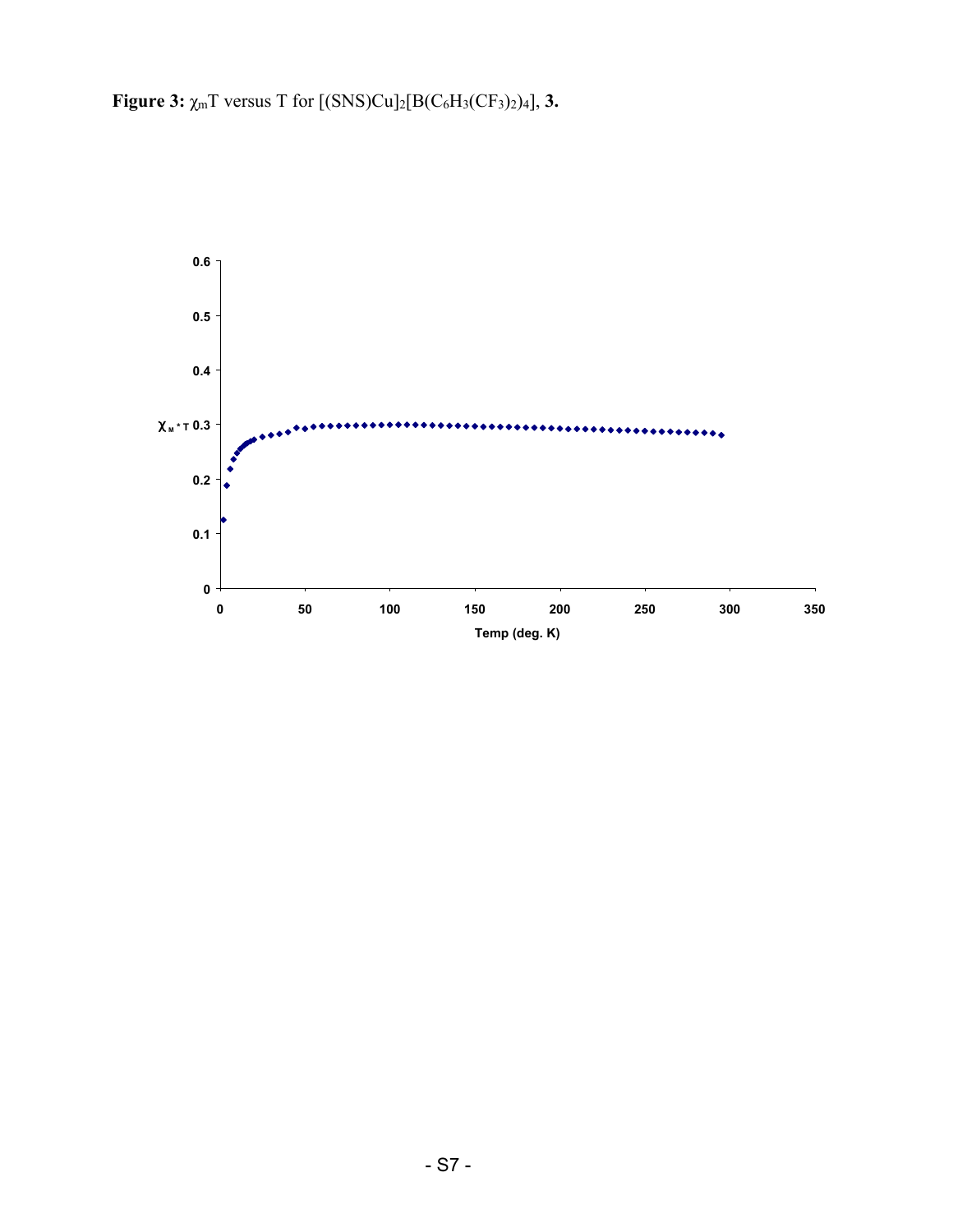**Figure 3:** $\chi_m T$ versus T for $[(SNS)Cu]_2[B(C_6H_3(CF_3)_2)_4]$, **3.**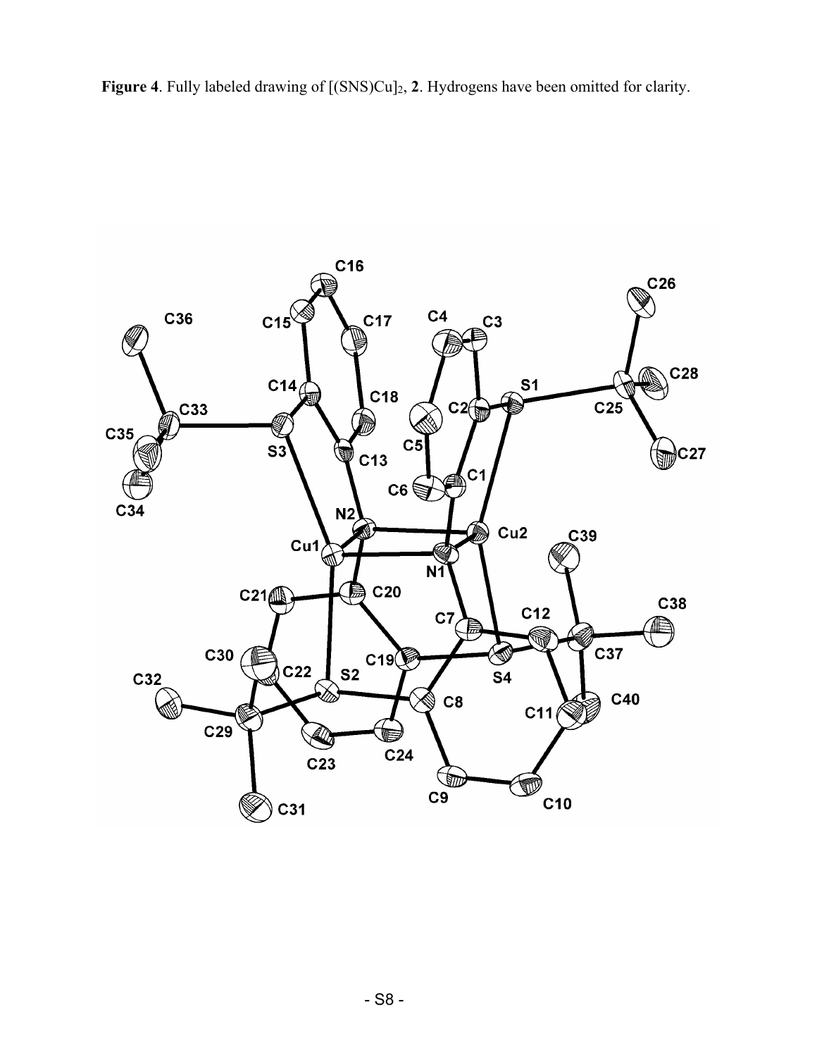**Figure 4**. Fully labeled drawing of $[(SNS)Cu]_2$, **2**. Hydrogens have been omitted for clarity.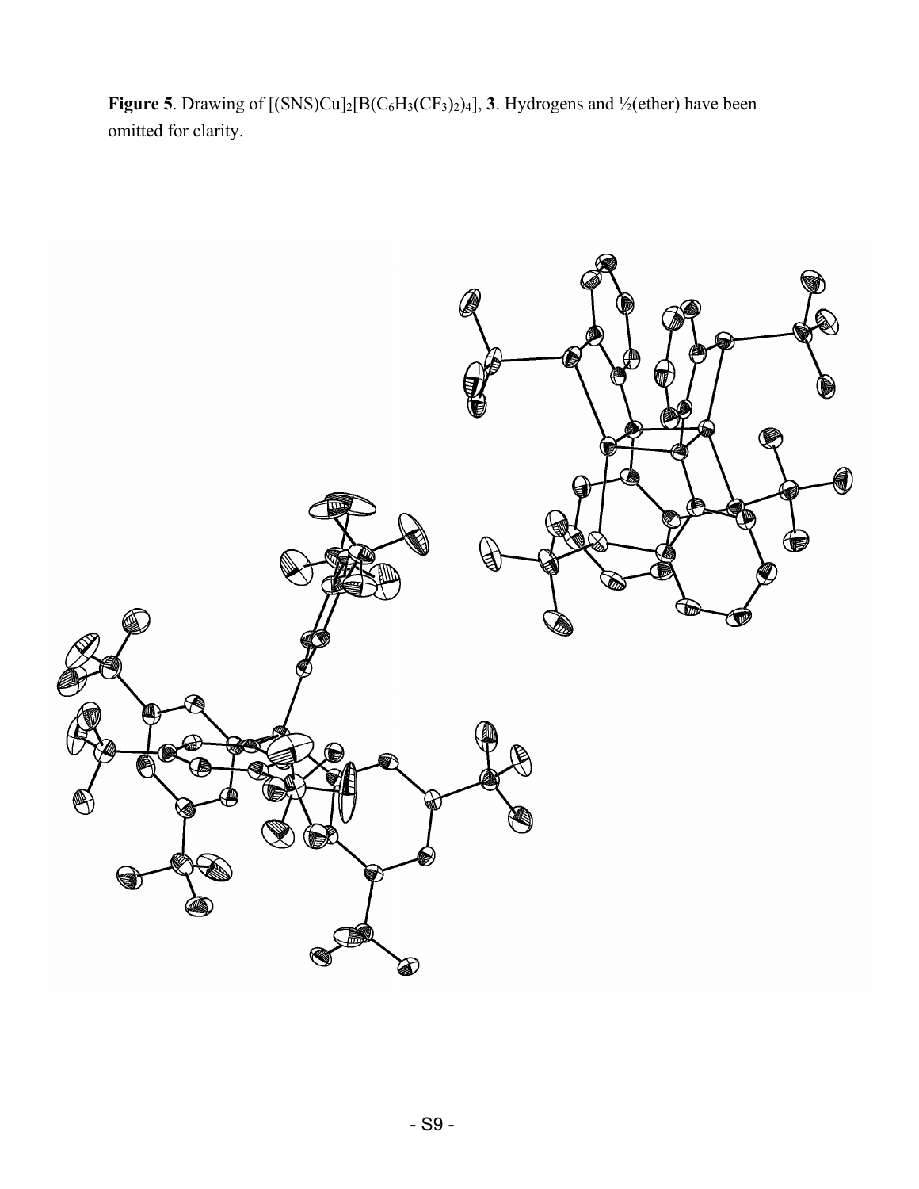**Figure 5**. Drawing of $[(SNS)Cu]_2[B(C_6H_3(CF_3)_2)_4]$, **3**. Hydrogens and ½(ether) have been omitted for clarity.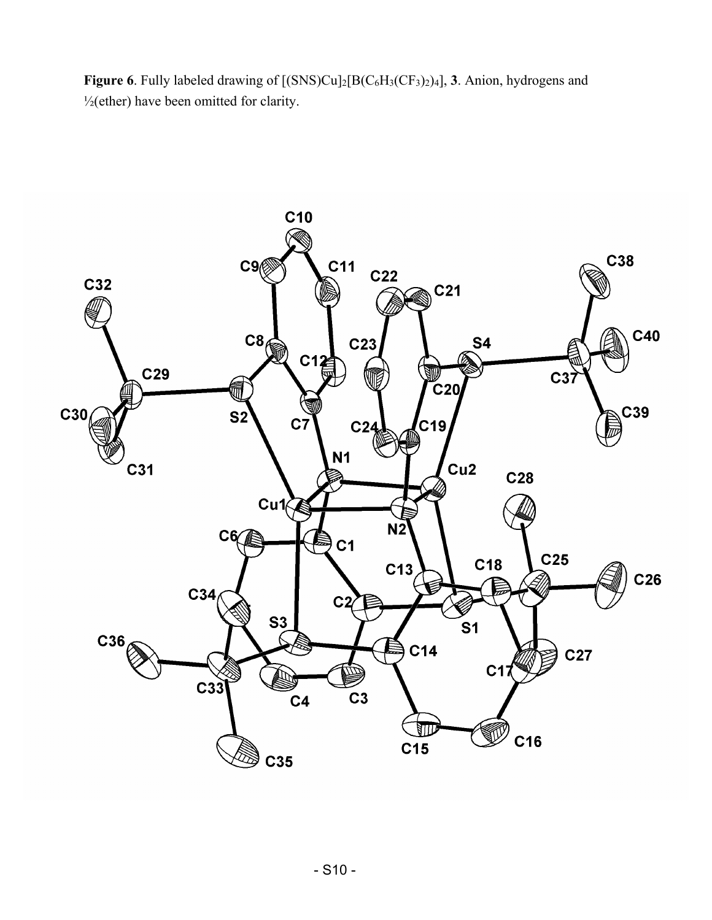**Figure 6**. Fully labeled drawing of $[(SNS)Cu]_2[B(C_6H_3(CF_3)_2)_4]$, **3**. Anion, hydrogens and ½(ether) have been omitted for clarity.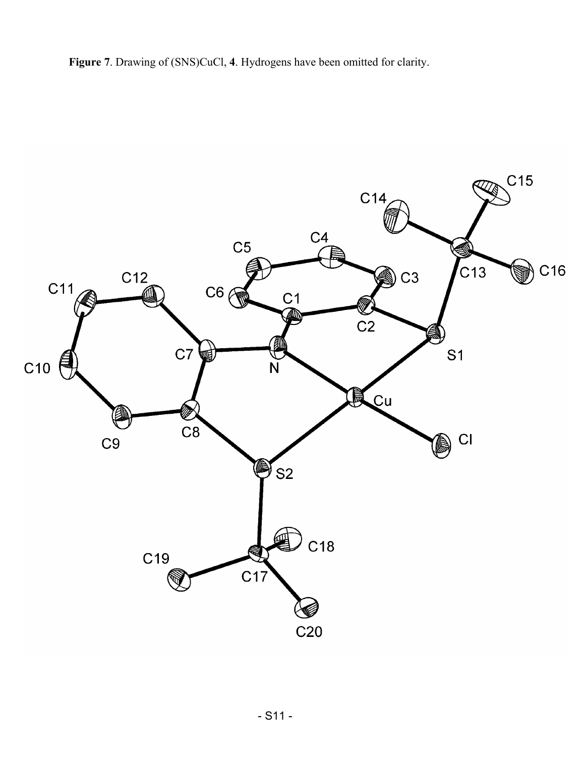**Figure 7**. Drawing of (SNS)CuCl, **4**. Hydrogens have been omitted for clarity.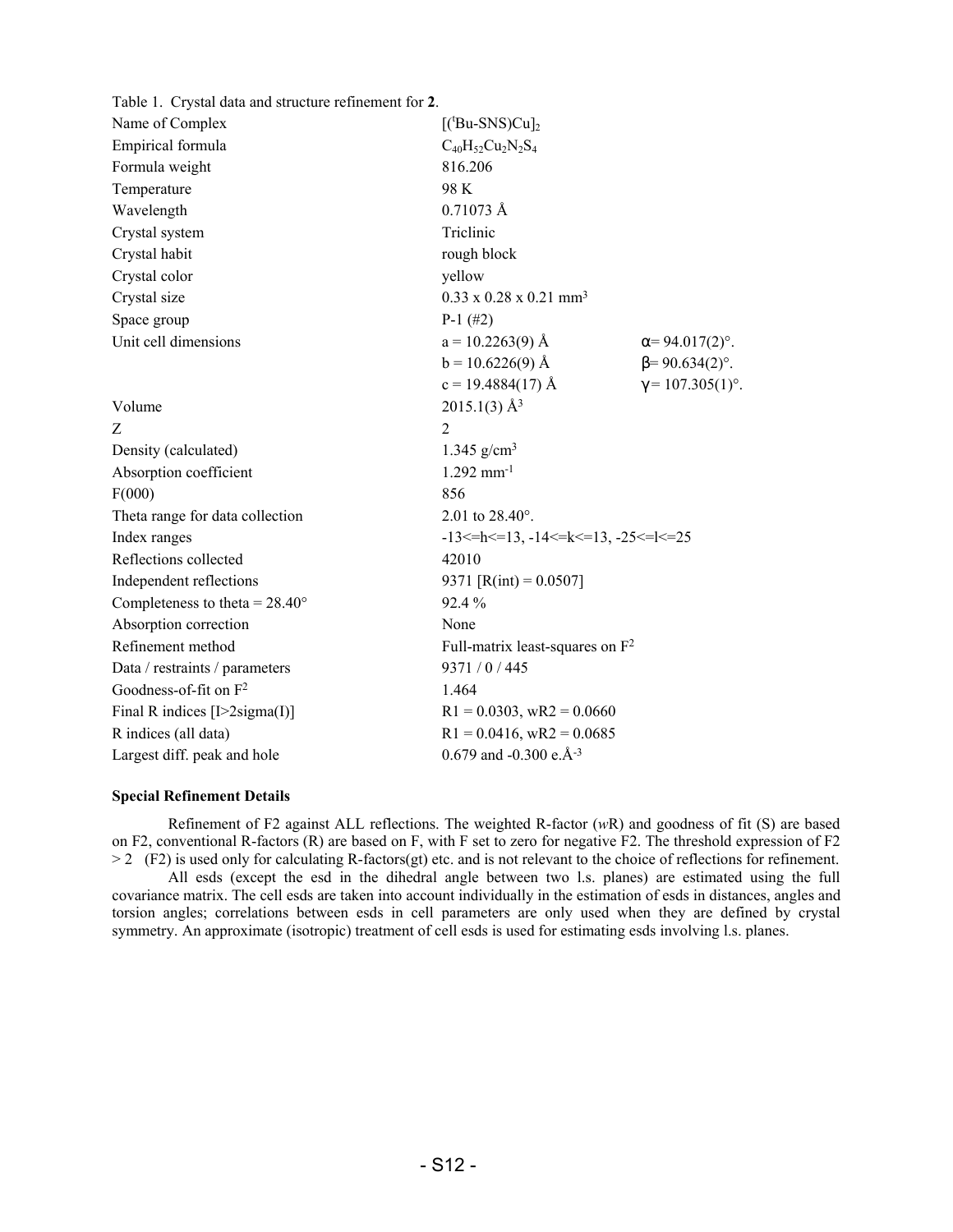Table 1. Crystal data and structure refinement for **2**.

| | | |
|---|---|---|
| Name of Complex | $[(^t\mathrm{Bu}\text{-SNS})\mathrm{Cu}]_2$ | |
| Empirical formula | $C_{40}H_{52}Cu_2N_2S_4$ | |
| Formula weight | 816.206 | |
| Temperature | 98 K | |
| Wavelength | 0.71073 Å | |
| Crystal system | Triclinic | |
| Crystal habit | rough block | |
| Crystal color | yellow | |
| Crystal size | 0.33 x 0.28 x 0.21 $mm^3$ | |
| Space group | P-1 (#2) | |
| Unit cell dimensions | a = 10.2263(9) Å | $\alpha$= 94.017(2)°. |
| | b = 10.6226(9) Å | $\beta$= 90.634(2)°. |
| | c = 19.4884(17) Å | $\gamma$= 107.305(1)°. |
| Volume | 2015.1(3) $Å^3$ | |
| Z | 2 | |
| Density (calculated) | 1.345 $g/cm^3$ | |
| Absorption coefficient | 1.292 $mm^{-1}$ | |
| F(000) | 856 | |
| Theta range for data collection | 2.01 to 28.40°. | |
| Index ranges | -13<=h<=13, -14<=k<=13, -25<=l<=25 | |
| Reflections collected | 42010 | |
| Independent reflections | 9371 [R(int) = 0.0507] | |
| Completeness to theta = 28.40° | 92.4 % | |
| Absorption correction | None | |
| Refinement method | Full-matrix least-squares on $F^2$ | |
| Data / restraints / parameters | 9371 / 0 / 445 | |
| Goodness-of-fit on $F^2$ | 1.464 | |
| Final R indices [I>2sigma(I)] | R1 = 0.0303, wR2 = 0.0660 | |
| R indices (all data) | R1 = 0.0416, wR2 = 0.0685 | |
| Largest diff. peak and hole | 0.679 and -0.300 e.$Å^{-3}$ | |

**Special Refinement Details**

Refinement of F2 against ALL reflections. The weighted R-factor (*w*R) and goodness of fit (S) are based on F2, conventional R-factors (R) are based on F, with F set to zero for negative F2. The threshold expression of F2 > 2 (F2) is used only for calculating R-factors(gt) etc. and is not relevant to the choice of reflections for refinement.

All esds (except the esd in the dihedral angle between two l.s. planes) are estimated using the full covariance matrix. The cell esds are taken into account individually in the estimation of esds in distances, angles and torsion angles; correlations between esds in cell parameters are only used when they are defined by crystal symmetry. An approximate (isotropic) treatment of cell esds is used for estimating esds involving l.s. planes.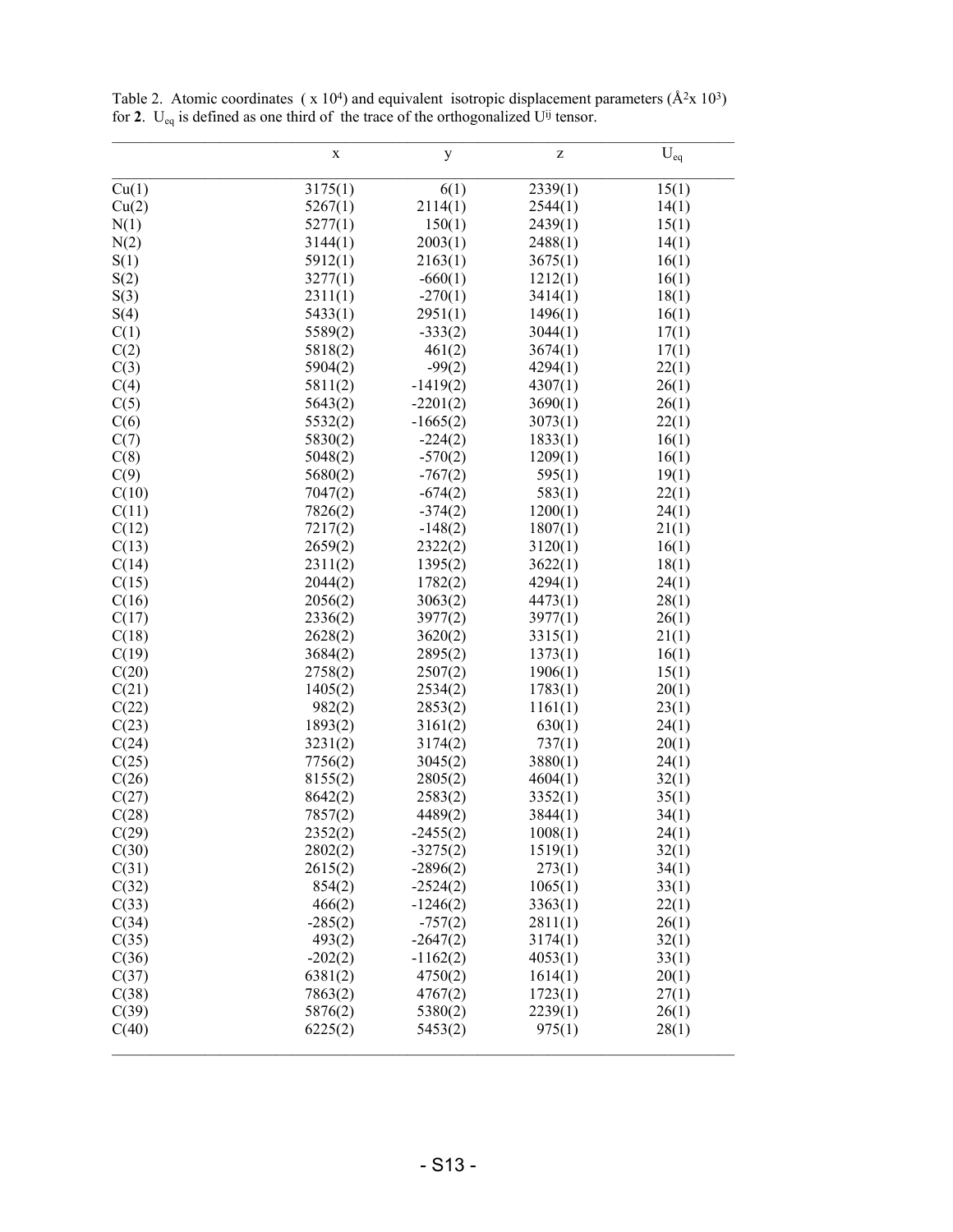Table 2. Atomic coordinates ( x $10^4$) and equivalent isotropic displacement parameters ($Å^2$x $10^3$) for **2**. $U_{eq}$ is defined as one third of the trace of the orthogonalized $U^{ij}$ tensor.

| | x | y | z | $U_{eq}$ |
|---|---|---|---|---|
| Cu(1) | 3175(1) | 6(1) | 2339(1) | 15(1) |
| Cu(2) | 5267(1) | 2114(1) | 2544(1) | 14(1) |
| N(1) | 5277(1) | 150(1) | 2439(1) | 15(1) |
| N(2) | 3144(1) | 2003(1) | 2488(1) | 14(1) |
| S(1) | 5912(1) | 2163(1) | 3675(1) | 16(1) |
| S(2) | 3277(1) | -660(1) | 1212(1) | 16(1) |
| S(3) | 2311(1) | -270(1) | 3414(1) | 18(1) |
| S(4) | 5433(1) | 2951(1) | 1496(1) | 16(1) |
| C(1) | 5589(2) | -333(2) | 3044(1) | 17(1) |
| C(2) | 5818(2) | 461(2) | 3674(1) | 17(1) |
| C(3) | 5904(2) | -99(2) | 4294(1) | 22(1) |
| C(4) | 5811(2) | -1419(2) | 4307(1) | 26(1) |
| C(5) | 5643(2) | -2201(2) | 3690(1) | 26(1) |
| C(6) | 5532(2) | -1665(2) | 3073(1) | 22(1) |
| C(7) | 5830(2) | -224(2) | 1833(1) | 16(1) |
| C(8) | 5048(2) | -570(2) | 1209(1) | 16(1) |
| C(9) | 5680(2) | -767(2) | 595(1) | 19(1) |
| C(10) | 7047(2) | -674(2) | 583(1) | 22(1) |
| C(11) | 7826(2) | -374(2) | 1200(1) | 24(1) |
| C(12) | 7217(2) | -148(2) | 1807(1) | 21(1) |
| C(13) | 2659(2) | 2322(2) | 3120(1) | 16(1) |
| C(14) | 2311(2) | 1395(2) | 3622(1) | 18(1) |
| C(15) | 2044(2) | 1782(2) | 4294(1) | 24(1) |
| C(16) | 2056(2) | 3063(2) | 4473(1) | 28(1) |
| C(17) | 2336(2) | 3977(2) | 3977(1) | 26(1) |
| C(18) | 2628(2) | 3620(2) | 3315(1) | 21(1) |
| C(19) | 3684(2) | 2895(2) | 1373(1) | 16(1) |
| C(20) | 2758(2) | 2507(2) | 1906(1) | 15(1) |
| C(21) | 1405(2) | 2534(2) | 1783(1) | 20(1) |
| C(22) | 982(2) | 2853(2) | 1161(1) | 23(1) |
| C(23) | 1893(2) | 3161(2) | 630(1) | 24(1) |
| C(24) | 3231(2) | 3174(2) | 737(1) | 20(1) |
| C(25) | 7756(2) | 3045(2) | 3880(1) | 24(1) |
| C(26) | 8155(2) | 2805(2) | 4604(1) | 32(1) |
| C(27) | 8642(2) | 2583(2) | 3352(1) | 35(1) |
| C(28) | 7857(2) | 4489(2) | 3844(1) | 34(1) |
| C(29) | 2352(2) | -2455(2) | 1008(1) | 24(1) |
| C(30) | 2802(2) | -3275(2) | 1519(1) | 32(1) |
| C(31) | 2615(2) | -2896(2) | 273(1) | 34(1) |
| C(32) | 854(2) | -2524(2) | 1065(1) | 33(1) |
| C(33) | 466(2) | -1246(2) | 3363(1) | 22(1) |
| C(34) | -285(2) | -757(2) | 2811(1) | 26(1) |
| C(35) | 493(2) | -2647(2) | 3174(1) | 32(1) |
| C(36) | -202(2) | -1162(2) | 4053(1) | 33(1) |
| C(37) | 6381(2) | 4750(2) | 1614(1) | 20(1) |
| C(38) | 7863(2) | 4767(2) | 1723(1) | 27(1) |
| C(39) | 5876(2) | 5380(2) | 2239(1) | 26(1) |
| C(40) | 6225(2) | 5453(2) | 975(1) | 28(1) |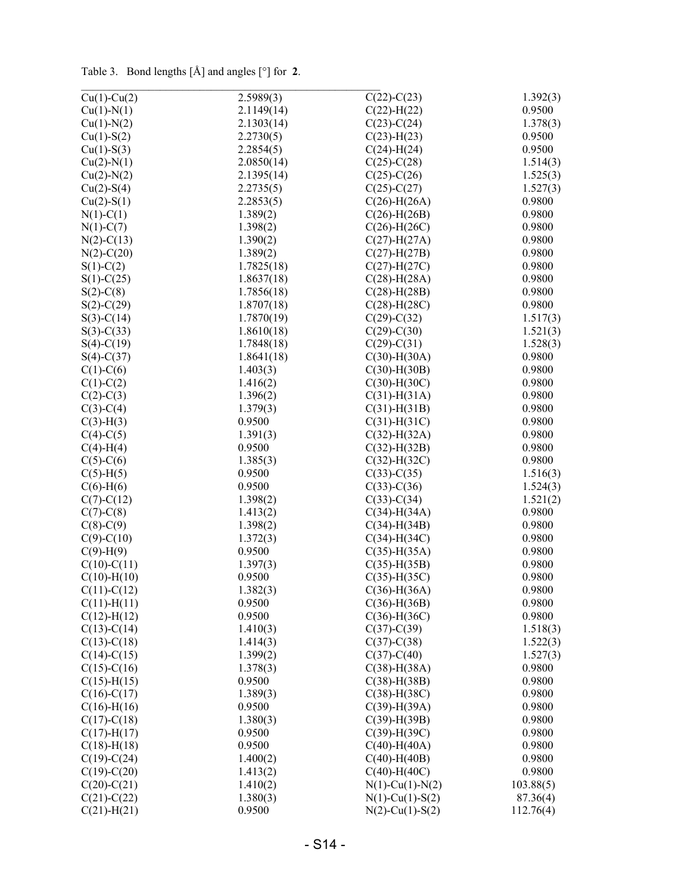Table 3. Bond lengths [Å] and angles [°] for **2**.

| | | | |
|---|---|---|---|
| Cu(1)-Cu(2) | 2.5989(3) | C(22)-C(23) | 1.392(3) |
| Cu(1)-N(1) | 2.1149(14) | C(22)-H(22) | 0.9500 |
| Cu(1)-N(2) | 2.1303(14) | C(23)-C(24) | 1.378(3) |
| Cu(1)-S(2) | 2.2730(5) | C(23)-H(23) | 0.9500 |
| Cu(1)-S(3) | 2.2854(5) | C(24)-H(24) | 0.9500 |
| Cu(2)-N(1) | 2.0850(14) | C(25)-C(28) | 1.514(3) |
| Cu(2)-N(2) | 2.1395(14) | C(25)-C(26) | 1.525(3) |
| Cu(2)-S(4) | 2.2735(5) | C(25)-C(27) | 1.527(3) |
| Cu(2)-S(1) | 2.2853(5) | C(26)-H(26A) | 0.9800 |
| N(1)-C(1) | 1.389(2) | C(26)-H(26B) | 0.9800 |
| N(1)-C(7) | 1.398(2) | C(26)-H(26C) | 0.9800 |
| N(2)-C(13) | 1.390(2) | C(27)-H(27A) | 0.9800 |
| N(2)-C(20) | 1.389(2) | C(27)-H(27B) | 0.9800 |
| S(1)-C(2) | 1.7825(18) | C(27)-H(27C) | 0.9800 |
| S(1)-C(25) | 1.8637(18) | C(28)-H(28A) | 0.9800 |
| S(2)-C(8) | 1.7856(18) | C(28)-H(28B) | 0.9800 |
| S(2)-C(29) | 1.8707(18) | C(28)-H(28C) | 0.9800 |
| S(3)-C(14) | 1.7870(19) | C(29)-C(32) | 1.517(3) |
| S(3)-C(33) | 1.8610(18) | C(29)-C(30) | 1.521(3) |
| S(4)-C(19) | 1.7848(18) | C(29)-C(31) | 1.528(3) |
| S(4)-C(37) | 1.8641(18) | C(30)-H(30A) | 0.9800 |
| C(1)-C(6) | 1.403(3) | C(30)-H(30B) | 0.9800 |
| C(1)-C(2) | 1.416(2) | C(30)-H(30C) | 0.9800 |
| C(2)-C(3) | 1.396(2) | C(31)-H(31A) | 0.9800 |
| C(3)-C(4) | 1.379(3) | C(31)-H(31B) | 0.9800 |
| C(3)-H(3) | 0.9500 | C(31)-H(31C) | 0.9800 |
| C(4)-C(5) | 1.391(3) | C(32)-H(32A) | 0.9800 |
| C(4)-H(4) | 0.9500 | C(32)-H(32B) | 0.9800 |
| C(5)-C(6) | 1.385(3) | C(32)-H(32C) | 0.9800 |
| C(5)-H(5) | 0.9500 | C(33)-C(35) | 1.516(3) |
| C(6)-H(6) | 0.9500 | C(33)-C(36) | 1.524(3) |
| C(7)-C(12) | 1.398(2) | C(33)-C(34) | 1.521(2) |
| C(7)-C(8) | 1.413(2) | C(34)-H(34A) | 0.9800 |
| C(8)-C(9) | 1.398(2) | C(34)-H(34B) | 0.9800 |
| C(9)-C(10) | 1.372(3) | C(34)-H(34C) | 0.9800 |
| C(9)-H(9) | 0.9500 | C(35)-H(35A) | 0.9800 |
| C(10)-C(11) | 1.397(3) | C(35)-H(35B) | 0.9800 |
| C(10)-H(10) | 0.9500 | C(35)-H(35C) | 0.9800 |
| C(11)-C(12) | 1.382(3) | C(36)-H(36A) | 0.9800 |
| C(11)-H(11) | 0.9500 | C(36)-H(36B) | 0.9800 |
| C(12)-H(12) | 0.9500 | C(36)-H(36C) | 0.9800 |
| C(13)-C(14) | 1.410(3) | C(37)-C(39) | 1.518(3) |
| C(13)-C(18) | 1.414(3) | C(37)-C(38) | 1.522(3) |
| C(14)-C(15) | 1.399(2) | C(37)-C(40) | 1.527(3) |
| C(15)-C(16) | 1.378(3) | C(38)-H(38A) | 0.9800 |
| C(15)-H(15) | 0.9500 | C(38)-H(38B) | 0.9800 |
| C(16)-C(17) | 1.389(3) | C(38)-H(38C) | 0.9800 |
| C(16)-H(16) | 0.9500 | C(39)-H(39A) | 0.9800 |
| C(17)-C(18) | 1.380(3) | C(39)-H(39B) | 0.9800 |
| C(17)-H(17) | 0.9500 | C(39)-H(39C) | 0.9800 |
| C(18)-H(18) | 0.9500 | C(40)-H(40A) | 0.9800 |
| C(19)-C(24) | 1.400(2) | C(40)-H(40B) | 0.9800 |
| C(19)-C(20) | 1.413(2) | C(40)-H(40C) | 0.9800 |
| C(20)-C(21) | 1.410(2) | N(1)-Cu(1)-N(2) | 103.88(5) |
| C(21)-C(22) | 1.380(3) | N(1)-Cu(1)-S(2) | 87.36(4) |
| C(21)-H(21) | 0.9500 | N(2)-Cu(1)-S(2) | 112.76(4) |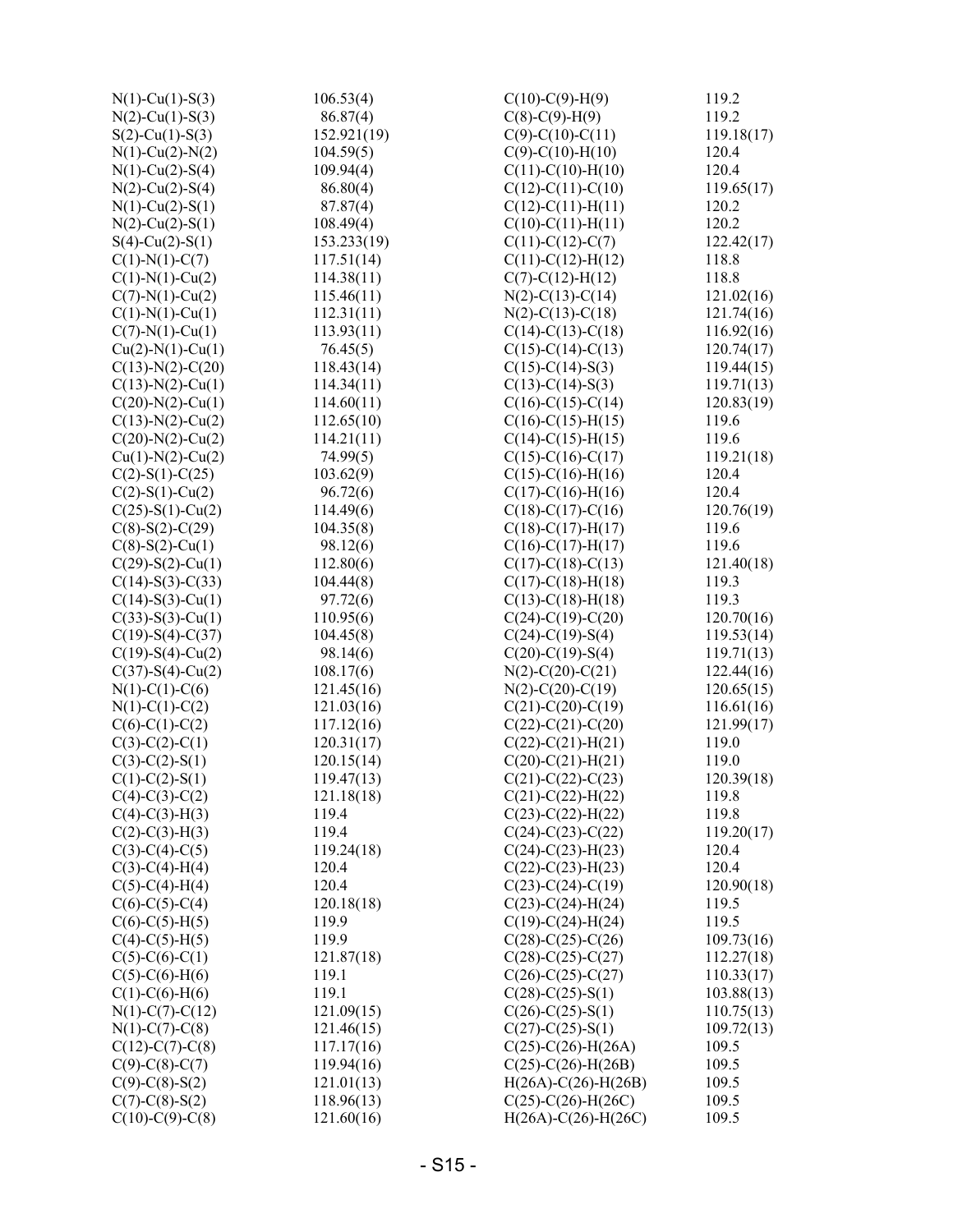| | | | |
|---|---|---|---|
| N(1)-Cu(1)-S(3) | 106.53(4) | C(10)-C(9)-H(9) | 119.2 |
| N(2)-Cu(1)-S(3) | 86.87(4) | C(8)-C(9)-H(9) | 119.2 |
| S(2)-Cu(1)-S(3) | 152.921(19) | C(9)-C(10)-C(11) | 119.18(17) |
| N(1)-Cu(2)-N(2) | 104.59(5) | C(9)-C(10)-H(10) | 120.4 |
| N(1)-Cu(2)-S(4) | 109.94(4) | C(11)-C(10)-H(10) | 120.4 |
| N(2)-Cu(2)-S(4) | 86.80(4) | C(12)-C(11)-C(10) | 119.65(17) |
| N(1)-Cu(2)-S(1) | 87.87(4) | C(12)-C(11)-H(11) | 120.2 |
| N(2)-Cu(2)-S(1) | 108.49(4) | C(10)-C(11)-H(11) | 120.2 |
| S(4)-Cu(2)-S(1) | 153.233(19) | C(11)-C(12)-C(7) | 122.42(17) |
| C(1)-N(1)-C(7) | 117.51(14) | C(11)-C(12)-H(12) | 118.8 |
| C(1)-N(1)-Cu(2) | 114.38(11) | C(7)-C(12)-H(12) | 118.8 |
| C(7)-N(1)-Cu(2) | 115.46(11) | N(2)-C(13)-C(14) | 121.02(16) |
| C(1)-N(1)-Cu(1) | 112.31(11) | N(2)-C(13)-C(18) | 121.74(16) |
| C(7)-N(1)-Cu(1) | 113.93(11) | C(14)-C(13)-C(18) | 116.92(16) |
| Cu(2)-N(1)-Cu(1) | 76.45(5) | C(15)-C(14)-C(13) | 120.74(17) |
| C(13)-N(2)-C(20) | 118.43(14) | C(15)-C(14)-S(3) | 119.44(15) |
| C(13)-N(2)-Cu(1) | 114.34(11) | C(13)-C(14)-S(3) | 119.71(13) |
| C(20)-N(2)-Cu(1) | 114.60(11) | C(16)-C(15)-C(14) | 120.83(19) |
| C(13)-N(2)-Cu(2) | 112.65(10) | C(16)-C(15)-H(15) | 119.6 |
| C(20)-N(2)-Cu(2) | 114.21(11) | C(14)-C(15)-H(15) | 119.6 |
| Cu(1)-N(2)-Cu(2) | 74.99(5) | C(15)-C(16)-C(17) | 119.21(18) |
| C(2)-S(1)-C(25) | 103.62(9) | C(15)-C(16)-H(16) | 120.4 |
| C(2)-S(1)-Cu(2) | 96.72(6) | C(17)-C(16)-H(16) | 120.4 |
| C(25)-S(1)-Cu(2) | 114.49(6) | C(18)-C(17)-C(16) | 120.76(19) |
| C(8)-S(2)-C(29) | 104.35(8) | C(18)-C(17)-H(17) | 119.6 |
| C(8)-S(2)-Cu(1) | 98.12(6) | C(16)-C(17)-H(17) | 119.6 |
| C(29)-S(2)-Cu(1) | 112.80(6) | C(17)-C(18)-C(13) | 121.40(18) |
| C(14)-S(3)-C(33) | 104.44(8) | C(17)-C(18)-H(18) | 119.3 |
| C(14)-S(3)-Cu(1) | 97.72(6) | C(13)-C(18)-H(18) | 119.3 |
| C(33)-S(3)-Cu(1) | 110.95(6) | C(24)-C(19)-C(20) | 120.70(16) |
| C(19)-S(4)-C(37) | 104.45(8) | C(24)-C(19)-S(4) | 119.53(14) |
| C(19)-S(4)-Cu(2) | 98.17(6) | C(20)-C(19)-S(4) | 119.71(13) |
| C(37)-S(4)-Cu(2) | 108.17(6) | N(2)-C(20)-C(21) | 122.44(16) |
| N(1)-C(1)-C(6) | 121.45(16) | N(2)-C(20)-C(19) | 120.65(15) |
| N(1)-C(1)-C(2) | 121.03(16) | C(21)-C(20)-C(19) | 116.61(16) |
| C(6)-C(1)-C(2) | 117.12(16) | C(22)-C(21)-C(20) | 121.99(17) |
| C(3)-C(2)-C(1) | 120.31(17) | C(22)-C(21)-H(21) | 119.0 |
| C(3)-C(2)-S(1) | 120.15(14) | C(20)-C(21)-H(21) | 119.0 |
| C(1)-C(2)-S(1) | 119.47(13) | C(21)-C(22)-C(23) | 120.39(18) |
| C(4)-C(3)-C(2) | 121.18(18) | C(21)-C(22)-H(22) | 119.8 |
| C(4)-C(3)-H(3) | 119.4 | C(23)-C(22)-H(22) | 119.8 |
| C(2)-C(3)-H(3) | 119.4 | C(24)-C(23)-C(22) | 119.20(17) |
| C(3)-C(4)-C(5) | 119.24(18) | C(24)-C(23)-H(23) | 120.4 |
| C(3)-C(4)-H(4) | 120.4 | C(22)-C(23)-H(23) | 120.4 |
| C(5)-C(4)-H(4) | 120.4 | C(23)-C(24)-C(19) | 120.90(18) |
| C(6)-C(5)-C(4) | 120.18(18) | C(23)-C(24)-H(24) | 119.5 |
| C(6)-C(5)-H(5) | 119.9 | C(19)-C(24)-H(24) | 119.5 |
| C(4)-C(5)-H(5) | 119.9 | C(28)-C(25)-C(26) | 109.73(16) |
| C(5)-C(6)-C(1) | 121.87(18) | C(28)-C(25)-C(27) | 112.27(18) |
| C(5)-C(6)-H(6) | 119.1 | C(26)-C(25)-C(27) | 110.33(17) |
| C(1)-C(6)-H(6) | 119.1 | C(28)-C(25)-S(1) | 103.88(13) |
| N(1)-C(7)-C(12) | 121.09(15) | C(26)-C(25)-S(1) | 110.75(13) |
| N(1)-C(7)-C(8) | 121.46(15) | C(27)-C(25)-S(1) | 109.72(13) |
| C(12)-C(7)-C(8) | 117.17(16) | C(25)-C(26)-H(26A) | 109.5 |
| C(9)-C(8)-C(7) | 119.94(16) | C(25)-C(26)-H(26B) | 109.5 |
| C(9)-C(8)-S(2) | 121.01(13) | H(26A)-C(26)-H(26B) | 109.5 |
| C(7)-C(8)-S(2) | 118.96(13) | C(25)-C(26)-H(26C) | 109.5 |
| C(10)-C(9)-C(8) | 121.60(16) | H(26A)-C(26)-H(26C) | 109.5 |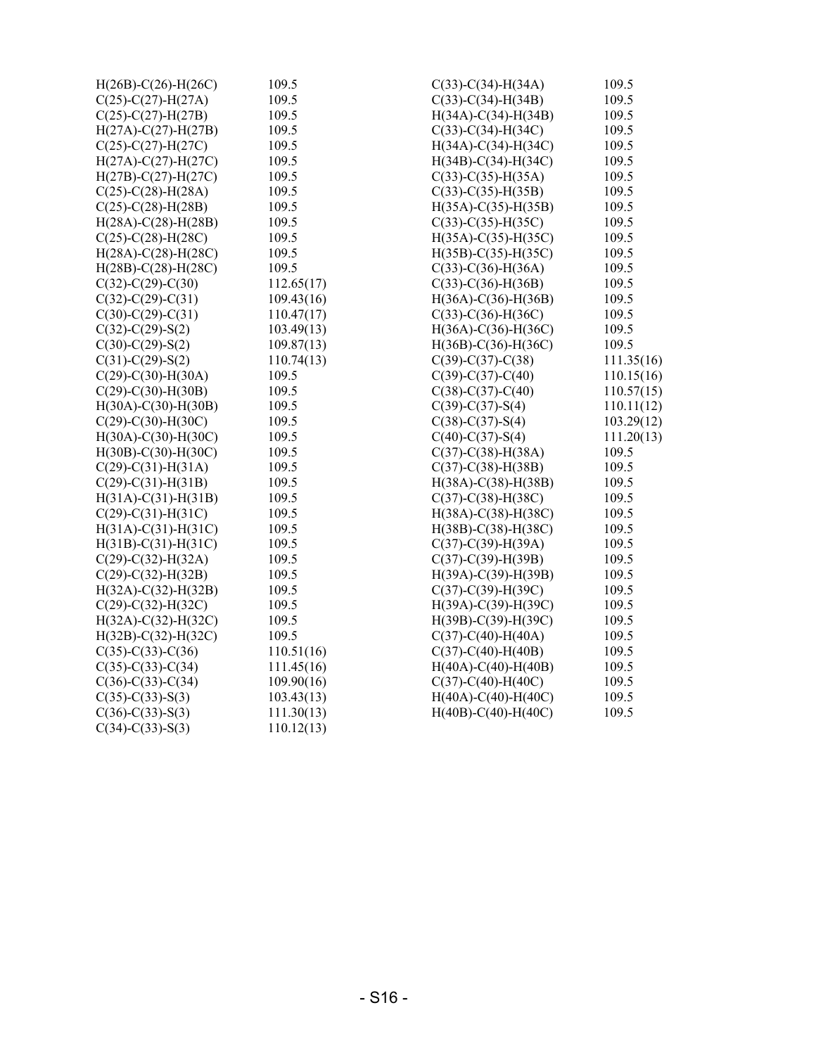| | |
|---|---|
| H(26B)-C(26)-H(26C) | 109.5 |
| C(25)-C(27)-H(27A) | 109.5 |
| C(25)-C(27)-H(27B) | 109.5 |
| H(27A)-C(27)-H(27B) | 109.5 |
| C(25)-C(27)-H(27C) | 109.5 |
| H(27A)-C(27)-H(27C) | 109.5 |
| H(27B)-C(27)-H(27C) | 109.5 |
| C(25)-C(28)-H(28A) | 109.5 |
| C(25)-C(28)-H(28B) | 109.5 |
| H(28A)-C(28)-H(28B) | 109.5 |
| C(25)-C(28)-H(28C) | 109.5 |
| H(28A)-C(28)-H(28C) | 109.5 |
| H(28B)-C(28)-H(28C) | 109.5 |
| C(32)-C(29)-C(30) | 112.65(17) |
| C(32)-C(29)-C(31) | 109.43(16) |
| C(30)-C(29)-C(31) | 110.47(17) |
| C(32)-C(29)-S(2) | 103.49(13) |
| C(30)-C(29)-S(2) | 109.87(13) |
| C(31)-C(29)-S(2) | 110.74(13) |
| C(29)-C(30)-H(30A) | 109.5 |
| C(29)-C(30)-H(30B) | 109.5 |
| H(30A)-C(30)-H(30B) | 109.5 |
| C(29)-C(30)-H(30C) | 109.5 |
| H(30A)-C(30)-H(30C) | 109.5 |
| H(30B)-C(30)-H(30C) | 109.5 |
| C(29)-C(31)-H(31A) | 109.5 |
| C(29)-C(31)-H(31B) | 109.5 |
| H(31A)-C(31)-H(31B) | 109.5 |
| C(29)-C(31)-H(31C) | 109.5 |
| H(31A)-C(31)-H(31C) | 109.5 |
| H(31B)-C(31)-H(31C) | 109.5 |
| C(29)-C(32)-H(32A) | 109.5 |
| C(29)-C(32)-H(32B) | 109.5 |
| H(32A)-C(32)-H(32B) | 109.5 |
| C(29)-C(32)-H(32C) | 109.5 |
| H(32A)-C(32)-H(32C) | 109.5 |
| H(32B)-C(32)-H(32C) | 109.5 |
| C(35)-C(33)-C(36) | 110.51(16) |
| C(35)-C(33)-C(34) | 111.45(16) |
| C(36)-C(33)-C(34) | 109.90(16) |
| C(35)-C(33)-S(3) | 103.43(13) |
| C(36)-C(33)-S(3) | 111.30(13) |
| C(34)-C(33)-S(3) | 110.12(13) |
| C(33)-C(34)-H(34A) | 109.5 |
| C(33)-C(34)-H(34B) | 109.5 |
| H(34A)-C(34)-H(34B) | 109.5 |
| C(33)-C(34)-H(34C) | 109.5 |
| H(34A)-C(34)-H(34C) | 109.5 |
| H(34B)-C(34)-H(34C) | 109.5 |
| C(33)-C(35)-H(35A) | 109.5 |
| C(33)-C(35)-H(35B) | 109.5 |
| H(35A)-C(35)-H(35B) | 109.5 |
| C(33)-C(35)-H(35C) | 109.5 |
| H(35A)-C(35)-H(35C) | 109.5 |
| H(35B)-C(35)-H(35C) | 109.5 |
| C(33)-C(36)-H(36A) | 109.5 |
| C(33)-C(36)-H(36B) | 109.5 |
| H(36A)-C(36)-H(36B) | 109.5 |
| C(33)-C(36)-H(36C) | 109.5 |
| H(36A)-C(36)-H(36C) | 109.5 |
| H(36B)-C(36)-H(36C) | 109.5 |
| C(39)-C(37)-C(38) | 111.35(16) |
| C(39)-C(37)-C(40) | 110.15(16) |
| C(38)-C(37)-C(40) | 110.57(15) |
| C(39)-C(37)-S(4) | 110.11(12) |
| C(38)-C(37)-S(4) | 103.29(12) |
| C(40)-C(37)-S(4) | 111.20(13) |
| C(37)-C(38)-H(38A) | 109.5 |
| C(37)-C(38)-H(38B) | 109.5 |
| H(38A)-C(38)-H(38B) | 109.5 |
| C(37)-C(38)-H(38C) | 109.5 |
| H(38A)-C(38)-H(38C) | 109.5 |
| H(38B)-C(38)-H(38C) | 109.5 |
| C(37)-C(39)-H(39A) | 109.5 |
| C(37)-C(39)-H(39B) | 109.5 |
| H(39A)-C(39)-H(39B) | 109.5 |
| C(37)-C(39)-H(39C) | 109.5 |
| H(39A)-C(39)-H(39C) | 109.5 |
| H(39B)-C(39)-H(39C) | 109.5 |
| C(37)-C(40)-H(40A) | 109.5 |
| C(37)-C(40)-H(40B) | 109.5 |
| H(40A)-C(40)-H(40B) | 109.5 |
| C(37)-C(40)-H(40C) | 109.5 |
| H(40A)-C(40)-H(40C) | 109.5 |
| H(40B)-C(40)-H(40C) | 109.5 |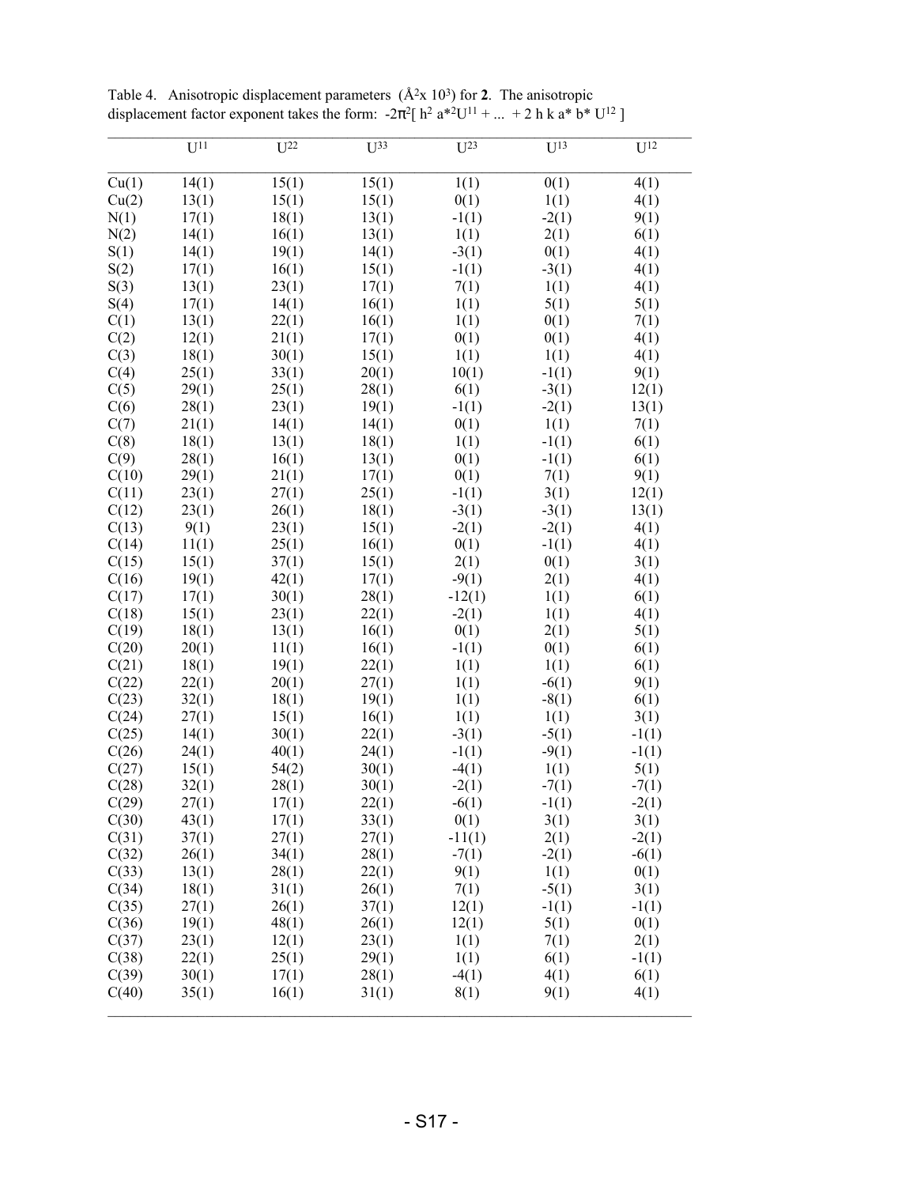Table 4. Anisotropic displacement parameters ($Å^2$x $10^3$) for **2**. The anisotropic displacement factor exponent takes the form: $-2\pi^2[ h^2 a^{*2}U^{11} + ... + 2 h k a^* b^* U^{12} ]$

| | $U^{11}$ | $U^{22}$ | $U^{33}$ | $U^{23}$ | $U^{13}$ | $U^{12}$ |
|---|---|---|---|---|---|---|
| Cu(1) | 14(1) | 15(1) | 15(1) | 1(1) | 0(1) | 4(1) |
| Cu(2) | 13(1) | 15(1) | 15(1) | 0(1) | 1(1) | 4(1) |
| N(1) | 17(1) | 18(1) | 13(1) | -1(1) | -2(1) | 9(1) |
| N(2) | 14(1) | 16(1) | 13(1) | 1(1) | 2(1) | 6(1) |
| S(1) | 14(1) | 19(1) | 14(1) | -3(1) | 0(1) | 4(1) |
| S(2) | 17(1) | 16(1) | 15(1) | -1(1) | -3(1) | 4(1) |
| S(3) | 13(1) | 23(1) | 17(1) | 7(1) | 1(1) | 4(1) |
| S(4) | 17(1) | 14(1) | 16(1) | 1(1) | 5(1) | 5(1) |
| C(1) | 13(1) | 22(1) | 16(1) | 1(1) | 0(1) | 7(1) |
| C(2) | 12(1) | 21(1) | 17(1) | 0(1) | 0(1) | 4(1) |
| C(3) | 18(1) | 30(1) | 15(1) | 1(1) | 1(1) | 4(1) |
| C(4) | 25(1) | 33(1) | 20(1) | 10(1) | -1(1) | 9(1) |
| C(5) | 29(1) | 25(1) | 28(1) | 6(1) | -3(1) | 12(1) |
| C(6) | 28(1) | 23(1) | 19(1) | -1(1) | -2(1) | 13(1) |
| C(7) | 21(1) | 14(1) | 14(1) | 0(1) | 1(1) | 7(1) |
| C(8) | 18(1) | 13(1) | 18(1) | 1(1) | -1(1) | 6(1) |
| C(9) | 28(1) | 16(1) | 13(1) | 0(1) | -1(1) | 6(1) |
| C(10) | 29(1) | 21(1) | 17(1) | 0(1) | 7(1) | 9(1) |
| C(11) | 23(1) | 27(1) | 25(1) | -1(1) | 3(1) | 12(1) |
| C(12) | 23(1) | 26(1) | 18(1) | -3(1) | -3(1) | 13(1) |
| C(13) | 9(1) | 23(1) | 15(1) | -2(1) | -2(1) | 4(1) |
| C(14) | 11(1) | 25(1) | 16(1) | 0(1) | -1(1) | 4(1) |
| C(15) | 15(1) | 37(1) | 15(1) | 2(1) | 0(1) | 3(1) |
| C(16) | 19(1) | 42(1) | 17(1) | -9(1) | 2(1) | 4(1) |
| C(17) | 17(1) | 30(1) | 28(1) | -12(1) | 1(1) | 6(1) |
| C(18) | 15(1) | 23(1) | 22(1) | -2(1) | 1(1) | 4(1) |
| C(19) | 18(1) | 13(1) | 16(1) | 0(1) | 2(1) | 5(1) |
| C(20) | 20(1) | 11(1) | 16(1) | -1(1) | 0(1) | 6(1) |
| C(21) | 18(1) | 19(1) | 22(1) | 1(1) | 1(1) | 6(1) |
| C(22) | 22(1) | 20(1) | 27(1) | 1(1) | -6(1) | 9(1) |
| C(23) | 32(1) | 18(1) | 19(1) | 1(1) | -8(1) | 6(1) |
| C(24) | 27(1) | 15(1) | 16(1) | 1(1) | 1(1) | 3(1) |
| C(25) | 14(1) | 30(1) | 22(1) | -3(1) | -5(1) | -1(1) |
| C(26) | 24(1) | 40(1) | 24(1) | -1(1) | -9(1) | -1(1) |
| C(27) | 15(1) | 54(2) | 30(1) | -4(1) | 1(1) | 5(1) |
| C(28) | 32(1) | 28(1) | 30(1) | -2(1) | -7(1) | -7(1) |
| C(29) | 27(1) | 17(1) | 22(1) | -6(1) | -1(1) | -2(1) |
| C(30) | 43(1) | 17(1) | 33(1) | 0(1) | 3(1) | 3(1) |
| C(31) | 37(1) | 27(1) | 27(1) | -11(1) | 2(1) | -2(1) |
| C(32) | 26(1) | 34(1) | 28(1) | -7(1) | -2(1) | -6(1) |
| C(33) | 13(1) | 28(1) | 22(1) | 9(1) | 1(1) | 0(1) |
| C(34) | 18(1) | 31(1) | 26(1) | 7(1) | -5(1) | 3(1) |
| C(35) | 27(1) | 26(1) | 37(1) | 12(1) | -1(1) | -1(1) |
| C(36) | 19(1) | 48(1) | 26(1) | 12(1) | 5(1) | 0(1) |
| C(37) | 23(1) | 12(1) | 23(1) | 1(1) | 7(1) | 2(1) |
| C(38) | 22(1) | 25(1) | 29(1) | 1(1) | 6(1) | -1(1) |
| C(39) | 30(1) | 17(1) | 28(1) | -4(1) | 4(1) | 6(1) |
| C(40) | 35(1) | 16(1) | 31(1) | 8(1) | 9(1) | 4(1) |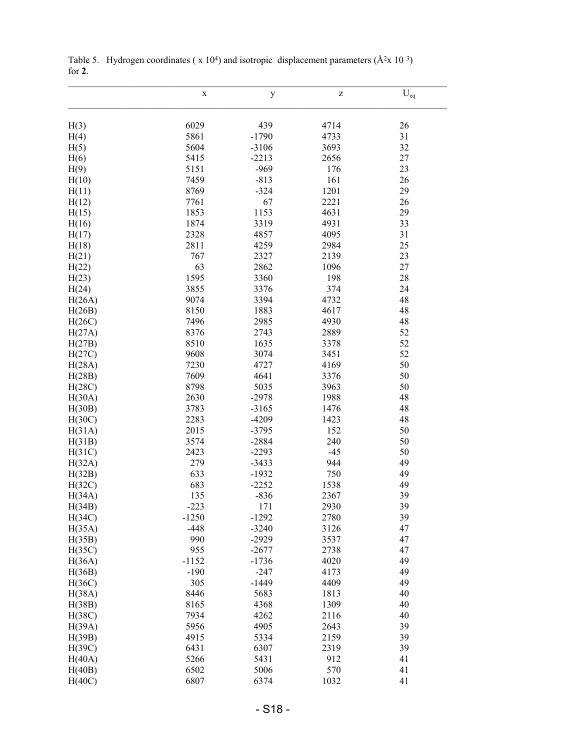Table 5. Hydrogen coordinates ( x $10^4$) and isotropic displacement parameters ($Å^2$x $10^3$) for **2**.

| | x | y | z | $U_{eq}$ |
|---|---|---|---|---|
| H(3) | 6029 | 439 | 4714 | 26 |
| H(4) | 5861 | -1790 | 4733 | 31 |
| H(5) | 5604 | -3106 | 3693 | 32 |
| H(6) | 5415 | -2213 | 2656 | 27 |
| H(9) | 5151 | -969 | 176 | 23 |
| H(10) | 7459 | -813 | 161 | 26 |
| H(11) | 8769 | -324 | 1201 | 29 |
| H(12) | 7761 | 67 | 2221 | 26 |
| H(15) | 1853 | 1153 | 4631 | 29 |
| H(16) | 1874 | 3319 | 4931 | 33 |
| H(17) | 2328 | 4857 | 4095 | 31 |
| H(18) | 2811 | 4259 | 2984 | 25 |
| H(21) | 767 | 2327 | 2139 | 23 |
| H(22) | 63 | 2862 | 1096 | 27 |
| H(23) | 1595 | 3360 | 198 | 28 |
| H(24) | 3855 | 3376 | 374 | 24 |
| H(26A) | 9074 | 3394 | 4732 | 48 |
| H(26B) | 8150 | 1883 | 4617 | 48 |
| H(26C) | 7496 | 2985 | 4930 | 48 |
| H(27A) | 8376 | 2743 | 2889 | 52 |
| H(27B) | 8510 | 1635 | 3378 | 52 |
| H(27C) | 9608 | 3074 | 3451 | 52 |
| H(28A) | 7230 | 4727 | 4169 | 50 |
| H(28B) | 7609 | 4641 | 3376 | 50 |
| H(28C) | 8798 | 5035 | 3963 | 50 |
| H(30A) | 2630 | -2978 | 1988 | 48 |
| H(30B) | 3783 | -3165 | 1476 | 48 |
| H(30C) | 2283 | -4209 | 1423 | 48 |
| H(31A) | 2015 | -3795 | 152 | 50 |
| H(31B) | 3574 | -2884 | 240 | 50 |
| H(31C) | 2423 | -2293 | -45 | 50 |
| H(32A) | 279 | -3433 | 944 | 49 |
| H(32B) | 633 | -1932 | 750 | 49 |
| H(32C) | 683 | -2252 | 1538 | 49 |
| H(34A) | 135 | -836 | 2367 | 39 |
| H(34B) | -223 | 171 | 2930 | 39 |
| H(34C) | -1250 | -1292 | 2780 | 39 |
| H(35A) | -448 | -3240 | 3126 | 47 |
| H(35B) | 990 | -2929 | 3537 | 47 |
| H(35C) | 955 | -2677 | 2738 | 47 |
| H(36A) | -1152 | -1736 | 4020 | 49 |
| H(36B) | -190 | -247 | 4173 | 49 |
| H(36C) | 305 | -1449 | 4409 | 49 |
| H(38A) | 8446 | 5683 | 1813 | 40 |
| H(38B) | 8165 | 4368 | 1309 | 40 |
| H(38C) | 7934 | 4262 | 2116 | 40 |
| H(39A) | 5956 | 4905 | 2643 | 39 |
| H(39B) | 4915 | 5334 | 2159 | 39 |
| H(39C) | 6431 | 6307 | 2319 | 39 |
| H(40A) | 5266 | 5431 | 912 | 41 |
| H(40B) | 6502 | 5006 | 570 | 41 |
| H(40C) | 6807 | 6374 | 1032 | 41 |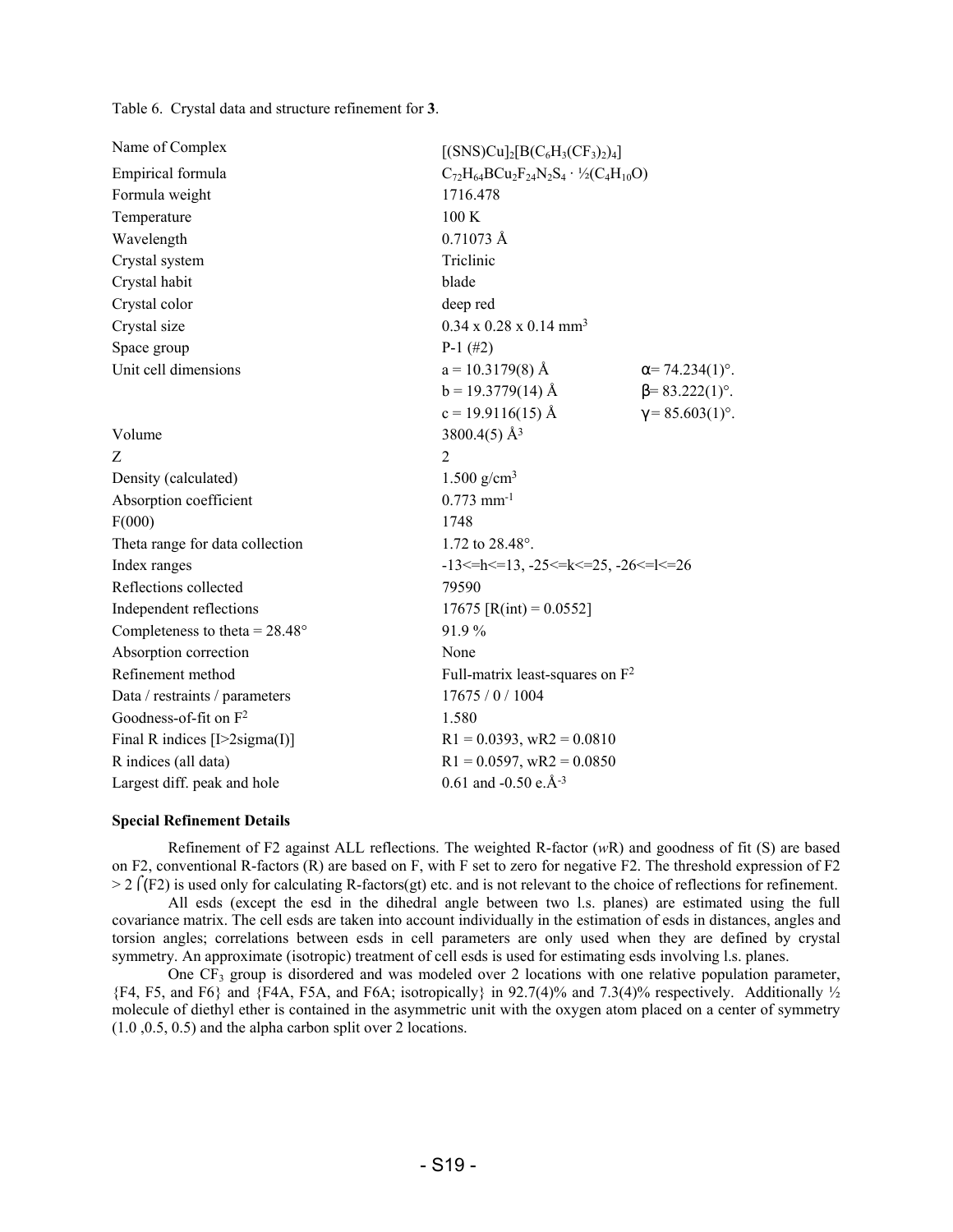Table 6. Crystal data and structure refinement for **3**.

| | | |
|---|---|---|
| Name of Complex | $[(SNS)Cu]_2[B(C_6H_3(CF_3)_2)_4]$ | |
| Empirical formula | $C_{72}H_{64}BCu_2F_{24}N_2S_4 \cdot ½(C_4H_{10}O)$ | |
| Formula weight | 1716.478 | |
| Temperature | 100 K | |
| Wavelength | 0.71073 Å | |
| Crystal system | Triclinic | |
| Crystal habit | blade | |
| Crystal color | deep red | |
| Crystal size | 0.34 x 0.28 x 0.14 mm$^3$ | |
| Space group | P-1 (#2) | |
| Unit cell dimensions | a = 10.3179(8) Å | $\alpha$= 74.234(1)°. |
| | b = 19.3779(14) Å | $\beta$= 83.222(1)°. |
| | c = 19.9116(15) Å | $\gamma$ = 85.603(1)°. |
| Volume | 3800.4(5) Å$^3$ | |
| Z | 2 | |
| Density (calculated) | 1.500 g/cm$^3$ | |
| Absorption coefficient | 0.773 mm$^{-1}$ | |
| F(000) | 1748 | |
| Theta range for data collection | 1.72 to 28.48°. | |
| Index ranges | -13<=h<=13, -25<=k<=25, -26<=l<=26 | |
| Reflections collected | 79590 | |
| Independent reflections | 17675 [R(int) = 0.0552] | |
| Completeness to theta = 28.48° | 91.9 % | |
| Absorption correction | None | |
| Refinement method | Full-matrix least-squares on F$^2$ | |
| Data / restraints / parameters | 17675 / 0 / 1004 | |
| Goodness-of-fit on F$^2$ | 1.580 | |
| Final R indices [I>2sigma(I)] | R1 = 0.0393, wR2 = 0.0810 | |
| R indices (all data) | R1 = 0.0597, wR2 = 0.0850 | |
| Largest diff. peak and hole | 0.61 and -0.50 e.Å$^{-3}$ | |

**Special Refinement Details**

Refinement of F2 against ALL reflections. The weighted R-factor (*w*R) and goodness of fit (S) are based on F2, conventional R-factors (R) are based on F, with F set to zero for negative F2. The threshold expression of F2 > 2 $\sigma$(F2) is used only for calculating R-factors(gt) etc. and is not relevant to the choice of reflections for refinement.

All esds (except the esd in the dihedral angle between two l.s. planes) are estimated using the full covariance matrix. The cell esds are taken into account individually in the estimation of esds in distances, angles and torsion angles; correlations between esds in cell parameters are only used when they are defined by crystal symmetry. An approximate (isotropic) treatment of cell esds is used for estimating esds involving l.s. planes.

One $CF_3$ group is disordered and was modeled over 2 locations with one relative population parameter, {F4, F5, and F6} and {F4A, F5A, and F6A; isotropically} in 92.7(4)% and 7.3(4)% respectively. Additionally ½ molecule of diethyl ether is contained in the asymmetric unit with the oxygen atom placed on a center of symmetry (1.0 ,0.5, 0.5) and the alpha carbon split over 2 locations.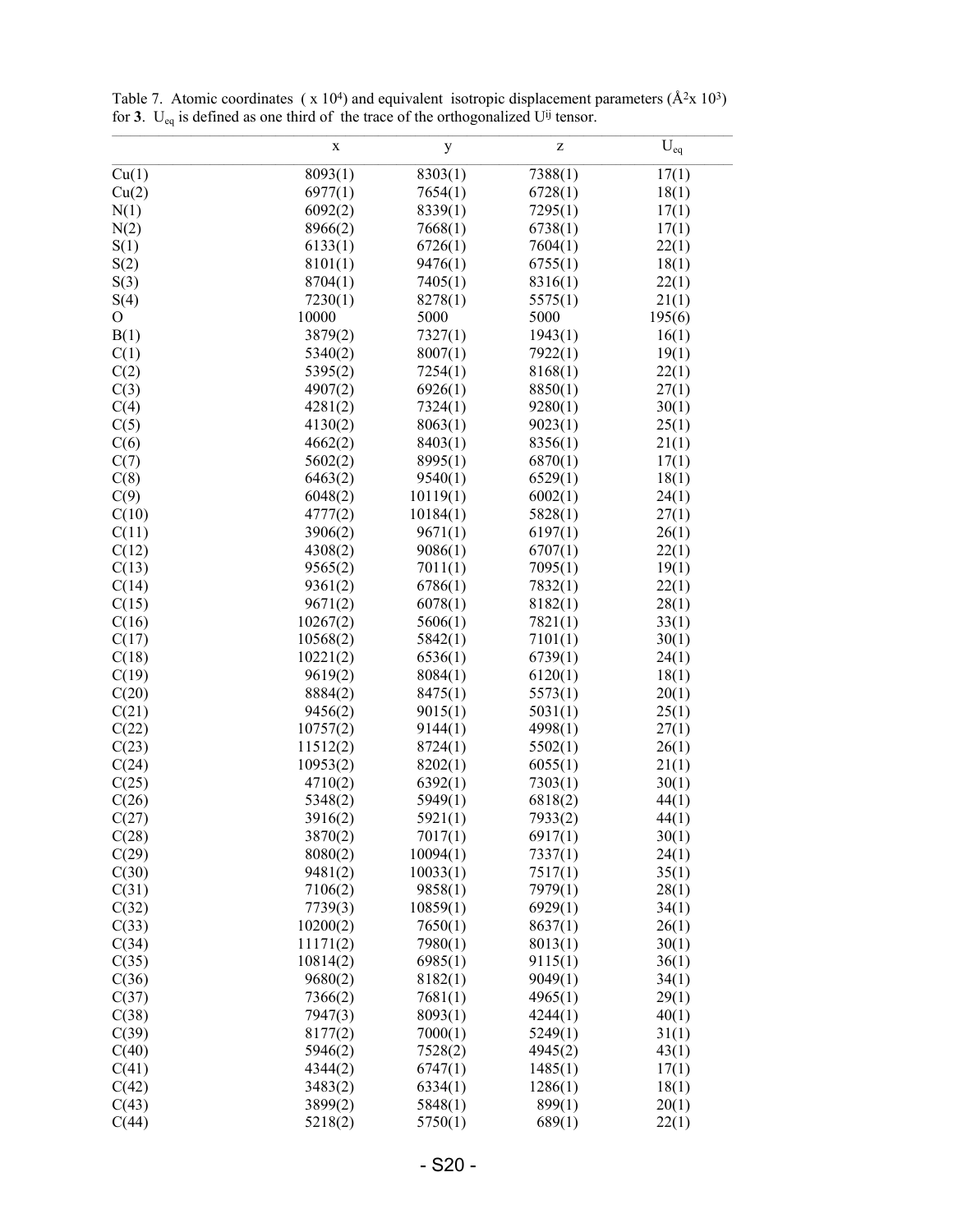Table 7. Atomic coordinates ( x $10^4$) and equivalent isotropic displacement parameters ($Å^2$x $10^3$) for **3**. $U_{eq}$ is defined as one third of the trace of the orthogonalized $U^{ij}$ tensor.

| | x | y | z | $U_{eq}$ |
|---|---|---|---|---|
| Cu(1) | 8093(1) | 8303(1) | 7388(1) | 17(1) |
| Cu(2) | 6977(1) | 7654(1) | 6728(1) | 18(1) |
| N(1) | 6092(2) | 8339(1) | 7295(1) | 17(1) |
| N(2) | 8966(2) | 7668(1) | 6738(1) | 17(1) |
| S(1) | 6133(1) | 6726(1) | 7604(1) | 22(1) |
| S(2) | 8101(1) | 9476(1) | 6755(1) | 18(1) |
| S(3) | 8704(1) | 7405(1) | 8316(1) | 22(1) |
| S(4) | 7230(1) | 8278(1) | 5575(1) | 21(1) |
| O | 10000 | 5000 | 5000 | 195(6) |
| B(1) | 3879(2) | 7327(1) | 1943(1) | 16(1) |
| C(1) | 5340(2) | 8007(1) | 7922(1) | 19(1) |
| C(2) | 5395(2) | 7254(1) | 8168(1) | 22(1) |
| C(3) | 4907(2) | 6926(1) | 8850(1) | 27(1) |
| C(4) | 4281(2) | 7324(1) | 9280(1) | 30(1) |
| C(5) | 4130(2) | 8063(1) | 9023(1) | 25(1) |
| C(6) | 4662(2) | 8403(1) | 8356(1) | 21(1) |
| C(7) | 5602(2) | 8995(1) | 6870(1) | 17(1) |
| C(8) | 6463(2) | 9540(1) | 6529(1) | 18(1) |
| C(9) | 6048(2) | 10119(1) | 6002(1) | 24(1) |
| C(10) | 4777(2) | 10184(1) | 5828(1) | 27(1) |
| C(11) | 3906(2) | 9671(1) | 6197(1) | 26(1) |
| C(12) | 4308(2) | 9086(1) | 6707(1) | 22(1) |
| C(13) | 9565(2) | 7011(1) | 7095(1) | 19(1) |
| C(14) | 9361(2) | 6786(1) | 7832(1) | 22(1) |
| C(15) | 9671(2) | 6078(1) | 8182(1) | 28(1) |
| C(16) | 10267(2) | 5606(1) | 7821(1) | 33(1) |
| C(17) | 10568(2) | 5842(1) | 7101(1) | 30(1) |
| C(18) | 10221(2) | 6536(1) | 6739(1) | 24(1) |
| C(19) | 9619(2) | 8084(1) | 6120(1) | 18(1) |
| C(20) | 8884(2) | 8475(1) | 5573(1) | 20(1) |
| C(21) | 9456(2) | 9015(1) | 5031(1) | 25(1) |
| C(22) | 10757(2) | 9144(1) | 4998(1) | 27(1) |
| C(23) | 11512(2) | 8724(1) | 5502(1) | 26(1) |
| C(24) | 10953(2) | 8202(1) | 6055(1) | 21(1) |
| C(25) | 4710(2) | 6392(1) | 7303(1) | 30(1) |
| C(26) | 5348(2) | 5949(1) | 6818(2) | 44(1) |
| C(27) | 3916(2) | 5921(1) | 7933(2) | 44(1) |
| C(28) | 3870(2) | 7017(1) | 6917(1) | 30(1) |
| C(29) | 8080(2) | 10094(1) | 7337(1) | 24(1) |
| C(30) | 9481(2) | 10033(1) | 7517(1) | 35(1) |
| C(31) | 7106(2) | 9858(1) | 7979(1) | 28(1) |
| C(32) | 7739(3) | 10859(1) | 6929(1) | 34(1) |
| C(33) | 10200(2) | 7650(1) | 8637(1) | 26(1) |
| C(34) | 11171(2) | 7980(1) | 8013(1) | 30(1) |
| C(35) | 10814(2) | 6985(1) | 9115(1) | 36(1) |
| C(36) | 9680(2) | 8182(1) | 9049(1) | 34(1) |
| C(37) | 7366(2) | 7681(1) | 4965(1) | 29(1) |
| C(38) | 7947(3) | 8093(1) | 4244(1) | 40(1) |
| C(39) | 8177(2) | 7000(1) | 5249(1) | 31(1) |
| C(40) | 5946(2) | 7528(2) | 4945(2) | 43(1) |
| C(41) | 4344(2) | 6747(1) | 1485(1) | 17(1) |
| C(42) | 3483(2) | 6334(1) | 1286(1) | 18(1) |
| C(43) | 3899(2) | 5848(1) | 899(1) | 20(1) |
| C(44) | 5218(2) | 5750(1) | 689(1) | 22(1) |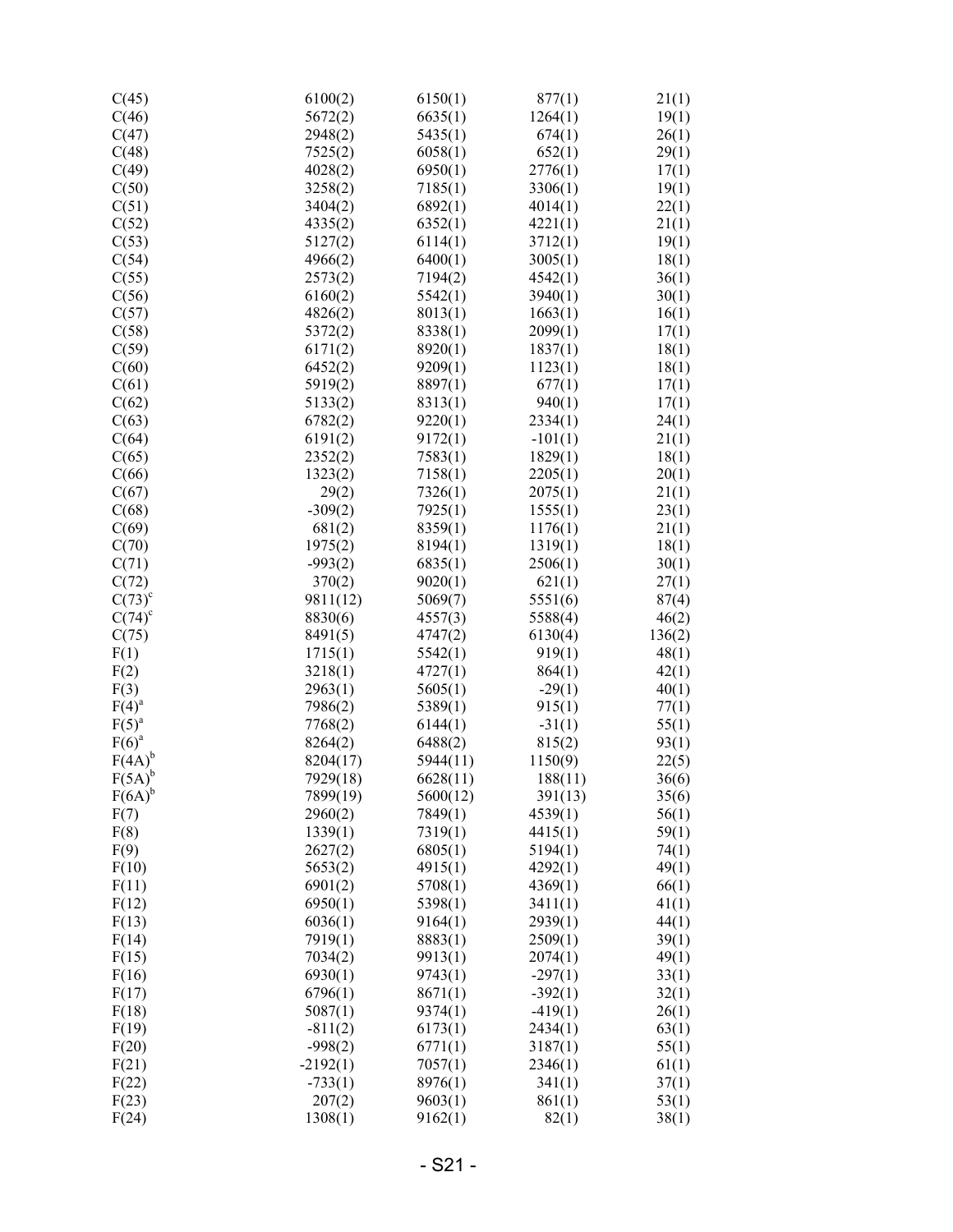| | | | | |
|---|---|---|---|---|
| C(45) | 6100(2) | 6150(1) | 877(1) | 21(1) |
| C(46) | 5672(2) | 6635(1) | 1264(1) | 19(1) |
| C(47) | 2948(2) | 5435(1) | 674(1) | 26(1) |
| C(48) | 7525(2) | 6058(1) | 652(1) | 29(1) |
| C(49) | 4028(2) | 6950(1) | 2776(1) | 17(1) |
| C(50) | 3258(2) | 7185(1) | 3306(1) | 19(1) |
| C(51) | 3404(2) | 6892(1) | 4014(1) | 22(1) |
| C(52) | 4335(2) | 6352(1) | 4221(1) | 21(1) |
| C(53) | 5127(2) | 6114(1) | 3712(1) | 19(1) |
| C(54) | 4966(2) | 6400(1) | 3005(1) | 18(1) |
| C(55) | 2573(2) | 7194(2) | 4542(1) | 36(1) |
| C(56) | 6160(2) | 5542(1) | 3940(1) | 30(1) |
| C(57) | 4826(2) | 8013(1) | 1663(1) | 16(1) |
| C(58) | 5372(2) | 8338(1) | 2099(1) | 17(1) |
| C(59) | 6171(2) | 8920(1) | 1837(1) | 18(1) |
| C(60) | 6452(2) | 9209(1) | 1123(1) | 18(1) |
| C(61) | 5919(2) | 8897(1) | 677(1) | 17(1) |
| C(62) | 5133(2) | 8313(1) | 940(1) | 17(1) |
| C(63) | 6782(2) | 9220(1) | 2334(1) | 24(1) |
| C(64) | 6191(2) | 9172(1) | -101(1) | 21(1) |
| C(65) | 2352(2) | 7583(1) | 1829(1) | 18(1) |
| C(66) | 1323(2) | 7158(1) | 2205(1) | 20(1) |
| C(67) | 29(2) | 7326(1) | 2075(1) | 21(1) |
| C(68) | -309(2) | 7925(1) | 1555(1) | 23(1) |
| C(69) | 681(2) | 8359(1) | 1176(1) | 21(1) |
| C(70) | 1975(2) | 8194(1) | 1319(1) | 18(1) |
| C(71) | -993(2) | 6835(1) | 2506(1) | 30(1) |
| C(72) | 370(2) | 9020(1) | 621(1) | 27(1) |
| C(73)[c] | 9811(12) | 5069(7) | 5551(6) | 87(4) |
| C(74)[c] | 8830(6) | 4557(3) | 5588(4) | 46(2) |
| C(75) | 8491(5) | 4747(2) | 6130(4) | 136(2) |
| F(1) | 1715(1) | 5542(1) | 919(1) | 48(1) |
| F(2) | 3218(1) | 4727(1) | 864(1) | 42(1) |
| F(3) | 2963(1) | 5605(1) | -29(1) | 40(1) |
| F(4)[a] | 7986(2) | 5389(1) | 915(1) | 77(1) |
| F(5)[a] | 7768(2) | 6144(1) | -31(1) | 55(1) |
| F(6)[a] | 8264(2) | 6488(2) | 815(2) | 93(1) |
| F(4A)[b] | 8204(17) | 5944(11) | 1150(9) | 22(5) |
| F(5A)[b] | 7929(18) | 6628(11) | 188(11) | 36(6) |
| F(6A)[b] | 7899(19) | 5600(12) | 391(13) | 35(6) |
| F(7) | 2960(2) | 7849(1) | 4539(1) | 56(1) |
| F(8) | 1339(1) | 7319(1) | 4415(1) | 59(1) |
| F(9) | 2627(2) | 6805(1) | 5194(1) | 74(1) |
| F(10) | 5653(2) | 4915(1) | 4292(1) | 49(1) |
| F(11) | 6901(2) | 5708(1) | 4369(1) | 66(1) |
| F(12) | 6950(1) | 5398(1) | 3411(1) | 41(1) |
| F(13) | 6036(1) | 9164(1) | 2939(1) | 44(1) |
| F(14) | 7919(1) | 8883(1) | 2509(1) | 39(1) |
| F(15) | 7034(2) | 9913(1) | 2074(1) | 49(1) |
| F(16) | 6930(1) | 9743(1) | -297(1) | 33(1) |
| F(17) | 6796(1) | 8671(1) | -392(1) | 32(1) |
| F(18) | 5087(1) | 9374(1) | -419(1) | 26(1) |
| F(19) | -811(2) | 6173(1) | 2434(1) | 63(1) |
| F(20) | -998(2) | 6771(1) | 3187(1) | 55(1) |
| F(21) | -2192(1) | 7057(1) | 2346(1) | 61(1) |
| F(22) | -733(1) | 8976(1) | 341(1) | 37(1) |
| F(23) | 207(2) | 9603(1) | 861(1) | 53(1) |
| F(24) | 1308(1) | 9162(1) | 82(1) | 38(1) |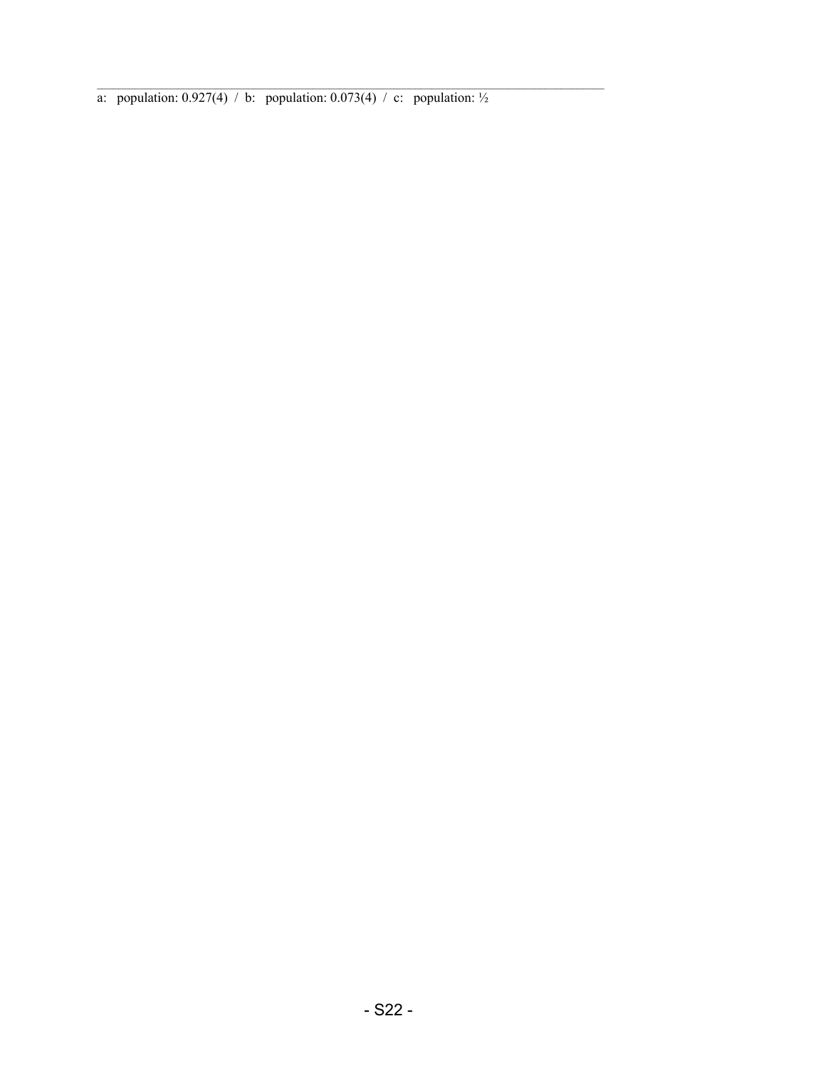a: population: 0.927(4) / b: population: 0.073(4) / c: population: ½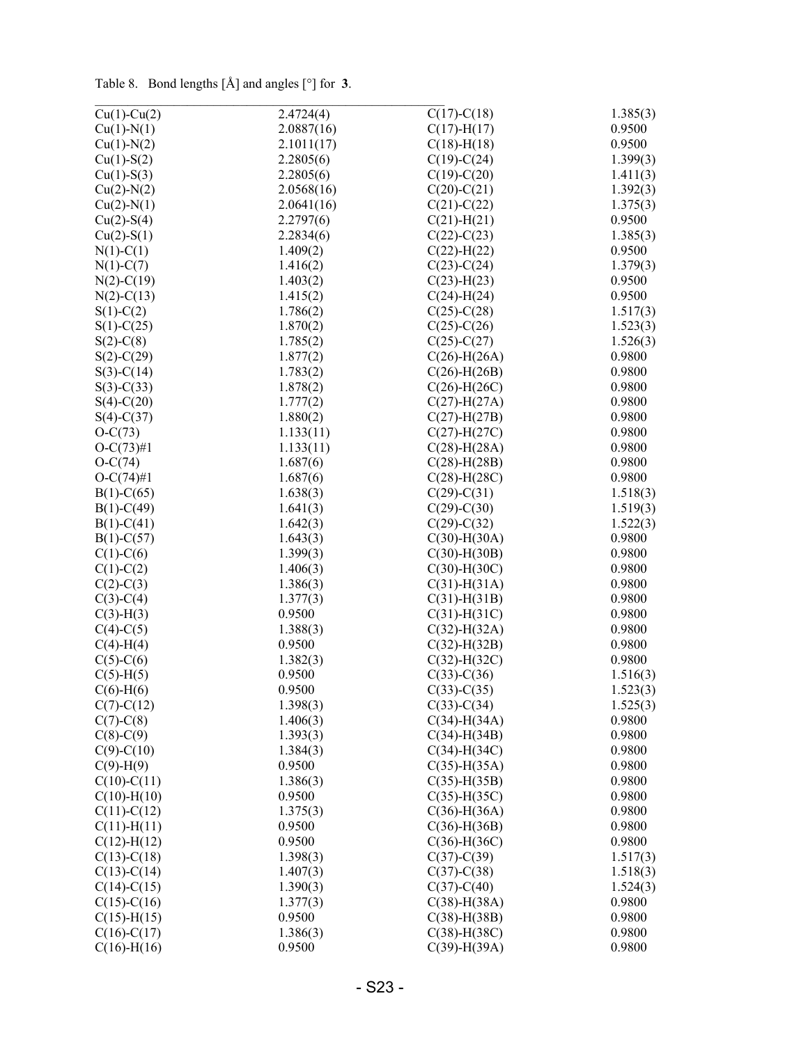Table 8. Bond lengths [Å] and angles [°] for **3**.

| | | | |
|---|---|---|---|
| Cu(1)-Cu(2) | 2.4724(4) | C(17)-C(18) | 1.385(3) |
| Cu(1)-N(1) | 2.0887(16) | C(17)-H(17) | 0.9500 |
| Cu(1)-N(2) | 2.1011(17) | C(18)-H(18) | 0.9500 |
| Cu(1)-S(2) | 2.2805(6) | C(19)-C(24) | 1.399(3) |
| Cu(1)-S(3) | 2.2805(6) | C(19)-C(20) | 1.411(3) |
| Cu(2)-N(2) | 2.0568(16) | C(20)-C(21) | 1.392(3) |
| Cu(2)-N(1) | 2.0641(16) | C(21)-C(22) | 1.375(3) |
| Cu(2)-S(4) | 2.2797(6) | C(21)-H(21) | 0.9500 |
| Cu(2)-S(1) | 2.2834(6) | C(22)-C(23) | 1.385(3) |
| N(1)-C(1) | 1.409(2) | C(22)-H(22) | 0.9500 |
| N(1)-C(7) | 1.416(2) | C(23)-C(24) | 1.379(3) |
| N(2)-C(19) | 1.403(2) | C(23)-H(23) | 0.9500 |
| N(2)-C(13) | 1.415(2) | C(24)-H(24) | 0.9500 |
| S(1)-C(2) | 1.786(2) | C(25)-C(28) | 1.517(3) |
| S(1)-C(25) | 1.870(2) | C(25)-C(26) | 1.523(3) |
| S(2)-C(8) | 1.785(2) | C(25)-C(27) | 1.526(3) |
| S(2)-C(29) | 1.877(2) | C(26)-H(26A) | 0.9800 |
| S(3)-C(14) | 1.783(2) | C(26)-H(26B) | 0.9800 |
| S(3)-C(33) | 1.878(2) | C(26)-H(26C) | 0.9800 |
| S(4)-C(20) | 1.777(2) | C(27)-H(27A) | 0.9800 |
| S(4)-C(37) | 1.880(2) | C(27)-H(27B) | 0.9800 |
| O-C(73) | 1.133(11) | C(27)-H(27C) | 0.9800 |
| O-C(73)#1 | 1.133(11) | C(28)-H(28A) | 0.9800 |
| O-C(74) | 1.687(6) | C(28)-H(28B) | 0.9800 |
| O-C(74)#1 | 1.687(6) | C(28)-H(28C) | 0.9800 |
| B(1)-C(65) | 1.638(3) | C(29)-C(31) | 1.518(3) |
| B(1)-C(49) | 1.641(3) | C(29)-C(30) | 1.519(3) |
| B(1)-C(41) | 1.642(3) | C(29)-C(32) | 1.522(3) |
| B(1)-C(57) | 1.643(3) | C(30)-H(30A) | 0.9800 |
| C(1)-C(6) | 1.399(3) | C(30)-H(30B) | 0.9800 |
| C(1)-C(2) | 1.406(3) | C(30)-H(30C) | 0.9800 |
| C(2)-C(3) | 1.386(3) | C(31)-H(31A) | 0.9800 |
| C(3)-C(4) | 1.377(3) | C(31)-H(31B) | 0.9800 |
| C(3)-H(3) | 0.9500 | C(31)-H(31C) | 0.9800 |
| C(4)-C(5) | 1.388(3) | C(32)-H(32A) | 0.9800 |
| C(4)-H(4) | 0.9500 | C(32)-H(32B) | 0.9800 |
| C(5)-C(6) | 1.382(3) | C(32)-H(32C) | 0.9800 |
| C(5)-H(5) | 0.9500 | C(33)-C(36) | 1.516(3) |
| C(6)-H(6) | 0.9500 | C(33)-C(35) | 1.523(3) |
| C(7)-C(12) | 1.398(3) | C(33)-C(34) | 1.525(3) |
| C(7)-C(8) | 1.406(3) | C(34)-H(34A) | 0.9800 |
| C(8)-C(9) | 1.393(3) | C(34)-H(34B) | 0.9800 |
| C(9)-C(10) | 1.384(3) | C(34)-H(34C) | 0.9800 |
| C(9)-H(9) | 0.9500 | C(35)-H(35A) | 0.9800 |
| C(10)-C(11) | 1.386(3) | C(35)-H(35B) | 0.9800 |
| C(10)-H(10) | 0.9500 | C(35)-H(35C) | 0.9800 |
| C(11)-C(12) | 1.375(3) | C(36)-H(36A) | 0.9800 |
| C(11)-H(11) | 0.9500 | C(36)-H(36B) | 0.9800 |
| C(12)-H(12) | 0.9500 | C(36)-H(36C) | 0.9800 |
| C(13)-C(18) | 1.398(3) | C(37)-C(39) | 1.517(3) |
| C(13)-C(14) | 1.407(3) | C(37)-C(38) | 1.518(3) |
| C(14)-C(15) | 1.390(3) | C(37)-C(40) | 1.524(3) |
| C(15)-C(16) | 1.377(3) | C(38)-H(38A) | 0.9800 |
| C(15)-H(15) | 0.9500 | C(38)-H(38B) | 0.9800 |
| C(16)-C(17) | 1.386(3) | C(38)-H(38C) | 0.9800 |
| C(16)-H(16) | 0.9500 | C(39)-H(39A) | 0.9800 |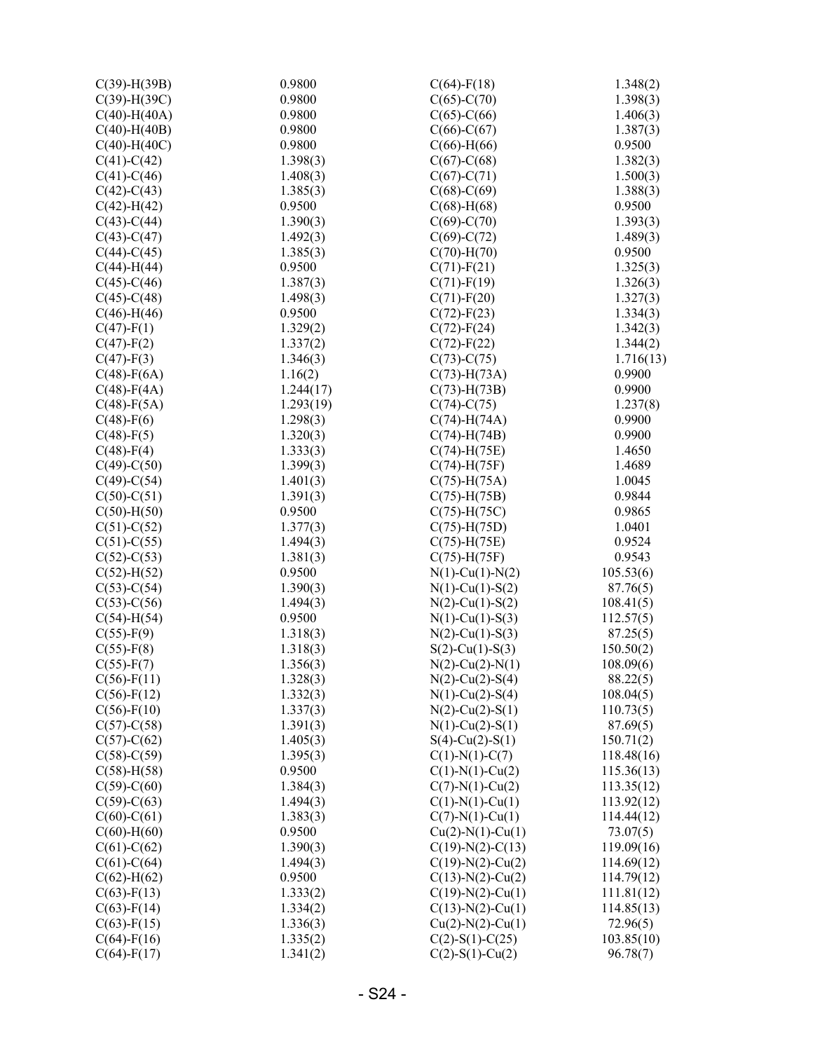| | |
|---|---|
| C(39)-H(39B) | 0.9800 |
| C(39)-H(39C) | 0.9800 |
| C(40)-H(40A) | 0.9800 |
| C(40)-H(40B) | 0.9800 |
| C(40)-H(40C) | 0.9800 |
| C(41)-C(42) | 1.398(3) |
| C(41)-C(46) | 1.408(3) |
| C(42)-C(43) | 1.385(3) |
| C(42)-H(42) | 0.9500 |
| C(43)-C(44) | 1.390(3) |
| C(43)-C(47) | 1.492(3) |
| C(44)-C(45) | 1.385(3) |
| C(44)-H(44) | 0.9500 |
| C(45)-C(46) | 1.387(3) |
| C(45)-C(48) | 1.498(3) |
| C(46)-H(46) | 0.9500 |
| C(47)-F(1) | 1.329(2) |
| C(47)-F(2) | 1.337(2) |
| C(47)-F(3) | 1.346(3) |
| C(48)-F(6A) | 1.16(2) |
| C(48)-F(4A) | 1.244(17) |
| C(48)-F(5A) | 1.293(19) |
| C(48)-F(6) | 1.298(3) |
| C(48)-F(5) | 1.320(3) |
| C(48)-F(4) | 1.333(3) |
| C(49)-C(50) | 1.399(3) |
| C(49)-C(54) | 1.401(3) |
| C(50)-C(51) | 1.391(3) |
| C(50)-H(50) | 0.9500 |
| C(51)-C(52) | 1.377(3) |
| C(51)-C(55) | 1.494(3) |
| C(52)-C(53) | 1.381(3) |
| C(52)-H(52) | 0.9500 |
| C(53)-C(54) | 1.390(3) |
| C(53)-C(56) | 1.494(3) |
| C(54)-H(54) | 0.9500 |
| C(55)-F(9) | 1.318(3) |
| C(55)-F(8) | 1.318(3) |
| C(55)-F(7) | 1.356(3) |
| C(56)-F(11) | 1.328(3) |
| C(56)-F(12) | 1.332(3) |
| C(56)-F(10) | 1.337(3) |
| C(57)-C(58) | 1.391(3) |
| C(57)-C(62) | 1.405(3) |
| C(58)-C(59) | 1.395(3) |
| C(58)-H(58) | 0.9500 |
| C(59)-C(60) | 1.384(3) |
| C(59)-C(63) | 1.494(3) |
| C(60)-C(61) | 1.383(3) |
| C(60)-H(60) | 0.9500 |
| C(61)-C(62) | 1.390(3) |
| C(61)-C(64) | 1.494(3) |
| C(62)-H(62) | 0.9500 |
| C(63)-F(13) | 1.333(2) |
| C(63)-F(14) | 1.334(2) |
| C(63)-F(15) | 1.336(3) |
| C(64)-F(16) | 1.335(2) |
| C(64)-F(17) | 1.341(2) |
| C(64)-F(18) | 1.348(2) |
| C(65)-C(70) | 1.398(3) |
| C(65)-C(66) | 1.406(3) |
| C(66)-C(67) | 1.387(3) |
| C(66)-H(66) | 0.9500 |
| C(67)-C(68) | 1.382(3) |
| C(67)-C(71) | 1.500(3) |
| C(68)-C(69) | 1.388(3) |
| C(68)-H(68) | 0.9500 |
| C(69)-C(70) | 1.393(3) |
| C(69)-C(72) | 1.489(3) |
| C(70)-H(70) | 0.9500 |
| C(71)-F(21) | 1.325(3) |
| C(71)-F(19) | 1.326(3) |
| C(71)-F(20) | 1.327(3) |
| C(72)-F(23) | 1.334(3) |
| C(72)-F(24) | 1.342(3) |
| C(72)-F(22) | 1.344(2) |
| C(73)-C(75) | 1.716(13) |
| C(73)-H(73A) | 0.9900 |
| C(73)-H(73B) | 0.9900 |
| C(74)-C(75) | 1.237(8) |
| C(74)-H(74A) | 0.9900 |
| C(74)-H(74B) | 0.9900 |
| C(74)-H(75E) | 1.4650 |
| C(74)-H(75F) | 1.4689 |
| C(75)-H(75A) | 1.0045 |
| C(75)-H(75B) | 0.9844 |
| C(75)-H(75C) | 0.9865 |
| C(75)-H(75D) | 1.0401 |
| C(75)-H(75E) | 0.9524 |
| C(75)-H(75F) | 0.9543 |
| N(1)-Cu(1)-N(2) | 105.53(6) |
| N(1)-Cu(1)-S(2) | 87.76(5) |
| N(2)-Cu(1)-S(2) | 108.41(5) |
| N(1)-Cu(1)-S(3) | 112.57(5) |
| N(2)-Cu(1)-S(3) | 87.25(5) |
| S(2)-Cu(1)-S(3) | 150.50(2) |
| N(2)-Cu(2)-N(1) | 108.09(6) |
| N(2)-Cu(2)-S(4) | 88.22(5) |
| N(1)-Cu(2)-S(4) | 108.04(5) |
| N(2)-Cu(2)-S(1) | 110.73(5) |
| N(1)-Cu(2)-S(1) | 87.69(5) |
| S(4)-Cu(2)-S(1) | 150.71(2) |
| C(1)-N(1)-C(7) | 118.48(16) |
| C(1)-N(1)-Cu(2) | 115.36(13) |
| C(7)-N(1)-Cu(2) | 113.35(12) |
| C(1)-N(1)-Cu(1) | 113.92(12) |
| C(7)-N(1)-Cu(1) | 114.44(12) |
| Cu(2)-N(1)-Cu(1) | 73.07(5) |
| C(19)-N(2)-C(13) | 119.09(16) |
| C(19)-N(2)-Cu(2) | 114.69(12) |
| C(13)-N(2)-Cu(2) | 114.79(12) |
| C(19)-N(2)-Cu(1) | 111.81(12) |
| C(13)-N(2)-Cu(1) | 114.85(13) |
| Cu(2)-N(2)-Cu(1) | 72.96(5) |
| C(2)-S(1)-C(25) | 103.85(10) |
| C(2)-S(1)-Cu(2) | 96.78(7) |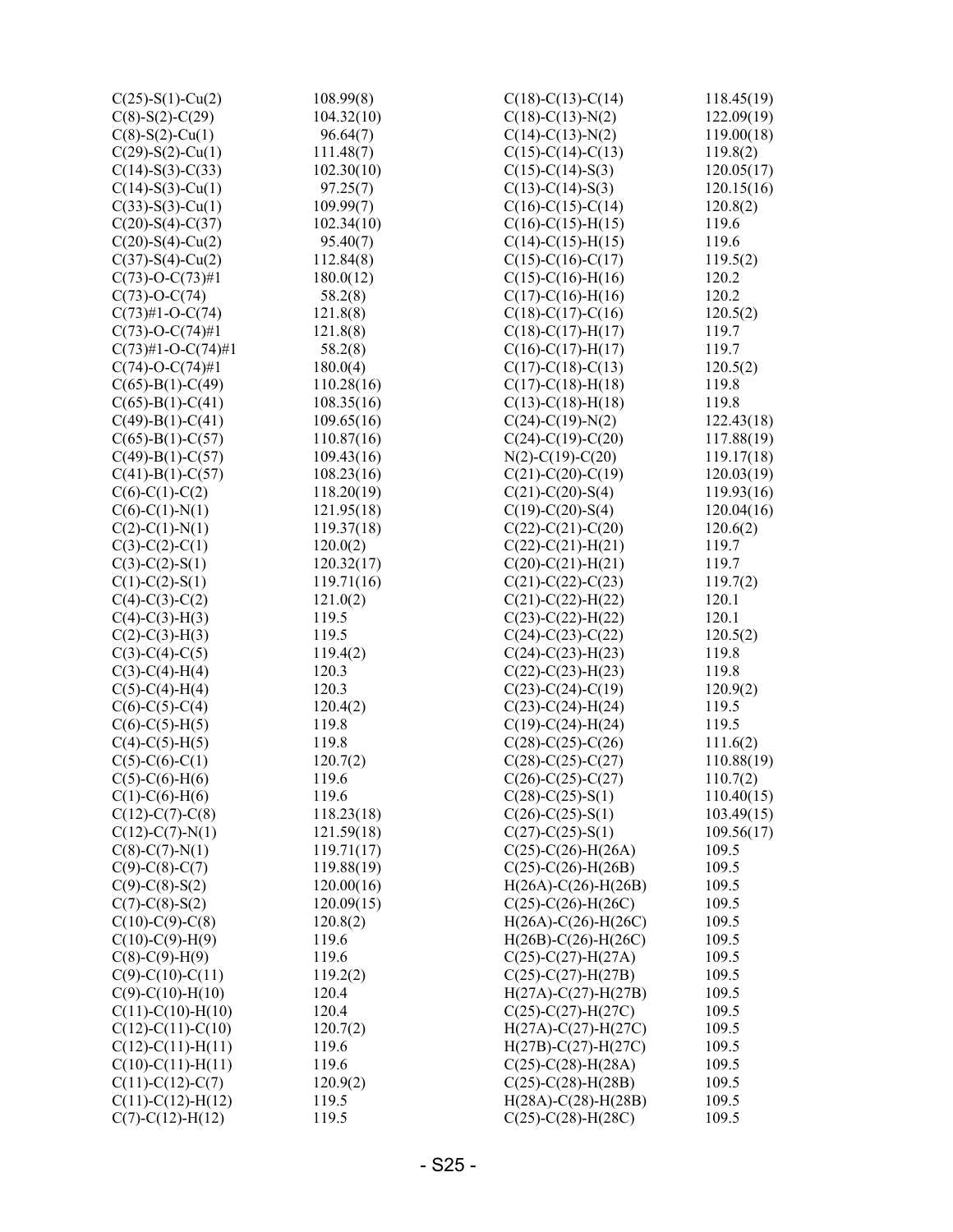| | |
|---|---|
| C(25)-S(1)-Cu(2) | 108.99(8) |
| C(8)-S(2)-C(29) | 104.32(10) |
| C(8)-S(2)-Cu(1) | 96.64(7) |
| C(29)-S(2)-Cu(1) | 111.48(7) |
| C(14)-S(3)-C(33) | 102.30(10) |
| C(14)-S(3)-Cu(1) | 97.25(7) |
| C(33)-S(3)-Cu(1) | 109.99(7) |
| C(20)-S(4)-C(37) | 102.34(10) |
| C(20)-S(4)-Cu(2) | 95.40(7) |
| C(37)-S(4)-Cu(2) | 112.84(8) |
| C(73)-O-C(73)#1 | 180.0(12) |
| C(73)-O-C(74) | 58.2(8) |
| C(73)#1-O-C(74) | 121.8(8) |
| C(73)-O-C(74)#1 | 121.8(8) |
| C(73)#1-O-C(74)#1 | 58.2(8) |
| C(74)-O-C(74)#1 | 180.0(4) |
| C(65)-B(1)-C(49) | 110.28(16) |
| C(65)-B(1)-C(41) | 108.35(16) |
| C(49)-B(1)-C(41) | 109.65(16) |
| C(65)-B(1)-C(57) | 110.87(16) |
| C(49)-B(1)-C(57) | 109.43(16) |
| C(41)-B(1)-C(57) | 108.23(16) |
| C(6)-C(1)-C(2) | 118.20(19) |
| C(6)-C(1)-N(1) | 121.95(18) |
| C(2)-C(1)-N(1) | 119.37(18) |
| C(3)-C(2)-C(1) | 120.0(2) |
| C(3)-C(2)-S(1) | 120.32(17) |
| C(1)-C(2)-S(1) | 119.71(16) |
| C(4)-C(3)-C(2) | 121.0(2) |
| C(4)-C(3)-H(3) | 119.5 |
| C(2)-C(3)-H(3) | 119.5 |
| C(3)-C(4)-C(5) | 119.4(2) |
| C(3)-C(4)-H(4) | 120.3 |
| C(5)-C(4)-H(4) | 120.3 |
| C(6)-C(5)-C(4) | 120.4(2) |
| C(6)-C(5)-H(5) | 119.8 |
| C(4)-C(5)-H(5) | 119.8 |
| C(5)-C(6)-C(1) | 120.7(2) |
| C(5)-C(6)-H(6) | 119.6 |
| C(1)-C(6)-H(6) | 119.6 |
| C(12)-C(7)-C(8) | 118.23(18) |
| C(12)-C(7)-N(1) | 121.59(18) |
| C(8)-C(7)-N(1) | 119.71(17) |
| C(9)-C(8)-C(7) | 119.88(19) |
| C(9)-C(8)-S(2) | 120.00(16) |
| C(7)-C(8)-S(2) | 120.09(15) |
| C(10)-C(9)-C(8) | 120.8(2) |
| C(10)-C(9)-H(9) | 119.6 |
| C(8)-C(9)-H(9) | 119.6 |
| C(9)-C(10)-C(11) | 119.2(2) |
| C(9)-C(10)-H(10) | 120.4 |
| C(11)-C(10)-H(10) | 120.4 |
| C(12)-C(11)-C(10) | 120.7(2) |
| C(12)-C(11)-H(11) | 119.6 |
| C(10)-C(11)-H(11) | 119.6 |
| C(11)-C(12)-C(7) | 120.9(2) |
| C(11)-C(12)-H(12) | 119.5 |
| C(7)-C(12)-H(12) | 119.5 |
| C(18)-C(13)-C(14) | 118.45(19) |
| C(18)-C(13)-N(2) | 122.09(19) |
| C(14)-C(13)-N(2) | 119.00(18) |
| C(15)-C(14)-C(13) | 119.8(2) |
| C(15)-C(14)-S(3) | 120.05(17) |
| C(13)-C(14)-S(3) | 120.15(16) |
| C(16)-C(15)-C(14) | 120.8(2) |
| C(16)-C(15)-H(15) | 119.6 |
| C(14)-C(15)-H(15) | 119.6 |
| C(15)-C(16)-C(17) | 119.5(2) |
| C(15)-C(16)-H(16) | 120.2 |
| C(17)-C(16)-H(16) | 120.2 |
| C(18)-C(17)-C(16) | 120.5(2) |
| C(18)-C(17)-H(17) | 119.7 |
| C(16)-C(17)-H(17) | 119.7 |
| C(17)-C(18)-C(13) | 120.5(2) |
| C(17)-C(18)-H(18) | 119.8 |
| C(13)-C(18)-H(18) | 119.8 |
| C(24)-C(19)-N(2) | 122.43(18) |
| C(24)-C(19)-C(20) | 117.88(19) |
| N(2)-C(19)-C(20) | 119.17(18) |
| C(21)-C(20)-C(19) | 120.03(19) |
| C(21)-C(20)-S(4) | 119.93(16) |
| C(19)-C(20)-S(4) | 120.04(16) |
| C(22)-C(21)-C(20) | 120.6(2) |
| C(22)-C(21)-H(21) | 119.7 |
| C(20)-C(21)-H(21) | 119.7 |
| C(21)-C(22)-C(23) | 119.7(2) |
| C(21)-C(22)-H(22) | 120.1 |
| C(23)-C(22)-H(22) | 120.1 |
| C(24)-C(23)-C(22) | 120.5(2) |
| C(24)-C(23)-H(23) | 119.8 |
| C(22)-C(23)-H(23) | 119.8 |
| C(23)-C(24)-C(19) | 120.9(2) |
| C(23)-C(24)-H(24) | 119.5 |
| C(19)-C(24)-H(24) | 119.5 |
| C(28)-C(25)-C(26) | 111.6(2) |
| C(28)-C(25)-C(27) | 110.88(19) |
| C(26)-C(25)-C(27) | 110.7(2) |
| C(28)-C(25)-S(1) | 110.40(15) |
| C(26)-C(25)-S(1) | 103.49(15) |
| C(27)-C(25)-S(1) | 109.56(17) |
| C(25)-C(26)-H(26A) | 109.5 |
| C(25)-C(26)-H(26B) | 109.5 |
| H(26A)-C(26)-H(26B) | 109.5 |
| C(25)-C(26)-H(26C) | 109.5 |
| H(26A)-C(26)-H(26C) | 109.5 |
| H(26B)-C(26)-H(26C) | 109.5 |
| C(25)-C(27)-H(27A) | 109.5 |
| C(25)-C(27)-H(27B) | 109.5 |
| H(27A)-C(27)-H(27B) | 109.5 |
| C(25)-C(27)-H(27C) | 109.5 |
| H(27A)-C(27)-H(27C) | 109.5 |
| H(27B)-C(27)-H(27C) | 109.5 |
| C(25)-C(28)-H(28A) | 109.5 |
| C(25)-C(28)-H(28B) | 109.5 |
| H(28A)-C(28)-H(28B) | 109.5 |
| C(25)-C(28)-H(28C) | 109.5 |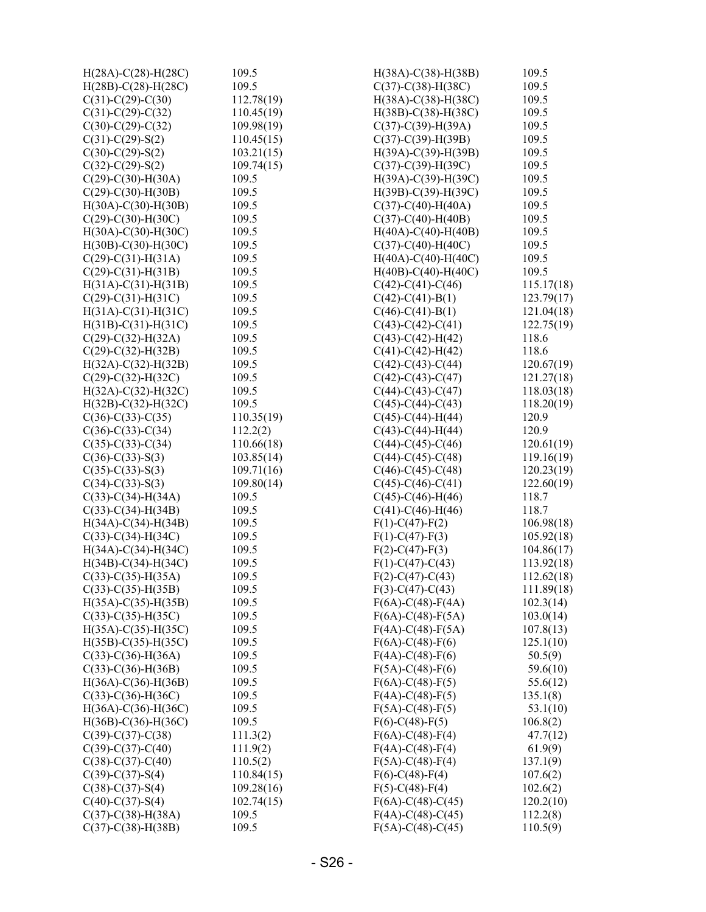| | |
|---|---|
| H(28A)-C(28)-H(28C) | 109.5 |
| H(28B)-C(28)-H(28C) | 109.5 |
| C(31)-C(29)-C(30) | 112.78(19) |
| C(31)-C(29)-C(32) | 110.45(19) |
| C(30)-C(29)-C(32) | 109.98(19) |
| C(31)-C(29)-S(2) | 110.45(15) |
| C(30)-C(29)-S(2) | 103.21(15) |
| C(32)-C(29)-S(2) | 109.74(15) |
| C(29)-C(30)-H(30A) | 109.5 |
| C(29)-C(30)-H(30B) | 109.5 |
| H(30A)-C(30)-H(30B) | 109.5 |
| C(29)-C(30)-H(30C) | 109.5 |
| H(30A)-C(30)-H(30C) | 109.5 |
| H(30B)-C(30)-H(30C) | 109.5 |
| C(29)-C(31)-H(31A) | 109.5 |
| C(29)-C(31)-H(31B) | 109.5 |
| H(31A)-C(31)-H(31B) | 109.5 |
| C(29)-C(31)-H(31C) | 109.5 |
| H(31A)-C(31)-H(31C) | 109.5 |
| H(31B)-C(31)-H(31C) | 109.5 |
| C(29)-C(32)-H(32A) | 109.5 |
| C(29)-C(32)-H(32B) | 109.5 |
| H(32A)-C(32)-H(32B) | 109.5 |
| C(29)-C(32)-H(32C) | 109.5 |
| H(32A)-C(32)-H(32C) | 109.5 |
| H(32B)-C(32)-H(32C) | 109.5 |
| C(36)-C(33)-C(35) | 110.35(19) |
| C(36)-C(33)-C(34) | 112.2(2) |
| C(35)-C(33)-C(34) | 110.66(18) |
| C(36)-C(33)-S(3) | 103.85(14) |
| C(35)-C(33)-S(3) | 109.71(16) |
| C(34)-C(33)-S(3) | 109.80(14) |
| C(33)-C(34)-H(34A) | 109.5 |
| C(33)-C(34)-H(34B) | 109.5 |
| H(34A)-C(34)-H(34B) | 109.5 |
| C(33)-C(34)-H(34C) | 109.5 |
| H(34A)-C(34)-H(34C) | 109.5 |
| H(34B)-C(34)-H(34C) | 109.5 |
| C(33)-C(35)-H(35A) | 109.5 |
| C(33)-C(35)-H(35B) | 109.5 |
| H(35A)-C(35)-H(35B) | 109.5 |
| C(33)-C(35)-H(35C) | 109.5 |
| H(35A)-C(35)-H(35C) | 109.5 |
| H(35B)-C(35)-H(35C) | 109.5 |
| C(33)-C(36)-H(36A) | 109.5 |
| C(33)-C(36)-H(36B) | 109.5 |
| H(36A)-C(36)-H(36B) | 109.5 |
| C(33)-C(36)-H(36C) | 109.5 |
| H(36A)-C(36)-H(36C) | 109.5 |
| H(36B)-C(36)-H(36C) | 109.5 |
| C(39)-C(37)-C(38) | 111.3(2) |
| C(39)-C(37)-C(40) | 111.9(2) |
| C(38)-C(37)-C(40) | 110.5(2) |
| C(39)-C(37)-S(4) | 110.84(15) |
| C(38)-C(37)-S(4) | 109.28(16) |
| C(40)-C(37)-S(4) | 102.74(15) |
| C(37)-C(38)-H(38A) | 109.5 |
| C(37)-C(38)-H(38B) | 109.5 |
| H(38A)-C(38)-H(38B) | 109.5 |
| C(37)-C(38)-H(38C) | 109.5 |
| H(38A)-C(38)-H(38C) | 109.5 |
| H(38B)-C(38)-H(38C) | 109.5 |
| C(37)-C(39)-H(39A) | 109.5 |
| C(37)-C(39)-H(39B) | 109.5 |
| H(39A)-C(39)-H(39B) | 109.5 |
| C(37)-C(39)-H(39C) | 109.5 |
| H(39A)-C(39)-H(39C) | 109.5 |
| H(39B)-C(39)-H(39C) | 109.5 |
| C(37)-C(40)-H(40A) | 109.5 |
| C(37)-C(40)-H(40B) | 109.5 |
| H(40A)-C(40)-H(40B) | 109.5 |
| C(37)-C(40)-H(40C) | 109.5 |
| H(40A)-C(40)-H(40C) | 109.5 |
| H(40B)-C(40)-H(40C) | 109.5 |
| C(42)-C(41)-C(46) | 115.17(18) |
| C(42)-C(41)-B(1) | 123.79(17) |
| C(46)-C(41)-B(1) | 121.04(18) |
| C(43)-C(42)-C(41) | 122.75(19) |
| C(43)-C(42)-H(42) | 118.6 |
| C(41)-C(42)-H(42) | 118.6 |
| C(42)-C(43)-C(44) | 120.67(19) |
| C(42)-C(43)-C(47) | 121.27(18) |
| C(44)-C(43)-C(47) | 118.03(18) |
| C(45)-C(44)-C(43) | 118.20(19) |
| C(45)-C(44)-H(44) | 120.9 |
| C(43)-C(44)-H(44) | 120.9 |
| C(44)-C(45)-C(46) | 120.61(19) |
| C(44)-C(45)-C(48) | 119.16(19) |
| C(46)-C(45)-C(48) | 120.23(19) |
| C(45)-C(46)-C(41) | 122.60(19) |
| C(45)-C(46)-H(46) | 118.7 |
| C(41)-C(46)-H(46) | 118.7 |
| F(1)-C(47)-F(2) | 106.98(18) |
| F(1)-C(47)-F(3) | 105.92(18) |
| F(2)-C(47)-F(3) | 104.86(17) |
| F(1)-C(47)-C(43) | 113.92(18) |
| F(2)-C(47)-C(43) | 112.62(18) |
| F(3)-C(47)-C(43) | 111.89(18) |
| F(6A)-C(48)-F(4A) | 102.3(14) |
| F(6A)-C(48)-F(5A) | 103.0(14) |
| F(4A)-C(48)-F(5A) | 107.8(13) |
| F(6A)-C(48)-F(6) | 125.1(10) |
| F(4A)-C(48)-F(6) | 50.5(9) |
| F(5A)-C(48)-F(6) | 59.6(10) |
| F(6A)-C(48)-F(5) | 55.6(12) |
| F(4A)-C(48)-F(5) | 135.1(8) |
| F(5A)-C(48)-F(5) | 53.1(10) |
| F(6)-C(48)-F(5) | 106.8(2) |
| F(6A)-C(48)-F(4) | 47.7(12) |
| F(4A)-C(48)-F(4) | 61.9(9) |
| F(5A)-C(48)-F(4) | 137.1(9) |
| F(6)-C(48)-F(4) | 107.6(2) |
| F(5)-C(48)-F(4) | 102.6(2) |
| F(6A)-C(48)-C(45) | 120.2(10) |
| F(4A)-C(48)-C(45) | 112.2(8) |
| F(5A)-C(48)-C(45) | 110.5(9) |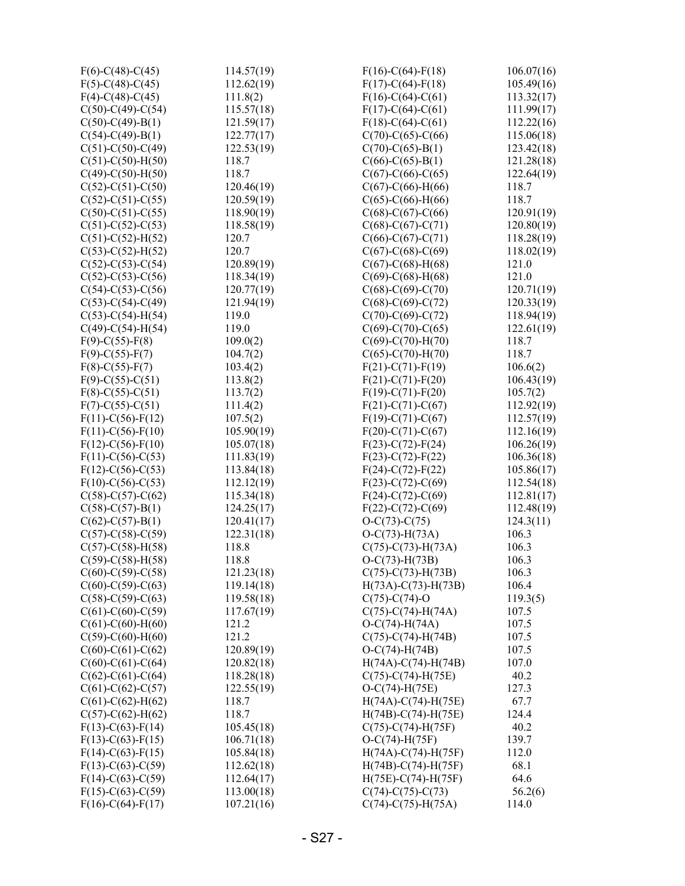| | | | |
|---|---|---|---|
| F(6)-C(48)-C(45) | 114.57(19) | F(16)-C(64)-F(18) | 106.07(16) |
| F(5)-C(48)-C(45) | 112.62(19) | F(17)-C(64)-F(18) | 105.49(16) |
| F(4)-C(48)-C(45) | 111.8(2) | F(16)-C(64)-C(61) | 113.32(17) |
| C(50)-C(49)-C(54) | 115.57(18) | F(17)-C(64)-C(61) | 111.99(17) |
| C(50)-C(49)-B(1) | 121.59(17) | F(18)-C(64)-C(61) | 112.22(16) |
| C(54)-C(49)-B(1) | 122.77(17) | C(70)-C(65)-C(66) | 115.06(18) |
| C(51)-C(50)-C(49) | 122.53(19) | C(70)-C(65)-B(1) | 123.42(18) |
| C(51)-C(50)-H(50) | 118.7 | C(66)-C(65)-B(1) | 121.28(18) |
| C(49)-C(50)-H(50) | 118.7 | C(67)-C(66)-C(65) | 122.64(19) |
| C(52)-C(51)-C(50) | 120.46(19) | C(67)-C(66)-H(66) | 118.7 |
| C(52)-C(51)-C(55) | 120.59(19) | C(65)-C(66)-H(66) | 118.7 |
| C(50)-C(51)-C(55) | 118.90(19) | C(68)-C(67)-C(66) | 120.91(19) |
| C(51)-C(52)-C(53) | 118.58(19) | C(68)-C(67)-C(71) | 120.80(19) |
| C(51)-C(52)-H(52) | 120.7 | C(66)-C(67)-C(71) | 118.28(19) |
| C(53)-C(52)-H(52) | 120.7 | C(67)-C(68)-C(69) | 118.02(19) |
| C(52)-C(53)-C(54) | 120.89(19) | C(67)-C(68)-H(68) | 121.0 |
| C(52)-C(53)-C(56) | 118.34(19) | C(69)-C(68)-H(68) | 121.0 |
| C(54)-C(53)-C(56) | 120.77(19) | C(68)-C(69)-C(70) | 120.71(19) |
| C(53)-C(54)-C(49) | 121.94(19) | C(68)-C(69)-C(72) | 120.33(19) |
| C(53)-C(54)-H(54) | 119.0 | C(70)-C(69)-C(72) | 118.94(19) |
| C(49)-C(54)-H(54) | 119.0 | C(69)-C(70)-C(65) | 122.61(19) |
| F(9)-C(55)-F(8) | 109.0(2) | C(69)-C(70)-H(70) | 118.7 |
| F(9)-C(55)-F(7) | 104.7(2) | C(65)-C(70)-H(70) | 118.7 |
| F(8)-C(55)-F(7) | 103.4(2) | F(21)-C(71)-F(19) | 106.6(2) |
| F(9)-C(55)-C(51) | 113.8(2) | F(21)-C(71)-F(20) | 106.43(19) |
| F(8)-C(55)-C(51) | 113.7(2) | F(19)-C(71)-F(20) | 105.7(2) |
| F(7)-C(55)-C(51) | 111.4(2) | F(21)-C(71)-C(67) | 112.92(19) |
| F(11)-C(56)-F(12) | 107.5(2) | F(19)-C(71)-C(67) | 112.57(19) |
| F(11)-C(56)-F(10) | 105.90(19) | F(20)-C(71)-C(67) | 112.16(19) |
| F(12)-C(56)-F(10) | 105.07(18) | F(23)-C(72)-F(24) | 106.26(19) |
| F(11)-C(56)-C(53) | 111.83(19) | F(23)-C(72)-F(22) | 106.36(18) |
| F(12)-C(56)-C(53) | 113.84(18) | F(24)-C(72)-F(22) | 105.86(17) |
| F(10)-C(56)-C(53) | 112.12(19) | F(23)-C(72)-C(69) | 112.54(18) |
| C(58)-C(57)-C(62) | 115.34(18) | F(24)-C(72)-C(69) | 112.81(17) |
| C(58)-C(57)-B(1) | 124.25(17) | F(22)-C(72)-C(69) | 112.48(19) |
| C(62)-C(57)-B(1) | 120.41(17) | O-C(73)-C(75) | 124.3(11) |
| C(57)-C(58)-C(59) | 122.31(18) | O-C(73)-H(73A) | 106.3 |
| C(57)-C(58)-H(58) | 118.8 | C(75)-C(73)-H(73A) | 106.3 |
| C(59)-C(58)-H(58) | 118.8 | O-C(73)-H(73B) | 106.3 |
| C(60)-C(59)-C(58) | 121.23(18) | C(75)-C(73)-H(73B) | 106.3 |
| C(60)-C(59)-C(63) | 119.14(18) | H(73A)-C(73)-H(73B) | 106.4 |
| C(58)-C(59)-C(63) | 119.58(18) | C(75)-C(74)-O | 119.3(5) |
| C(61)-C(60)-C(59) | 117.67(19) | C(75)-C(74)-H(74A) | 107.5 |
| C(61)-C(60)-H(60) | 121.2 | O-C(74)-H(74A) | 107.5 |
| C(59)-C(60)-H(60) | 121.2 | C(75)-C(74)-H(74B) | 107.5 |
| C(60)-C(61)-C(62) | 120.89(19) | O-C(74)-H(74B) | 107.5 |
| C(60)-C(61)-C(64) | 120.82(18) | H(74A)-C(74)-H(74B) | 107.0 |
| C(62)-C(61)-C(64) | 118.28(18) | C(75)-C(74)-H(75E) | 40.2 |
| C(61)-C(62)-C(57) | 122.55(19) | O-C(74)-H(75E) | 127.3 |
| C(61)-C(62)-H(62) | 118.7 | H(74A)-C(74)-H(75E) | 67.7 |
| C(57)-C(62)-H(62) | 118.7 | H(74B)-C(74)-H(75E) | 124.4 |
| F(13)-C(63)-F(14) | 105.45(18) | C(75)-C(74)-H(75F) | 40.2 |
| F(13)-C(63)-F(15) | 106.71(18) | O-C(74)-H(75F) | 139.7 |
| F(14)-C(63)-F(15) | 105.84(18) | H(74A)-C(74)-H(75F) | 112.0 |
| F(13)-C(63)-C(59) | 112.62(18) | H(74B)-C(74)-H(75F) | 68.1 |
| F(14)-C(63)-C(59) | 112.64(17) | H(75E)-C(74)-H(75F) | 64.6 |
| F(15)-C(63)-C(59) | 113.00(18) | C(74)-C(75)-C(73) | 56.2(6) |
| F(16)-C(64)-F(17) | 107.21(16) | C(74)-C(75)-H(75A) | 114.0 |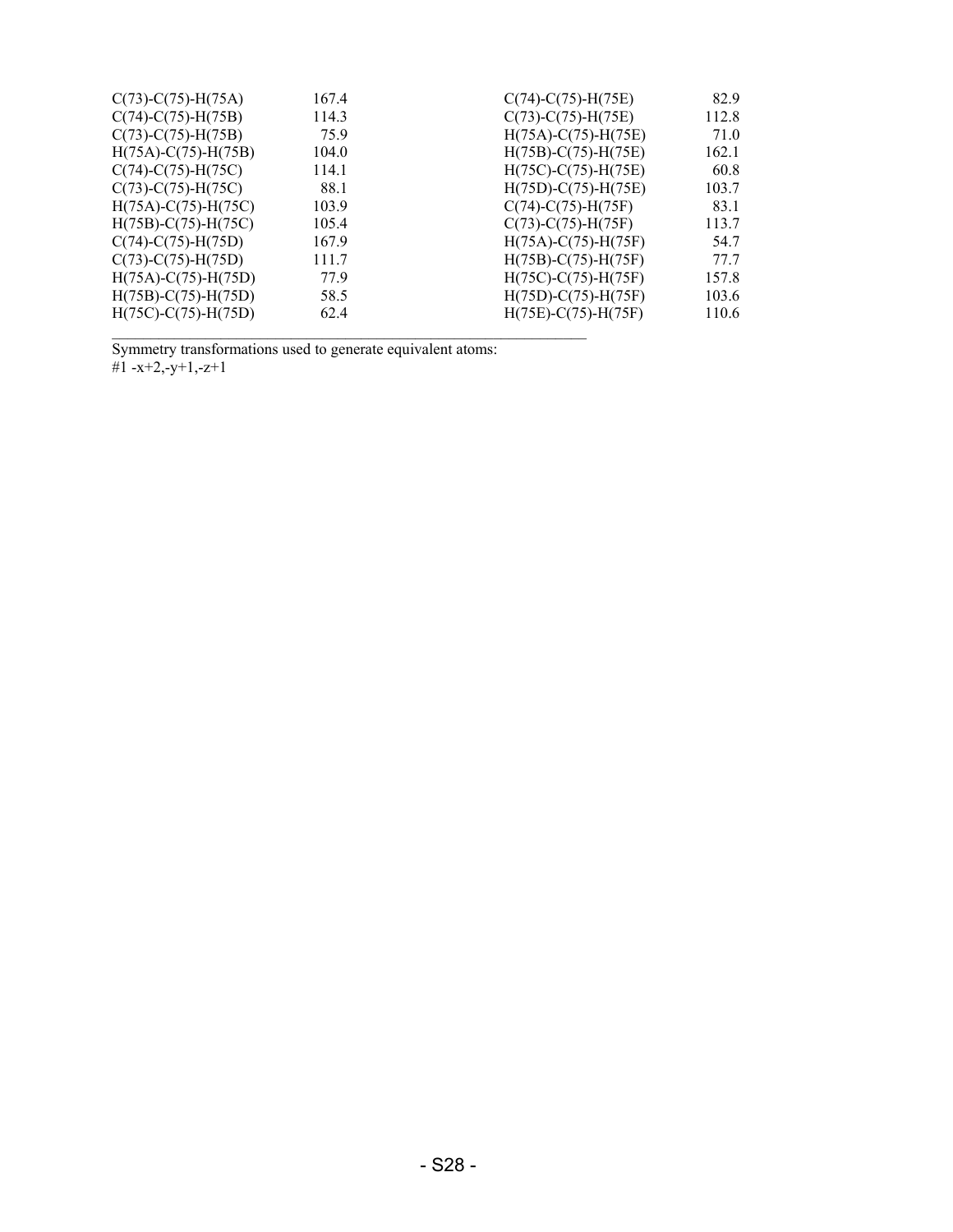| | | | |
|---|---|---|---|
| C(73)-C(75)-H(75A) | 167.4 | C(74)-C(75)-H(75E) | 82.9 |
| C(74)-C(75)-H(75B) | 114.3 | C(73)-C(75)-H(75E) | 112.8 |
| C(73)-C(75)-H(75B) | 75.9 | H(75A)-C(75)-H(75E) | 71.0 |
| H(75A)-C(75)-H(75B) | 104.0 | H(75B)-C(75)-H(75E) | 162.1 |
| C(74)-C(75)-H(75C) | 114.1 | H(75C)-C(75)-H(75E) | 60.8 |
| C(73)-C(75)-H(75C) | 88.1 | H(75D)-C(75)-H(75E) | 103.7 |
| H(75A)-C(75)-H(75C) | 103.9 | C(74)-C(75)-H(75F) | 83.1 |
| H(75B)-C(75)-H(75C) | 105.4 | C(73)-C(75)-H(75F) | 113.7 |
| C(74)-C(75)-H(75D) | 167.9 | H(75A)-C(75)-H(75F) | 54.7 |
| C(73)-C(75)-H(75D) | 111.7 | H(75B)-C(75)-H(75F) | 77.7 |
| H(75A)-C(75)-H(75D) | 77.9 | H(75C)-C(75)-H(75F) | 157.8 |
| H(75B)-C(75)-H(75D) | 58.5 | H(75D)-C(75)-H(75F) | 103.6 |
| H(75C)-C(75)-H(75D) | 62.4 | H(75E)-C(75)-H(75F) | 110.6 |

Symmetry transformations used to generate equivalent atoms:

#1 -x+2,-y+1,-z+1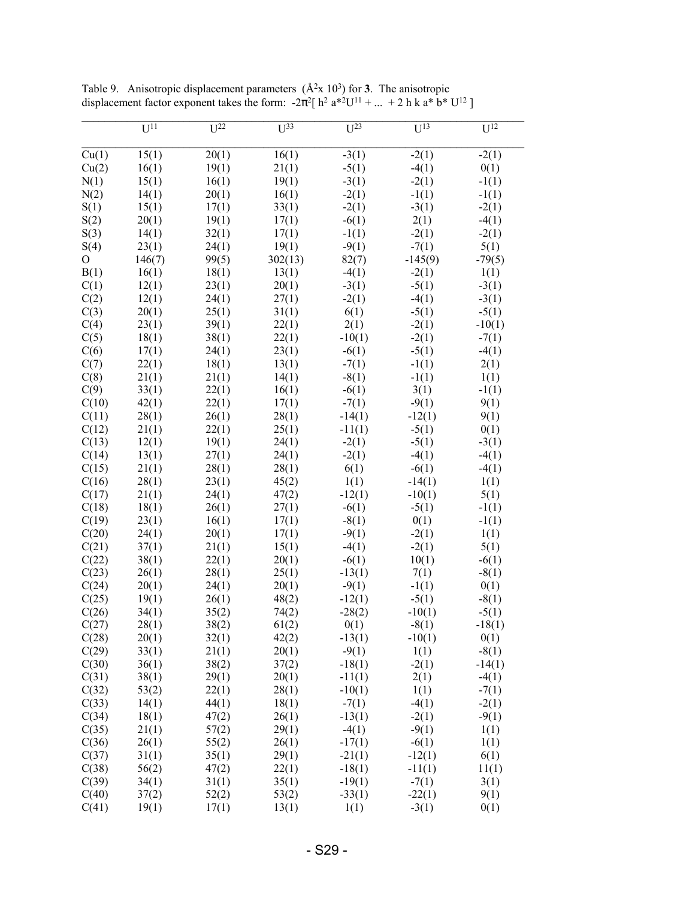Table 9. Anisotropic displacement parameters (Å$^2$x 10$^3$) for **3**. The anisotropic displacement factor exponent takes the form: $-2\pi^2[ h^2 a^{*2}U^{11} + ... + 2 h k a^* b^* U^{12} ]$

| | $U^{11}$ | $U^{22}$ | $U^{33}$ | $U^{23}$ | $U^{13}$ | $U^{12}$ |
|---|---|---|---|---|---|---|
| Cu(1) | 15(1) | 20(1) | 16(1) | -3(1) | -2(1) | -2(1) |
| Cu(2) | 16(1) | 19(1) | 21(1) | -5(1) | -4(1) | 0(1) |
| N(1) | 15(1) | 16(1) | 19(1) | -3(1) | -2(1) | -1(1) |
| N(2) | 14(1) | 20(1) | 16(1) | -2(1) | -1(1) | -1(1) |
| S(1) | 15(1) | 17(1) | 33(1) | -2(1) | -3(1) | -2(1) |
| S(2) | 20(1) | 19(1) | 17(1) | -6(1) | 2(1) | -4(1) |
| S(3) | 14(1) | 32(1) | 17(1) | -1(1) | -2(1) | -2(1) |
| S(4) | 23(1) | 24(1) | 19(1) | -9(1) | -7(1) | 5(1) |
| O | 146(7) | 99(5) | 302(13) | 82(7) | -145(9) | -79(5) |
| B(1) | 16(1) | 18(1) | 13(1) | -4(1) | -2(1) | 1(1) |
| C(1) | 12(1) | 23(1) | 20(1) | -3(1) | -5(1) | -3(1) |
| C(2) | 12(1) | 24(1) | 27(1) | -2(1) | -4(1) | -3(1) |
| C(3) | 20(1) | 25(1) | 31(1) | 6(1) | -5(1) | -5(1) |
| C(4) | 23(1) | 39(1) | 22(1) | 2(1) | -2(1) | -10(1) |
| C(5) | 18(1) | 38(1) | 22(1) | -10(1) | -2(1) | -7(1) |
| C(6) | 17(1) | 24(1) | 23(1) | -6(1) | -5(1) | -4(1) |
| C(7) | 22(1) | 18(1) | 13(1) | -7(1) | -1(1) | 2(1) |
| C(8) | 21(1) | 21(1) | 14(1) | -8(1) | -1(1) | 1(1) |
| C(9) | 33(1) | 22(1) | 16(1) | -6(1) | 3(1) | -1(1) |
| C(10) | 42(1) | 22(1) | 17(1) | -7(1) | -9(1) | 9(1) |
| C(11) | 28(1) | 26(1) | 28(1) | -14(1) | -12(1) | 9(1) |
| C(12) | 21(1) | 22(1) | 25(1) | -11(1) | -5(1) | 0(1) |
| C(13) | 12(1) | 19(1) | 24(1) | -2(1) | -5(1) | -3(1) |
| C(14) | 13(1) | 27(1) | 24(1) | -2(1) | -4(1) | -4(1) |
| C(15) | 21(1) | 28(1) | 28(1) | 6(1) | -6(1) | -4(1) |
| C(16) | 28(1) | 23(1) | 45(2) | 1(1) | -14(1) | 1(1) |
| C(17) | 21(1) | 24(1) | 47(2) | -12(1) | -10(1) | 5(1) |
| C(18) | 18(1) | 26(1) | 27(1) | -6(1) | -5(1) | -1(1) |
| C(19) | 23(1) | 16(1) | 17(1) | -8(1) | 0(1) | -1(1) |
| C(20) | 24(1) | 20(1) | 17(1) | -9(1) | -2(1) | 1(1) |
| C(21) | 37(1) | 21(1) | 15(1) | -4(1) | -2(1) | 5(1) |
| C(22) | 38(1) | 22(1) | 20(1) | -6(1) | 10(1) | -6(1) |
| C(23) | 26(1) | 28(1) | 25(1) | -13(1) | 7(1) | -8(1) |
| C(24) | 20(1) | 24(1) | 20(1) | -9(1) | -1(1) | 0(1) |
| C(25) | 19(1) | 26(1) | 48(2) | -12(1) | -5(1) | -8(1) |
| C(26) | 34(1) | 35(2) | 74(2) | -28(2) | -10(1) | -5(1) |
| C(27) | 28(1) | 38(2) | 61(2) | 0(1) | -8(1) | -18(1) |
| C(28) | 20(1) | 32(1) | 42(2) | -13(1) | -10(1) | 0(1) |
| C(29) | 33(1) | 21(1) | 20(1) | -9(1) | 1(1) | -8(1) |
| C(30) | 36(1) | 38(2) | 37(2) | -18(1) | -2(1) | -14(1) |
| C(31) | 38(1) | 29(1) | 20(1) | -11(1) | 2(1) | -4(1) |
| C(32) | 53(2) | 22(1) | 28(1) | -10(1) | 1(1) | -7(1) |
| C(33) | 14(1) | 44(1) | 18(1) | -7(1) | -4(1) | -2(1) |
| C(34) | 18(1) | 47(2) | 26(1) | -13(1) | -2(1) | -9(1) |
| C(35) | 21(1) | 57(2) | 29(1) | -4(1) | -9(1) | 1(1) |
| C(36) | 26(1) | 55(2) | 26(1) | -17(1) | -6(1) | 1(1) |
| C(37) | 31(1) | 35(1) | 29(1) | -21(1) | -12(1) | 6(1) |
| C(38) | 56(2) | 47(2) | 22(1) | -18(1) | -11(1) | 11(1) |
| C(39) | 34(1) | 31(1) | 35(1) | -19(1) | -7(1) | 3(1) |
| C(40) | 37(2) | 52(2) | 53(2) | -33(1) | -22(1) | 9(1) |
| C(41) | 19(1) | 17(1) | 13(1) | 1(1) | -3(1) | 0(1) |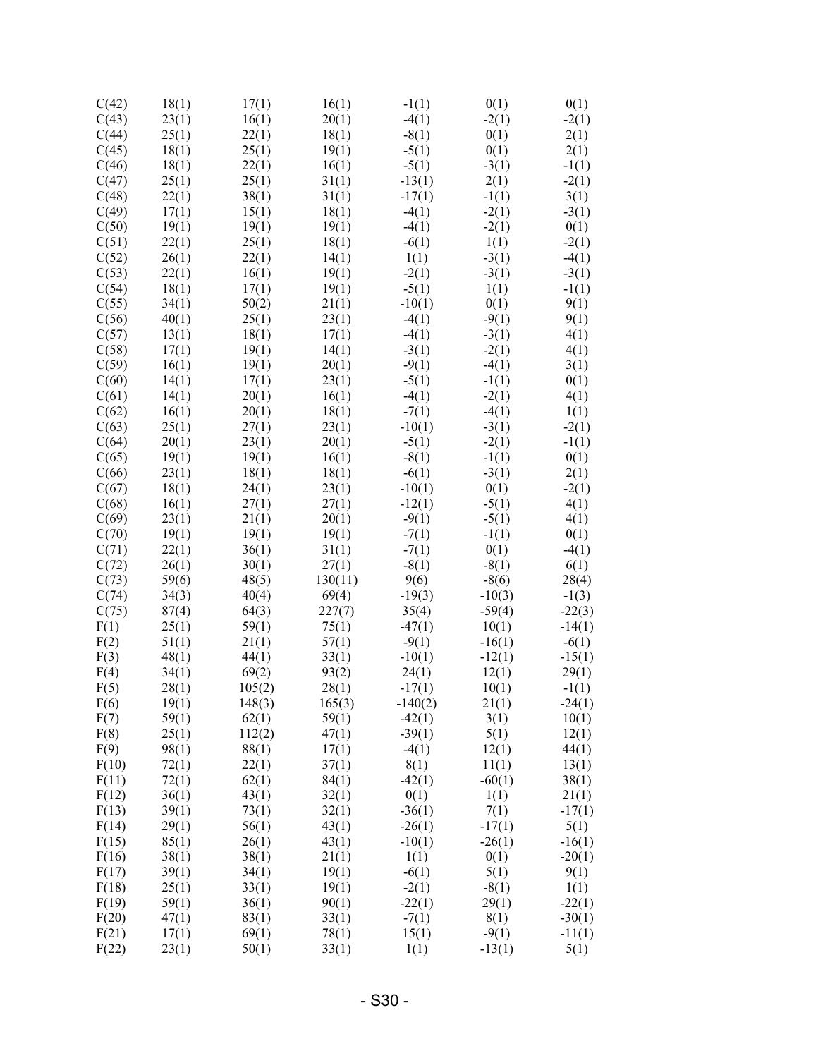| | | | | | | |
|---|---|---|---|---|---|---|
| C(42) | 18(1) | 17(1) | 16(1) | -1(1) | 0(1) | 0(1) |
| C(43) | 23(1) | 16(1) | 20(1) | -4(1) | -2(1) | -2(1) |
| C(44) | 25(1) | 22(1) | 18(1) | -8(1) | 0(1) | 2(1) |
| C(45) | 18(1) | 25(1) | 19(1) | -5(1) | 0(1) | 2(1) |
| C(46) | 18(1) | 22(1) | 16(1) | -5(1) | -3(1) | -1(1) |
| C(47) | 25(1) | 25(1) | 31(1) | -13(1) | 2(1) | -2(1) |
| C(48) | 22(1) | 38(1) | 31(1) | -17(1) | -1(1) | 3(1) |
| C(49) | 17(1) | 15(1) | 18(1) | -4(1) | -2(1) | -3(1) |
| C(50) | 19(1) | 19(1) | 19(1) | -4(1) | -2(1) | 0(1) |
| C(51) | 22(1) | 25(1) | 18(1) | -6(1) | 1(1) | -2(1) |
| C(52) | 26(1) | 22(1) | 14(1) | 1(1) | -3(1) | -4(1) |
| C(53) | 22(1) | 16(1) | 19(1) | -2(1) | -3(1) | -3(1) |
| C(54) | 18(1) | 17(1) | 19(1) | -5(1) | 1(1) | -1(1) |
| C(55) | 34(1) | 50(2) | 21(1) | -10(1) | 0(1) | 9(1) |
| C(56) | 40(1) | 25(1) | 23(1) | -4(1) | -9(1) | 9(1) |
| C(57) | 13(1) | 18(1) | 17(1) | -4(1) | -3(1) | 4(1) |
| C(58) | 17(1) | 19(1) | 14(1) | -3(1) | -2(1) | 4(1) |
| C(59) | 16(1) | 19(1) | 20(1) | -9(1) | -4(1) | 3(1) |
| C(60) | 14(1) | 17(1) | 23(1) | -5(1) | -1(1) | 0(1) |
| C(61) | 14(1) | 20(1) | 16(1) | -4(1) | -2(1) | 4(1) |
| C(62) | 16(1) | 20(1) | 18(1) | -7(1) | -4(1) | 1(1) |
| C(63) | 25(1) | 27(1) | 23(1) | -10(1) | -3(1) | -2(1) |
| C(64) | 20(1) | 23(1) | 20(1) | -5(1) | -2(1) | -1(1) |
| C(65) | 19(1) | 19(1) | 16(1) | -8(1) | -1(1) | 0(1) |
| C(66) | 23(1) | 18(1) | 18(1) | -6(1) | -3(1) | 2(1) |
| C(67) | 18(1) | 24(1) | 23(1) | -10(1) | 0(1) | -2(1) |
| C(68) | 16(1) | 27(1) | 27(1) | -12(1) | -5(1) | 4(1) |
| C(69) | 23(1) | 21(1) | 20(1) | -9(1) | -5(1) | 4(1) |
| C(70) | 19(1) | 19(1) | 19(1) | -7(1) | -1(1) | 0(1) |
| C(71) | 22(1) | 36(1) | 31(1) | -7(1) | 0(1) | -4(1) |
| C(72) | 26(1) | 30(1) | 27(1) | -8(1) | -8(1) | 6(1) |
| C(73) | 59(6) | 48(5) | 130(11) | 9(6) | -8(6) | 28(4) |
| C(74) | 34(3) | 40(4) | 69(4) | -19(3) | -10(3) | -1(3) |
| C(75) | 87(4) | 64(3) | 227(7) | 35(4) | -59(4) | -22(3) |
| F(1) | 25(1) | 59(1) | 75(1) | -47(1) | 10(1) | -14(1) |
| F(2) | 51(1) | 21(1) | 57(1) | -9(1) | -16(1) | -6(1) |
| F(3) | 48(1) | 44(1) | 33(1) | -10(1) | -12(1) | -15(1) |
| F(4) | 34(1) | 69(2) | 93(2) | 24(1) | 12(1) | 29(1) |
| F(5) | 28(1) | 105(2) | 28(1) | -17(1) | 10(1) | -1(1) |
| F(6) | 19(1) | 148(3) | 165(3) | -140(2) | 21(1) | -24(1) |
| F(7) | 59(1) | 62(1) | 59(1) | -42(1) | 3(1) | 10(1) |
| F(8) | 25(1) | 112(2) | 47(1) | -39(1) | 5(1) | 12(1) |
| F(9) | 98(1) | 88(1) | 17(1) | -4(1) | 12(1) | 44(1) |
| F(10) | 72(1) | 22(1) | 37(1) | 8(1) | 11(1) | 13(1) |
| F(11) | 72(1) | 62(1) | 84(1) | -42(1) | -60(1) | 38(1) |
| F(12) | 36(1) | 43(1) | 32(1) | 0(1) | 1(1) | 21(1) |
| F(13) | 39(1) | 73(1) | 32(1) | -36(1) | 7(1) | -17(1) |
| F(14) | 29(1) | 56(1) | 43(1) | -26(1) | -17(1) | 5(1) |
| F(15) | 85(1) | 26(1) | 43(1) | -10(1) | -26(1) | -16(1) |
| F(16) | 38(1) | 38(1) | 21(1) | 1(1) | 0(1) | -20(1) |
| F(17) | 39(1) | 34(1) | 19(1) | -6(1) | 5(1) | 9(1) |
| F(18) | 25(1) | 33(1) | 19(1) | -2(1) | -8(1) | 1(1) |
| F(19) | 59(1) | 36(1) | 90(1) | -22(1) | 29(1) | -22(1) |
| F(20) | 47(1) | 83(1) | 33(1) | -7(1) | 8(1) | -30(1) |
| F(21) | 17(1) | 69(1) | 78(1) | 15(1) | -9(1) | -11(1) |
| F(22) | 23(1) | 50(1) | 33(1) | 1(1) | -13(1) | 5(1) |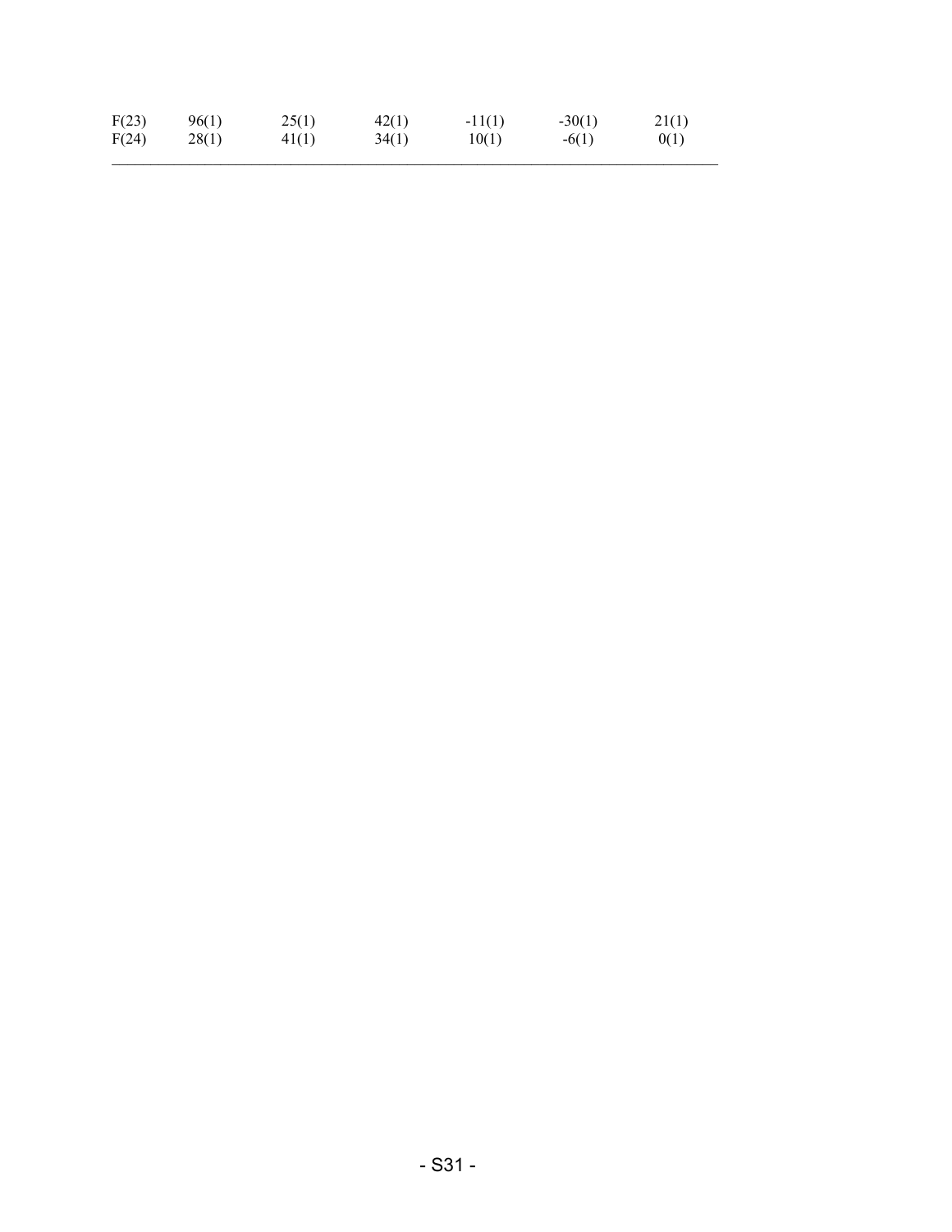| | | | | | | |
|---|---|---|---|---|---|---|
| F(23) | 96(1) | 25(1) | 42(1) | -11(1) | -30(1) | 21(1) |
| F(24) | 28(1) | 41(1) | 34(1) | 10(1) | -6(1) | 0(1) |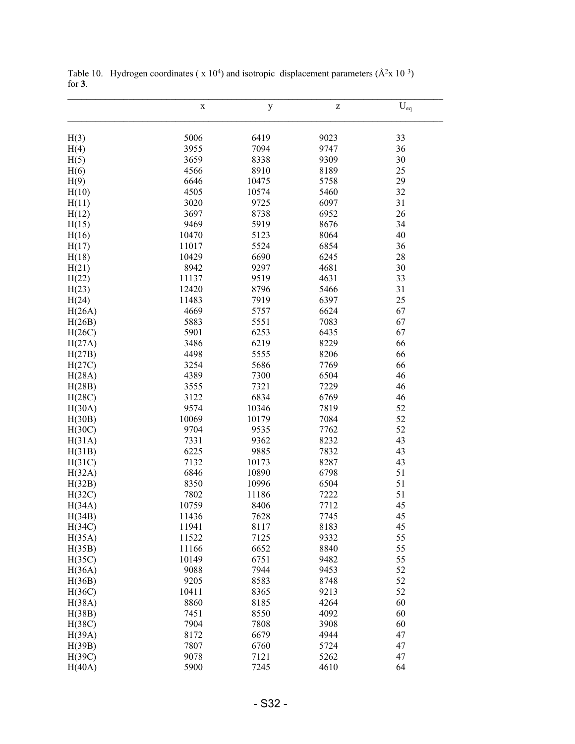Table 10. Hydrogen coordinates ( x $10^4$) and isotropic displacement parameters ($Å^2$x $10^{3}$) for **3**.

| | x | y | z | $U_{eq}$ |
|---|---|---|---|---|
| H(3) | 5006 | 6419 | 9023 | 33 |
| H(4) | 3955 | 7094 | 9747 | 36 |
| H(5) | 3659 | 8338 | 9309 | 30 |
| H(6) | 4566 | 8910 | 8189 | 25 |
| H(9) | 6646 | 10475 | 5758 | 29 |
| H(10) | 4505 | 10574 | 5460 | 32 |
| H(11) | 3020 | 9725 | 6097 | 31 |
| H(12) | 3697 | 8738 | 6952 | 26 |
| H(15) | 9469 | 5919 | 8676 | 34 |
| H(16) | 10470 | 5123 | 8064 | 40 |
| H(17) | 11017 | 5524 | 6854 | 36 |
| H(18) | 10429 | 6690 | 6245 | 28 |
| H(21) | 8942 | 9297 | 4681 | 30 |
| H(22) | 11137 | 9519 | 4631 | 33 |
| H(23) | 12420 | 8796 | 5466 | 31 |
| H(24) | 11483 | 7919 | 6397 | 25 |
| H(26A) | 4669 | 5757 | 6624 | 67 |
| H(26B) | 5883 | 5551 | 7083 | 67 |
| H(26C) | 5901 | 6253 | 6435 | 67 |
| H(27A) | 3486 | 6219 | 8229 | 66 |
| H(27B) | 4498 | 5555 | 8206 | 66 |
| H(27C) | 3254 | 5686 | 7769 | 66 |
| H(28A) | 4389 | 7300 | 6504 | 46 |
| H(28B) | 3555 | 7321 | 7229 | 46 |
| H(28C) | 3122 | 6834 | 6769 | 46 |
| H(30A) | 9574 | 10346 | 7819 | 52 |
| H(30B) | 10069 | 10179 | 7084 | 52 |
| H(30C) | 9704 | 9535 | 7762 | 52 |
| H(31A) | 7331 | 9362 | 8232 | 43 |
| H(31B) | 6225 | 9885 | 7832 | 43 |
| H(31C) | 7132 | 10173 | 8287 | 43 |
| H(32A) | 6846 | 10890 | 6798 | 51 |
| H(32B) | 8350 | 10996 | 6504 | 51 |
| H(32C) | 7802 | 11186 | 7222 | 51 |
| H(34A) | 10759 | 8406 | 7712 | 45 |
| H(34B) | 11436 | 7628 | 7745 | 45 |
| H(34C) | 11941 | 8117 | 8183 | 45 |
| H(35A) | 11522 | 7125 | 9332 | 55 |
| H(35B) | 11166 | 6652 | 8840 | 55 |
| H(35C) | 10149 | 6751 | 9482 | 55 |
| H(36A) | 9088 | 7944 | 9453 | 52 |
| H(36B) | 9205 | 8583 | 8748 | 52 |
| H(36C) | 10411 | 8365 | 9213 | 52 |
| H(38A) | 8860 | 8185 | 4264 | 60 |
| H(38B) | 7451 | 8550 | 4092 | 60 |
| H(38C) | 7904 | 7808 | 3908 | 60 |
| H(39A) | 8172 | 6679 | 4944 | 47 |
| H(39B) | 7807 | 6760 | 5724 | 47 |
| H(39C) | 9078 | 7121 | 5262 | 47 |
| H(40A) | 5900 | 7245 | 4610 | 64 |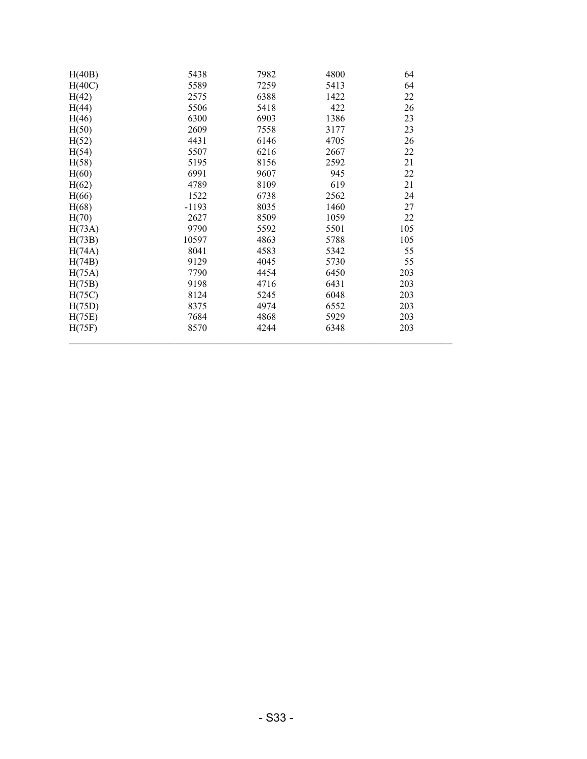| | | | | |
|---|---|---|---|---|
| H(40B) | 5438 | 7982 | 4800 | 64 |
| H(40C) | 5589 | 7259 | 5413 | 64 |
| H(42) | 2575 | 6388 | 1422 | 22 |
| H(44) | 5506 | 5418 | 422 | 26 |
| H(46) | 6300 | 6903 | 1386 | 23 |
| H(50) | 2609 | 7558 | 3177 | 23 |
| H(52) | 4431 | 6146 | 4705 | 26 |
| H(54) | 5507 | 6216 | 2667 | 22 |
| H(58) | 5195 | 8156 | 2592 | 21 |
| H(60) | 6991 | 9607 | 945 | 22 |
| H(62) | 4789 | 8109 | 619 | 21 |
| H(66) | 1522 | 6738 | 2562 | 24 |
| H(68) | -1193 | 8035 | 1460 | 27 |
| H(70) | 2627 | 8509 | 1059 | 22 |
| H(73A) | 9790 | 5592 | 5501 | 105 |
| H(73B) | 10597 | 4863 | 5788 | 105 |
| H(74A) | 8041 | 4583 | 5342 | 55 |
| H(74B) | 9129 | 4045 | 5730 | 55 |
| H(75A) | 7790 | 4454 | 6450 | 203 |
| H(75B) | 9198 | 4716 | 6431 | 203 |
| H(75C) | 8124 | 5245 | 6048 | 203 |
| H(75D) | 8375 | 4974 | 6552 | 203 |
| H(75E) | 7684 | 4868 | 5929 | 203 |
| H(75F) | 8570 | 4244 | 6348 | 203 |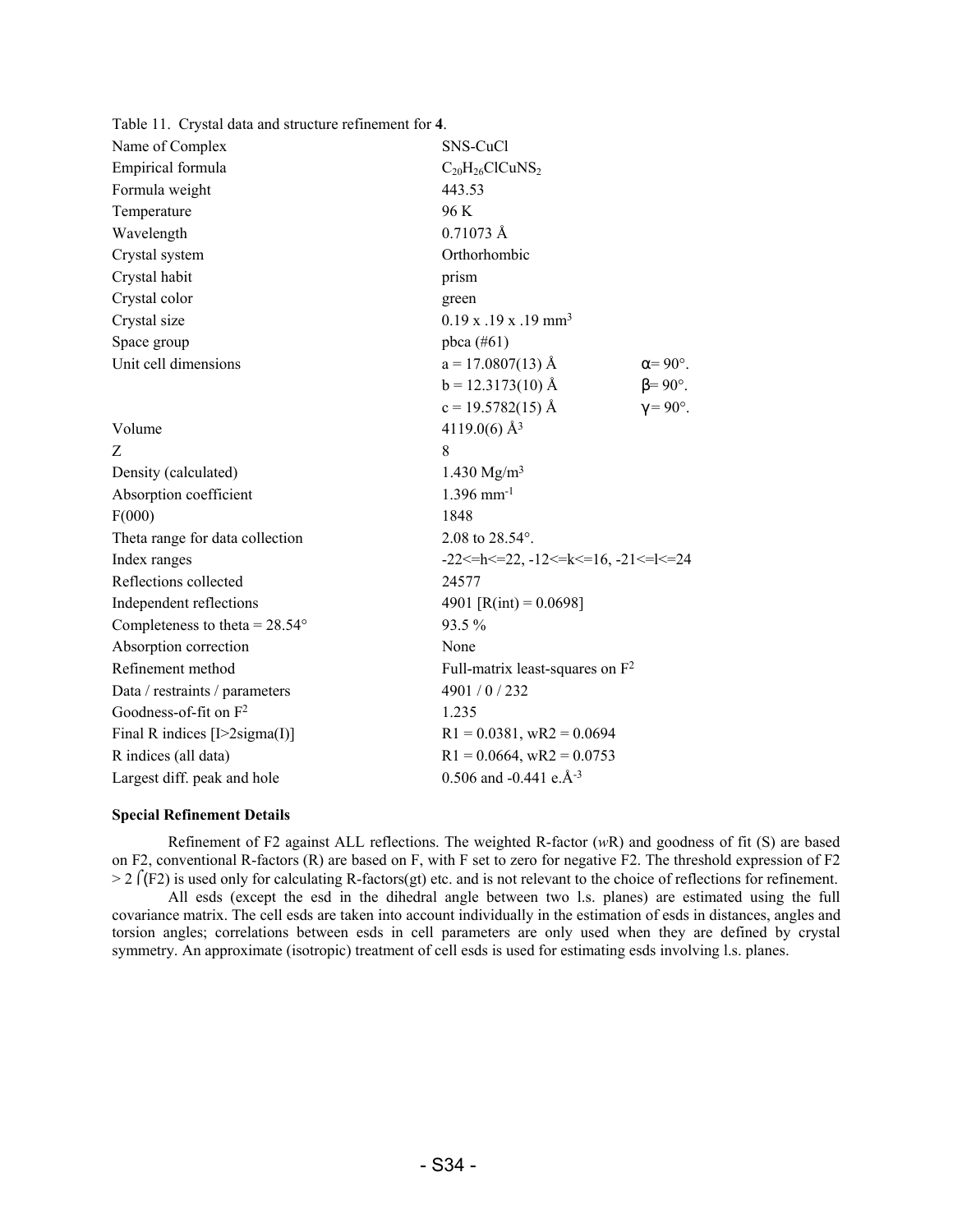Table 11. Crystal data and structure refinement for **4**.

| | | |
|---|---|---|
| Name of Complex | SNS-CuCl | |
| Empirical formula | $C_{20}H_{26}ClCuNS_2$ | |
| Formula weight | 443.53 | |
| Temperature | 96 K | |
| Wavelength | 0.71073 Å | |
| Crystal system | Orthorhombic | |
| Crystal habit | prism | |
| Crystal color | green | |
| Crystal size | 0.19 x .19 x .19 mm$^3$ | |
| Space group | pbca (#61) | |
| Unit cell dimensions | a = 17.0807(13) Å | α= 90°. |
| | b = 12.3173(10) Å | β= 90°. |
| | c = 19.5782(15) Å | γ = 90°. |
| Volume | 4119.0(6) Å$^3$ | |
| Z | 8 | |
| Density (calculated) | 1.430 Mg/m$^3$ | |
| Absorption coefficient | 1.396 mm$^{-1}$ | |
| F(000) | 1848 | |
| Theta range for data collection | 2.08 to 28.54°. | |
| Index ranges | -22<=h<=22, -12<=k<=16, -21<=l<=24 | |
| Reflections collected | 24577 | |
| Independent reflections | 4901 [R(int) = 0.0698] | |
| Completeness to theta = 28.54° | 93.5 % | |
| Absorption correction | None | |
| Refinement method | Full-matrix least-squares on $F^2$ | |
| Data / restraints / parameters | 4901 / 0 / 232 | |
| Goodness-of-fit on $F^2$ | 1.235 | |
| Final R indices [I>2sigma(I)] | R1 = 0.0381, wR2 = 0.0694 | |
| R indices (all data) | R1 = 0.0664, wR2 = 0.0753 | |
| Largest diff. peak and hole | 0.506 and -0.441 e.Å$^{-3}$ | |

**Special Refinement Details**

Refinement of F2 against ALL reflections. The weighted R-factor (*w*R) and goodness of fit (S) are based on F2, conventional R-factors (R) are based on F, with F set to zero for negative F2. The threshold expression of F2 > 2 σ(F2) is used only for calculating R-factors(gt) etc. and is not relevant to the choice of reflections for refinement.

All esds (except the esd in the dihedral angle between two l.s. planes) are estimated using the full covariance matrix. The cell esds are taken into account individually in the estimation of esds in distances, angles and torsion angles; correlations between esds in cell parameters are only used when they are defined by crystal symmetry. An approximate (isotropic) treatment of cell esds is used for estimating esds involving l.s. planes.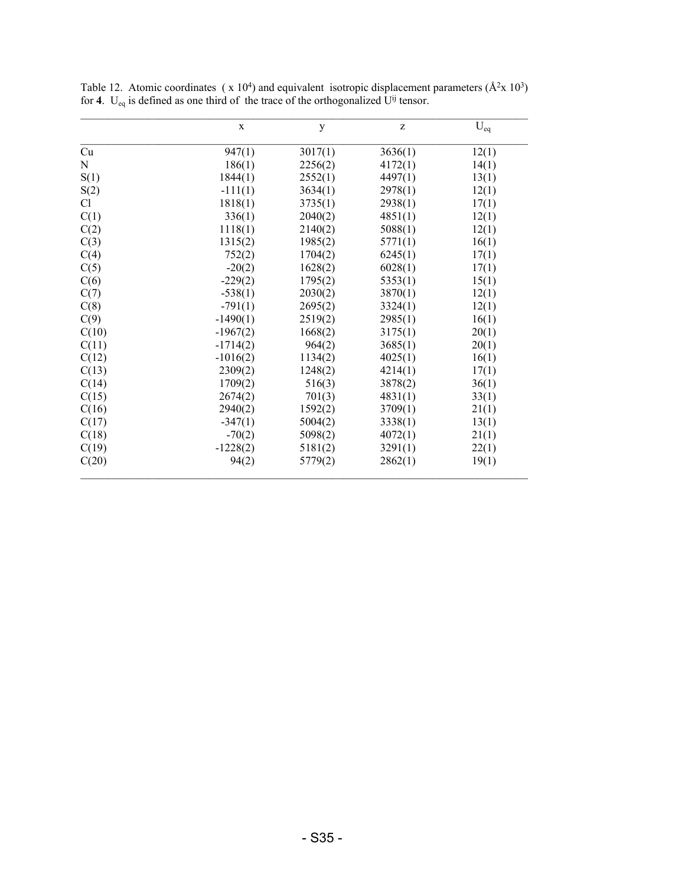Table 12. Atomic coordinates ( x $10^4$) and equivalent isotropic displacement parameters ($Å^2$x $10^3$) for **4**. $U_{eq}$ is defined as one third of the trace of the orthogonalized $U^{ij}$ tensor.

| | x | y | z | $U_{eq}$ |
|---|---|---|---|---|
| Cu | 947(1) | 3017(1) | 3636(1) | 12(1) |
| N | 186(1) | 2256(2) | 4172(1) | 14(1) |
| S(1) | 1844(1) | 2552(1) | 4497(1) | 13(1) |
| S(2) | -111(1) | 3634(1) | 2978(1) | 12(1) |
| Cl | 1818(1) | 3735(1) | 2938(1) | 17(1) |
| C(1) | 336(1) | 2040(2) | 4851(1) | 12(1) |
| C(2) | 1118(1) | 2140(2) | 5088(1) | 12(1) |
| C(3) | 1315(2) | 1985(2) | 5771(1) | 16(1) |
| C(4) | 752(2) | 1704(2) | 6245(1) | 17(1) |
| C(5) | -20(2) | 1628(2) | 6028(1) | 17(1) |
| C(6) | -229(2) | 1795(2) | 5353(1) | 15(1) |
| C(7) | -538(1) | 2030(2) | 3870(1) | 12(1) |
| C(8) | -791(1) | 2695(2) | 3324(1) | 12(1) |
| C(9) | -1490(1) | 2519(2) | 2985(1) | 16(1) |
| C(10) | -1967(2) | 1668(2) | 3175(1) | 20(1) |
| C(11) | -1714(2) | 964(2) | 3685(1) | 20(1) |
| C(12) | -1016(2) | 1134(2) | 4025(1) | 16(1) |
| C(13) | 2309(2) | 1248(2) | 4214(1) | 17(1) |
| C(14) | 1709(2) | 516(3) | 3878(2) | 36(1) |
| C(15) | 2674(2) | 701(3) | 4831(1) | 33(1) |
| C(16) | 2940(2) | 1592(2) | 3709(1) | 21(1) |
| C(17) | -347(1) | 5004(2) | 3338(1) | 13(1) |
| C(18) | -70(2) | 5098(2) | 4072(1) | 21(1) |
| C(19) | -1228(2) | 5181(2) | 3291(1) | 22(1) |
| C(20) | 94(2) | 5779(2) | 2862(1) | 19(1) |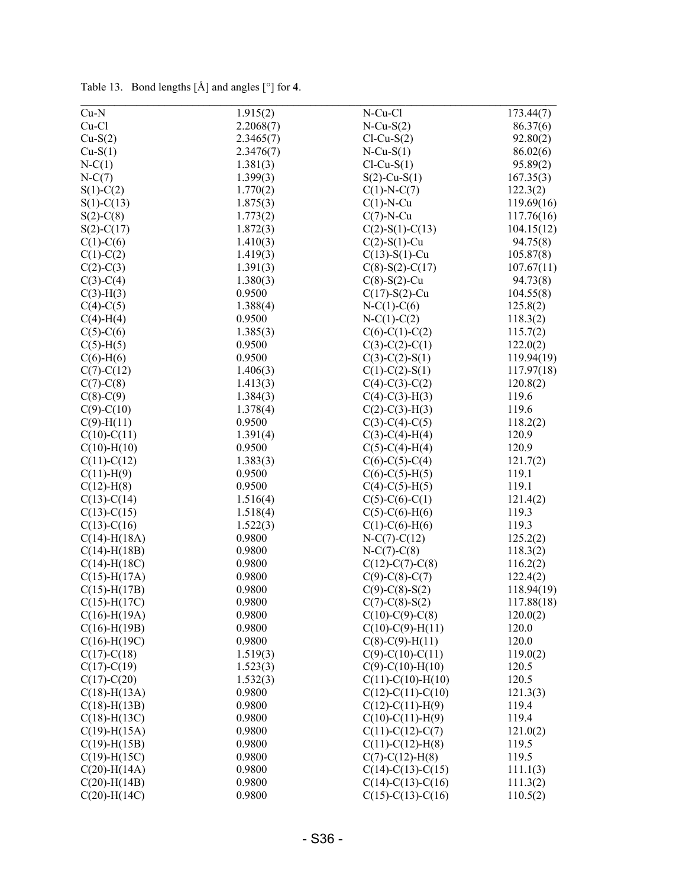Table 13.  Bond lengths [Å] and angles [°] for **4**.

| | | | |
|---|---|---|---|
| Cu-N | 1.915(2) | N-Cu-Cl | 173.44(7) |
| Cu-Cl | 2.2068(7) | N-Cu-S(2) | 86.37(6) |
| Cu-S(2) | 2.3465(7) | Cl-Cu-S(2) | 92.80(2) |
| Cu-S(1) | 2.3476(7) | N-Cu-S(1) | 86.02(6) |
| N-C(1) | 1.381(3) | Cl-Cu-S(1) | 95.89(2) |
| N-C(7) | 1.399(3) | S(2)-Cu-S(1) | 167.35(3) |
| S(1)-C(2) | 1.770(2) | C(1)-N-C(7) | 122.3(2) |
| S(1)-C(13) | 1.875(3) | C(1)-N-Cu | 119.69(16) |
| S(2)-C(8) | 1.773(2) | C(7)-N-Cu | 117.76(16) |
| S(2)-C(17) | 1.872(3) | C(2)-S(1)-C(13) | 104.15(12) |
| C(1)-C(6) | 1.410(3) | C(2)-S(1)-Cu | 94.75(8) |
| C(1)-C(2) | 1.419(3) | C(13)-S(1)-Cu | 105.87(8) |
| C(2)-C(3) | 1.391(3) | C(8)-S(2)-C(17) | 107.67(11) |
| C(3)-C(4) | 1.380(3) | C(8)-S(2)-Cu | 94.73(8) |
| C(3)-H(3) | 0.9500 | C(17)-S(2)-Cu | 104.55(8) |
| C(4)-C(5) | 1.388(4) | N-C(1)-C(6) | 125.8(2) |
| C(4)-H(4) | 0.9500 | N-C(1)-C(2) | 118.3(2) |
| C(5)-C(6) | 1.385(3) | C(6)-C(1)-C(2) | 115.7(2) |
| C(5)-H(5) | 0.9500 | C(3)-C(2)-C(1) | 122.0(2) |
| C(6)-H(6) | 0.9500 | C(3)-C(2)-S(1) | 119.94(19) |
| C(7)-C(12) | 1.406(3) | C(1)-C(2)-S(1) | 117.97(18) |
| C(7)-C(8) | 1.413(3) | C(4)-C(3)-C(2) | 120.8(2) |
| C(8)-C(9) | 1.384(3) | C(4)-C(3)-H(3) | 119.6 |
| C(9)-C(10) | 1.378(4) | C(2)-C(3)-H(3) | 119.6 |
| C(9)-H(11) | 0.9500 | C(3)-C(4)-C(5) | 118.2(2) |
| C(10)-C(11) | 1.391(4) | C(3)-C(4)-H(4) | 120.9 |
| C(10)-H(10) | 0.9500 | C(5)-C(4)-H(4) | 120.9 |
| C(11)-C(12) | 1.383(3) | C(6)-C(5)-C(4) | 121.7(2) |
| C(11)-H(9) | 0.9500 | C(6)-C(5)-H(5) | 119.1 |
| C(12)-H(8) | 0.9500 | C(4)-C(5)-H(5) | 119.1 |
| C(13)-C(14) | 1.516(4) | C(5)-C(6)-C(1) | 121.4(2) |
| C(13)-C(15) | 1.518(4) | C(5)-C(6)-H(6) | 119.3 |
| C(13)-C(16) | 1.522(3) | C(1)-C(6)-H(6) | 119.3 |
| C(14)-H(18A) | 0.9800 | N-C(7)-C(12) | 125.2(2) |
| C(14)-H(18B) | 0.9800 | N-C(7)-C(8) | 118.3(2) |
| C(14)-H(18C) | 0.9800 | C(12)-C(7)-C(8) | 116.2(2) |
| C(15)-H(17A) | 0.9800 | C(9)-C(8)-C(7) | 122.4(2) |
| C(15)-H(17B) | 0.9800 | C(9)-C(8)-S(2) | 118.94(19) |
| C(15)-H(17C) | 0.9800 | C(7)-C(8)-S(2) | 117.88(18) |
| C(16)-H(19A) | 0.9800 | C(10)-C(9)-C(8) | 120.0(2) |
| C(16)-H(19B) | 0.9800 | C(10)-C(9)-H(11) | 120.0 |
| C(16)-H(19C) | 0.9800 | C(8)-C(9)-H(11) | 120.0 |
| C(17)-C(18) | 1.519(3) | C(9)-C(10)-C(11) | 119.0(2) |
| C(17)-C(19) | 1.523(3) | C(9)-C(10)-H(10) | 120.5 |
| C(17)-C(20) | 1.532(3) | C(11)-C(10)-H(10) | 120.5 |
| C(18)-H(13A) | 0.9800 | C(12)-C(11)-C(10) | 121.3(3) |
| C(18)-H(13B) | 0.9800 | C(12)-C(11)-H(9) | 119.4 |
| C(18)-H(13C) | 0.9800 | C(10)-C(11)-H(9) | 119.4 |
| C(19)-H(15A) | 0.9800 | C(11)-C(12)-C(7) | 121.0(2) |
| C(19)-H(15B) | 0.9800 | C(11)-C(12)-H(8) | 119.5 |
| C(19)-H(15C) | 0.9800 | C(7)-C(12)-H(8) | 119.5 |
| C(20)-H(14A) | 0.9800 | C(14)-C(13)-C(15) | 111.1(3) |
| C(20)-H(14B) | 0.9800 | C(14)-C(13)-C(16) | 111.3(2) |
| C(20)-H(14C) | 0.9800 | C(15)-C(13)-C(16) | 110.5(2) |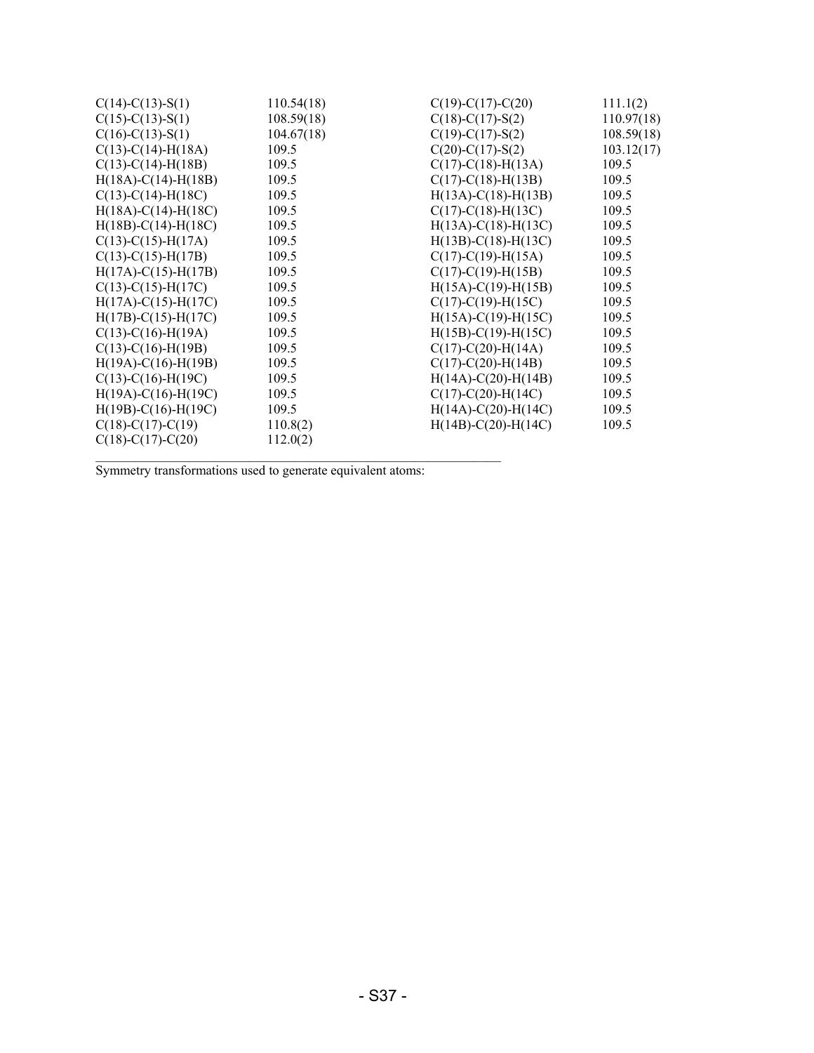| | | | |
|---|---|---|---|
| C(14)-C(13)-S(1) | 110.54(18) | C(19)-C(17)-C(20) | 111.1(2) |
| C(15)-C(13)-S(1) | 108.59(18) | C(18)-C(17)-S(2) | 110.97(18) |
| C(16)-C(13)-S(1) | 104.67(18) | C(19)-C(17)-S(2) | 108.59(18) |
| C(13)-C(14)-H(18A) | 109.5 | C(20)-C(17)-S(2) | 103.12(17) |
| C(13)-C(14)-H(18B) | 109.5 | C(17)-C(18)-H(13A) | 109.5 |
| H(18A)-C(14)-H(18B) | 109.5 | C(17)-C(18)-H(13B) | 109.5 |
| C(13)-C(14)-H(18C) | 109.5 | H(13A)-C(18)-H(13B) | 109.5 |
| H(18A)-C(14)-H(18C) | 109.5 | C(17)-C(18)-H(13C) | 109.5 |
| H(18B)-C(14)-H(18C) | 109.5 | H(13A)-C(18)-H(13C) | 109.5 |
| C(13)-C(15)-H(17A) | 109.5 | H(13B)-C(18)-H(13C) | 109.5 |
| C(13)-C(15)-H(17B) | 109.5 | C(17)-C(19)-H(15A) | 109.5 |
| H(17A)-C(15)-H(17B) | 109.5 | C(17)-C(19)-H(15B) | 109.5 |
| C(13)-C(15)-H(17C) | 109.5 | H(15A)-C(19)-H(15B) | 109.5 |
| H(17A)-C(15)-H(17C) | 109.5 | C(17)-C(19)-H(15C) | 109.5 |
| H(17B)-C(15)-H(17C) | 109.5 | H(15A)-C(19)-H(15C) | 109.5 |
| C(13)-C(16)-H(19A) | 109.5 | H(15B)-C(19)-H(15C) | 109.5 |
| C(13)-C(16)-H(19B) | 109.5 | C(17)-C(20)-H(14A) | 109.5 |
| H(19A)-C(16)-H(19B) | 109.5 | C(17)-C(20)-H(14B) | 109.5 |
| C(13)-C(16)-H(19C) | 109.5 | H(14A)-C(20)-H(14B) | 109.5 |
| H(19A)-C(16)-H(19C) | 109.5 | C(17)-C(20)-H(14C) | 109.5 |
| H(19B)-C(16)-H(19C) | 109.5 | H(14A)-C(20)-H(14C) | 109.5 |
| C(18)-C(17)-C(19) | 110.8(2) | H(14B)-C(20)-H(14C) | 109.5 |
| C(18)-C(17)-C(20) | 112.0(2) | | |

Symmetry transformations used to generate equivalent atoms: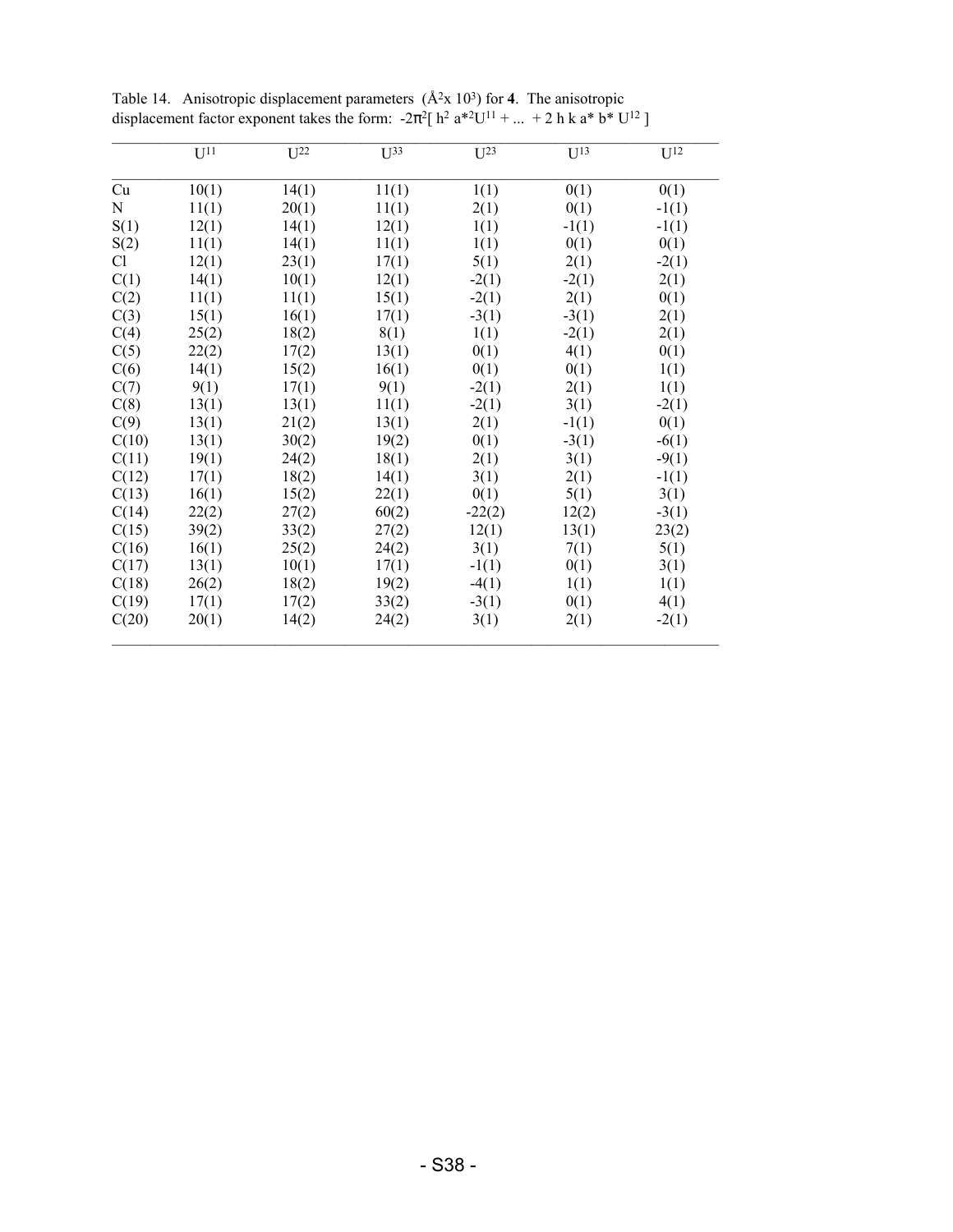Table 14. Anisotropic displacement parameters ($Å^2 x 10^3$) for **4**. The anisotropic displacement factor exponent takes the form: $-2\pi^2[ h^2 a^{*2}U^{11} + ... + 2 h k a^* b^* U^{12} ]$

| | $U^{11}$ | $U^{22}$ | $U^{33}$ | $U^{23}$ | $U^{13}$ | $U^{12}$ |
|---|---|---|---|---|---|---|
| Cu | 10(1) | 14(1) | 11(1) | 1(1) | 0(1) | 0(1) |
| N | 11(1) | 20(1) | 11(1) | 2(1) | 0(1) | -1(1) |
| S(1) | 12(1) | 14(1) | 12(1) | 1(1) | -1(1) | -1(1) |
| S(2) | 11(1) | 14(1) | 11(1) | 1(1) | 0(1) | 0(1) |
| Cl | 12(1) | 23(1) | 17(1) | 5(1) | 2(1) | -2(1) |
| C(1) | 14(1) | 10(1) | 12(1) | -2(1) | -2(1) | 2(1) |
| C(2) | 11(1) | 11(1) | 15(1) | -2(1) | 2(1) | 0(1) |
| C(3) | 15(1) | 16(1) | 17(1) | -3(1) | -3(1) | 2(1) |
| C(4) | 25(2) | 18(2) | 8(1) | 1(1) | -2(1) | 2(1) |
| C(5) | 22(2) | 17(2) | 13(1) | 0(1) | 4(1) | 0(1) |
| C(6) | 14(1) | 15(2) | 16(1) | 0(1) | 0(1) | 1(1) |
| C(7) | 9(1) | 17(1) | 9(1) | -2(1) | 2(1) | 1(1) |
| C(8) | 13(1) | 13(1) | 11(1) | -2(1) | 3(1) | -2(1) |
| C(9) | 13(1) | 21(2) | 13(1) | 2(1) | -1(1) | 0(1) |
| C(10) | 13(1) | 30(2) | 19(2) | 0(1) | -3(1) | -6(1) |
| C(11) | 19(1) | 24(2) | 18(1) | 2(1) | 3(1) | -9(1) |
| C(12) | 17(1) | 18(2) | 14(1) | 3(1) | 2(1) | -1(1) |
| C(13) | 16(1) | 15(2) | 22(1) | 0(1) | 5(1) | 3(1) |
| C(14) | 22(2) | 27(2) | 60(2) | -22(2) | 12(2) | -3(1) |
| C(15) | 39(2) | 33(2) | 27(2) | 12(1) | 13(1) | 23(2) |
| C(16) | 16(1) | 25(2) | 24(2) | 3(1) | 7(1) | 5(1) |
| C(17) | 13(1) | 10(1) | 17(1) | -1(1) | 0(1) | 3(1) |
| C(18) | 26(2) | 18(2) | 19(2) | -4(1) | 1(1) | 1(1) |
| C(19) | 17(1) | 17(2) | 33(2) | -3(1) | 0(1) | 4(1) |
| C(20) | 20(1) | 14(2) | 24(2) | 3(1) | 2(1) | -2(1) |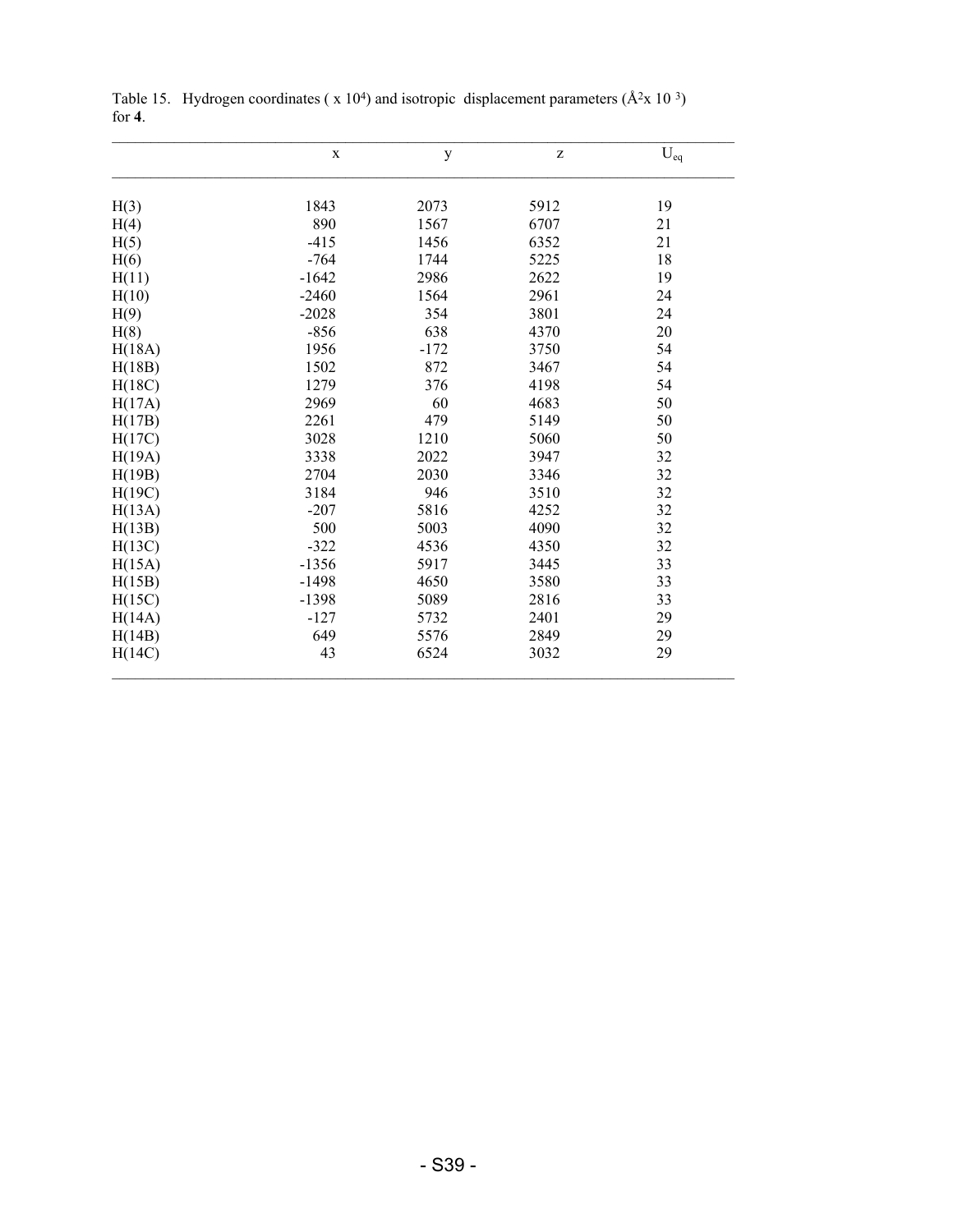Table 15. Hydrogen coordinates ( x $10^4$) and isotropic displacement parameters ($Å^2$x $10^{3}$) for **4**.

| | x | y | z | $U_{eq}$ |
|---|---|---|---|---|
| H(3) | 1843 | 2073 | 5912 | 19 |
| H(4) | 890 | 1567 | 6707 | 21 |
| H(5) | -415 | 1456 | 6352 | 21 |
| H(6) | -764 | 1744 | 5225 | 18 |
| H(11) | -1642 | 2986 | 2622 | 19 |
| H(10) | -2460 | 1564 | 2961 | 24 |
| H(9) | -2028 | 354 | 3801 | 24 |
| H(8) | -856 | 638 | 4370 | 20 |
| H(18A) | 1956 | -172 | 3750 | 54 |
| H(18B) | 1502 | 872 | 3467 | 54 |
| H(18C) | 1279 | 376 | 4198 | 54 |
| H(17A) | 2969 | 60 | 4683 | 50 |
| H(17B) | 2261 | 479 | 5149 | 50 |
| H(17C) | 3028 | 1210 | 5060 | 50 |
| H(19A) | 3338 | 2022 | 3947 | 32 |
| H(19B) | 2704 | 2030 | 3346 | 32 |
| H(19C) | 3184 | 946 | 3510 | 32 |
| H(13A) | -207 | 5816 | 4252 | 32 |
| H(13B) | 500 | 5003 | 4090 | 32 |
| H(13C) | -322 | 4536 | 4350 | 32 |
| H(15A) | -1356 | 5917 | 3445 | 33 |
| H(15B) | -1498 | 4650 | 3580 | 33 |
| H(15C) | -1398 | 5089 | 2816 | 33 |
| H(14A) | -127 | 5732 | 2401 | 29 |
| H(14B) | 649 | 5576 | 2849 | 29 |
| H(14C) | 43 | 6524 | 3032 | 29 |